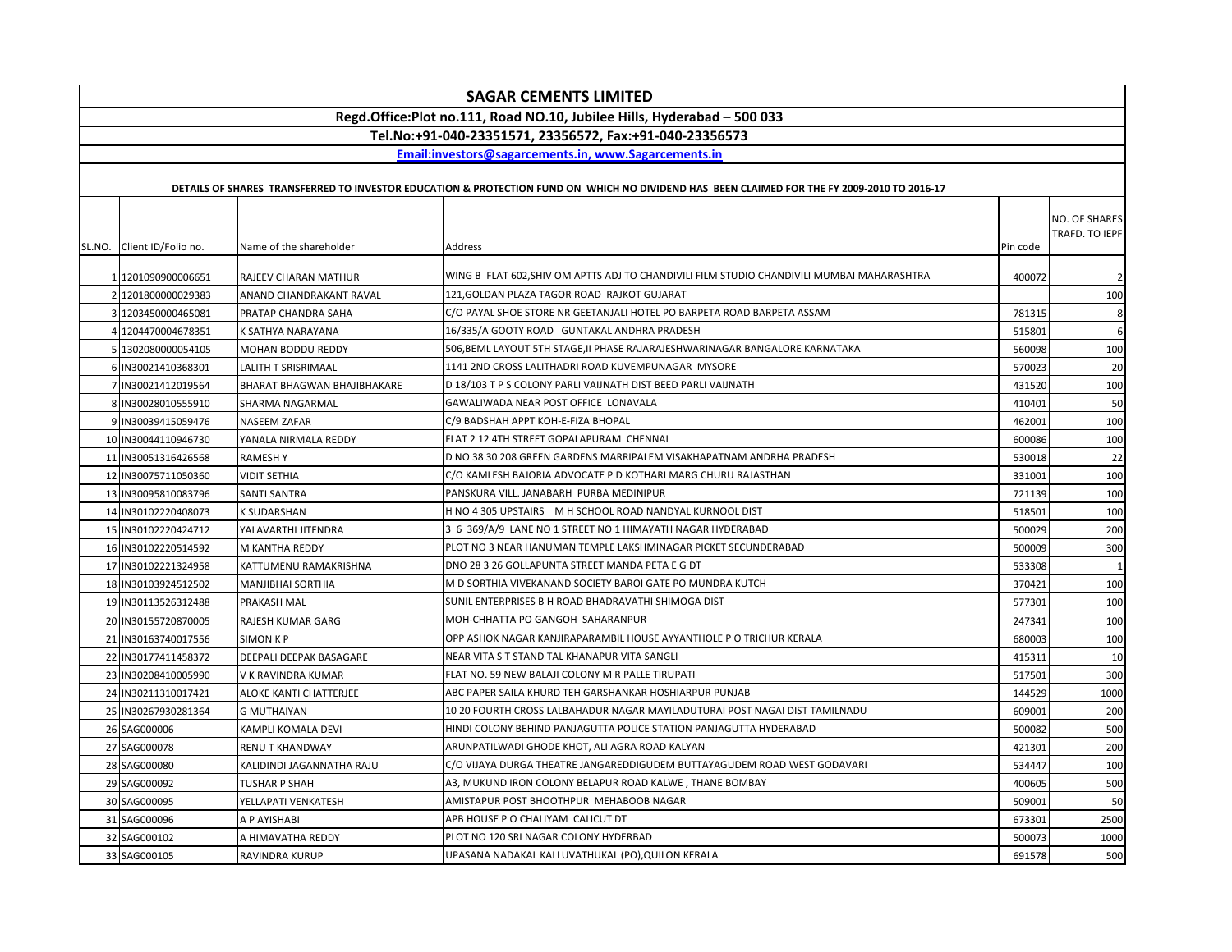# SAGAR CEMENTS LIMITED

**Regd.Office:Plot no.111, Road NO.10, Jubilee Hills, Hyderabad – 500 033**

**Tel.No:+91-040-23351571, 23356572, Fax:+91-040-23356573**

**Email:investors@sagarcements.in, www.Sagarcements.in**

**DETAILS OF SHARES TRANSFERRED TO INVESTOR EDUCATION & PROTECTION FUND ON WHICH NO DIVIDEND HAS BEEN CLAIMED FOR THE FY 2009-2010 TO 2016-17**

| SL.NO. | Client ID/Folio no. | Name of the shareholder | Address | Pin code | NO. OF SHARES TRAFD. TO IEPF |
|---|---|---|---|---|---|
| 1 | 1201090900006651 | RAJEEV CHARAN MATHUR | WING B FLAT 602,SHIV OM APTTS ADJ TO CHANDIVILI FILM STUDIO CHANDIVILI MUMBAI MAHARASHTRA | 400072 | 2 |
| 2 | 1201800000029383 | ANAND CHANDRAKANT RAVAL | 121,GOLDAN PLAZA TAGOR ROAD RAJKOT GUJARAT | | 100 |
| 3 | 1203450000465081 | PRATAP CHANDRA SAHA | C/O PAYAL SHOE STORE NR GEETANJALI HOTEL PO BARPETA ROAD BARPETA ASSAM | 781315 | 8 |
| 4 | 1204470004678351 | K SATHYA NARAYANA | 16/335/A GOOTY ROAD GUNTAKAL ANDHRA PRADESH | 515801 | 6 |
| 5 | 1302080000054105 | MOHAN BODDU REDDY | 506,BEML LAYOUT 5TH STAGE,II PHASE RAJARAJESHWARINAGAR BANGALORE KARNATAKA | 560098 | 100 |
| 6 | IN30021410368301 | LALITH T SRISRIMAAL | 1141 2ND CROSS LALITHADRI ROAD KUVEMPUNAGAR MYSORE | 570023 | 20 |
| 7 | IN30021412019564 | BHARAT BHAGWAN BHAJIBHAKARE | D 18/103 T P S COLONY PARLI VAIJNATH DIST BEED PARLI VAIJNATH | 431520 | 100 |
| 8 | IN30028010555910 | SHARMA NAGARMAL | GAWALIWADA NEAR POST OFFICE LONAVALA | 410401 | 50 |
| 9 | IN30039415059476 | NASEEM ZAFAR | C/9 BADSHAH APPT KOH-E-FIZA BHOPAL | 462001 | 100 |
| 10 | IN30044110946730 | YANALA NIRMALA REDDY | FLAT 2 12 4TH STREET GOPALAPURAM CHENNAI | 600086 | 100 |
| 11 | IN30051316426568 | RAMESH Y | D NO 38 30 208 GREEN GARDENS MARRIPALEM VISAKHAPATNAM ANDRHA PRADESH | 530018 | 22 |
| 12 | IN30075711050360 | VIDIT SETHIA | C/O KAMLESH BAJORIA ADVOCATE P D KOTHARI MARG CHURU RAJASTHAN | 331001 | 100 |
| 13 | IN30095810083796 | SANTI SANTRA | PANSKURA VILL. JANABARH PURBA MEDINIPUR | 721139 | 100 |
| 14 | IN30102220408073 | K SUDARSHAN | H NO 4 305 UPSTAIRS M H SCHOOL ROAD NANDYAL KURNOOL DIST | 518501 | 100 |
| 15 | IN30102220424712 | YALAVARTHI JITENDRA | 3 6 369/A/9 LANE NO 1 STREET NO 1 HIMAYATH NAGAR HYDERABAD | 500029 | 200 |
| 16 | IN30102220514592 | M KANTHA REDDY | PLOT NO 3 NEAR HANUMAN TEMPLE LAKSHMINAGAR PICKET SECUNDERABAD | 500009 | 300 |
| 17 | IN30102221324958 | KATTUMENU RAMAKRISHNA | DNO 28 3 26 GOLLAPUNTA STREET MANDA PETA E G DT | 533308 | 1 |
| 18 | IN30103924512502 | MANJIBHAI SORTHIA | M D SORTHIA VIVEKANAND SOCIETY BAROI GATE PO MUNDRA KUTCH | 370421 | 100 |
| 19 | IN30113526312488 | PRAKASH MAL | SUNIL ENTERPRISES B H ROAD BHADRAVATHI SHIMOGA DIST | 577301 | 100 |
| 20 | IN30155720870005 | RAJESH KUMAR GARG | MOH-CHHATTA PO GANGOH SAHARANPUR | 247341 | 100 |
| 21 | IN30163740017556 | SIMON K P | OPP ASHOK NAGAR KANJIRAPARAMBIL HOUSE AYYANTHOLE P O TRICHUR KERALA | 680003 | 100 |
| 22 | IN30177411458372 | DEEPALI DEEPAK BASAGARE | NEAR VITA S T STAND TAL KHANAPUR VITA SANGLI | 415311 | 10 |
| 23 | IN30208410005990 | V K RAVINDRA KUMAR | FLAT NO. 59 NEW BALAJI COLONY M R PALLE TIRUPATI | 517501 | 300 |
| 24 | IN30211310017421 | ALOKE KANTI CHATTERJEE | ABC PAPER SAILA KHURD TEH GARSHANKAR HOSHIARPUR PUNJAB | 144529 | 1000 |
| 25 | IN30267930281364 | G MUTHAIYAN | 10 20 FOURTH CROSS LALBAHADUR NAGAR MAYILADUTURAI POST NAGAI DIST TAMILNADU | 609001 | 200 |
| 26 | SAG000006 | KAMPLI KOMALA DEVI | HINDI COLONY BEHIND PANJAGUTTA POLICE STATION PANJAGUTTA HYDERABAD | 500082 | 500 |
| 27 | SAG000078 | RENU T KHANDWAY | ARUNPATILWADI GHODE KHOT, ALI AGRA ROAD KALYAN | 421301 | 200 |
| 28 | SAG000080 | KALIDINDI JAGANNATHA RAJU | C/O VIJAYA DURGA THEATRE JANGAREDDIGUDEM BUTTAYAGUDEM ROAD WEST GODAVARI | 534447 | 100 |
| 29 | SAG000092 | TUSHAR P SHAH | A3, MUKUND IRON COLONY BELAPUR ROAD KALWE , THANE BOMBAY | 400605 | 500 |
| 30 | SAG000095 | YELLAPATI VENKATESH | AMISTAPUR POST BHOOTHPUR MEHABOOB NAGAR | 509001 | 50 |
| 31 | SAG000096 | A P AYISHABI | APB HOUSE P O CHALIYAM CALICUT DT | 673301 | 2500 |
| 32 | SAG000102 | A HIMAVATHA REDDY | PLOT NO 120 SRI NAGAR COLONY HYDERBAD | 500073 | 1000 |
| 33 | SAG000105 | RAVINDRA KURUP | UPASANA NADAKAL KALLUVATHUKAL (PO),QUILON KERALA | 691578 | 500 |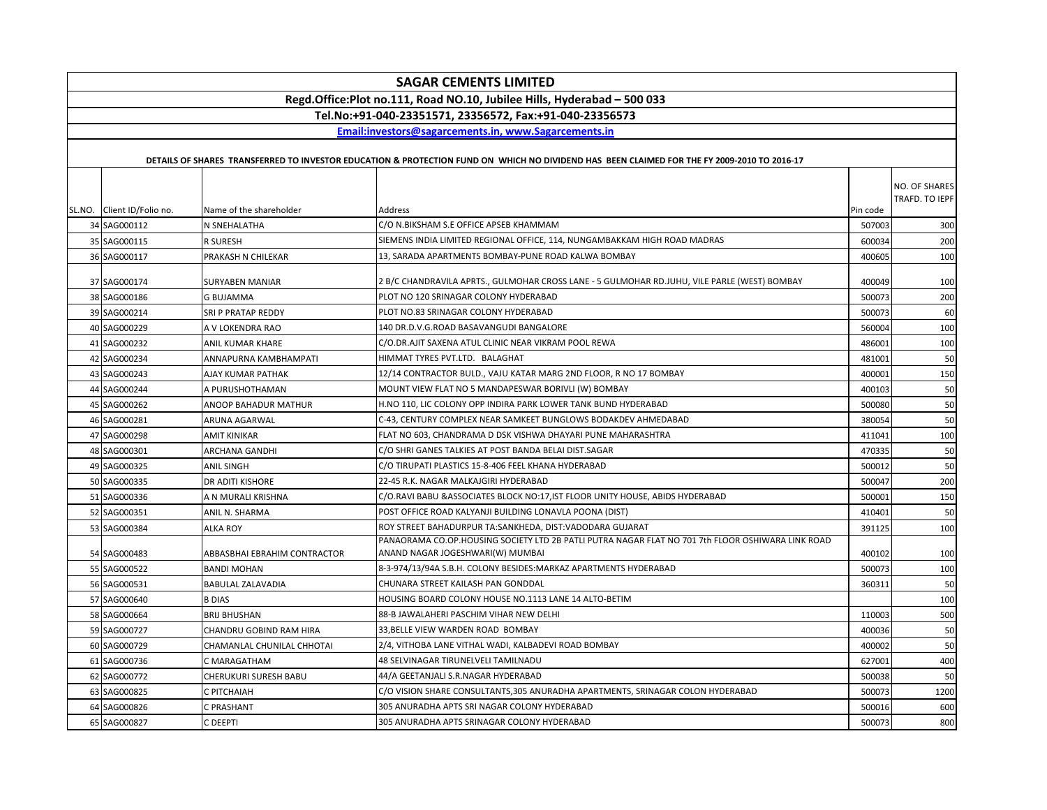# SAGER CEMENTS LIMITED

**Regd.Office:Plot no.111, Road NO.10, Jubilee Hills, Hyderabad – 500 033**

**Tel.No:+91-040-23351571, 23356572, Fax:+91-040-23356573**

**Email:investors@sagarcements.in, www.Sagarcements.in**

**DETAILS OF SHARES TRANSFERRED TO INVESTOR EDUCATION & PROTECTION FUND ON WHICH NO DIVIDEND HAS BEEN CLAIMED FOR THE FY 2009-2010 TO 2016-17**

| SL.NO. | Client ID/Folio no. | Name of the shareholder | Address | Pin code | NO. OF SHARES TRAFD. TO IEPF |
|---|---|---|---|---|---|
| 34 | SAG000112 | N SNEHALATHA | C/O N.BIKSHAM S.E OFFICE APSEB KHAMMAM | 507003 | 300 |
| 35 | SAG000115 | R SURESH | SIEMENS INDIA LIMITED REGIONAL OFFICE, 114, NUNGAMBAKKAM HIGH ROAD MADRAS | 600034 | 200 |
| 36 | SAG000117 | PRAKASH N CHILEKAR | 13, SARADA APARTMENTS BOMBAY-PUNE ROAD KALWA BOMBAY | 400605 | 100 |
| 37 | SAG000174 | SURYABEN MANIAR | 2 B/C CHANDRAVILA APRTS., GULMOHAR CROSS LANE - 5 GULMOHAR RD.JUHU, VILE PARLE (WEST) BOMBAY | 400049 | 100 |
| 38 | SAG000186 | G BUJAMMA | PLOT NO 120 SRINAGAR COLONY HYDERABAD | 500073 | 200 |
| 39 | SAG000214 | SRI P PRATAP REDDY | PLOT NO.83 SRINAGAR COLONY HYDERABAD | 500073 | 60 |
| 40 | SAG000229 | A V LOKENDRA RAO | 140 DR.D.V.G.ROAD BASAVANGUDI BANGALORE | 560004 | 100 |
| 41 | SAG000232 | ANIL KUMAR KHARE | C/O.DR.AJIT SAXENA ATUL CLINIC NEAR VIKRAM POOL REWA | 486001 | 100 |
| 42 | SAG000234 | ANNAPURNA KAMBHAMPATI | HIMMAT TYRES PVT.LTD. BALAGHAT | 481001 | 50 |
| 43 | SAG000243 | AJAY KUMAR PATHAK | 12/14 CONTRACTOR BULD., VAJU KATAR MARG 2ND FLOOR, R NO 17 BOMBAY | 400001 | 150 |
| 44 | SAG000244 | A PURUSHOTHAMAN | MOUNT VIEW FLAT NO 5 MANDAPESWAR BORIVLI (W) BOMBAY | 400103 | 50 |
| 45 | SAG000262 | ANOOP BAHADUR MATHUR | H.NO 110, LIC COLONY OPP INDIRA PARK LOWER TANK BUND HYDERABAD | 500080 | 50 |
| 46 | SAG000281 | ARUNA AGARWAL | C-43, CENTURY COMPLEX NEAR SAMKEET BUNGLOWS BODAKDEV AHMEDABAD | 380054 | 50 |
| 47 | SAG000298 | AMIT KINIKAR | FLAT NO 603, CHANDRAMA D DSK VISHWA DHAYARI PUNE MAHARASHTRA | 411041 | 100 |
| 48 | SAG000301 | ARCHANA GANDHI | C/O SHRI GANES TALKIES AT POST BANDA BELAI DIST.SAGAR | 470335 | 50 |
| 49 | SAG000325 | ANIL SINGH | C/O TIRUPATI PLASTICS 15-8-406 FEEL KHANA HYDERABAD | 500012 | 50 |
| 50 | SAG000335 | DR ADITI KISHORE | 22-45 R.K. NAGAR MALKAJGIRI HYDERABAD | 500047 | 200 |
| 51 | SAG000336 | A N MURALI KRISHNA | C/O.RAVI BABU &ASSOCIATES BLOCK NO:17,IST FLOOR UNITY HOUSE, ABIDS HYDERABAD | 500001 | 150 |
| 52 | SAG000351 | ANIL N. SHARMA | POST OFFICE ROAD KALYANJI BUILDING LONAVLA POONA (DIST) | 410401 | 50 |
| 53 | SAG000384 | ALKA ROY | ROY STREET BAHADURPUR TA:SANKHEDA, DIST:VADODARA GUJARAT | 391125 | 100 |
| 54 | SAG000483 | ABBASBHAI EBRAHIM CONTRACTOR | PANAORAMA CO.OP.HOUSING SOCIETY LTD 2B PATLI PUTRA NAGAR FLAT NO 701 7th FLOOR OSHIWARA LINK ROAD ANAND NAGAR JOGESHWARI(W) MUMBAI | 400102 | 100 |
| 55 | SAG000522 | BANDI MOHAN | 8-3-974/13/94A S.B.H. COLONY BESIDES:MARKAZ APARTMENTS HYDERABAD | 500073 | 100 |
| 56 | SAG000531 | BABULAL ZALAVADIA | CHUNARA STREET KAILASH PAN GONDDAL | 360311 | 50 |
| 57 | SAG000640 | B DIAS | HOUSING BOARD COLONY HOUSE NO.1113 LANE 14 ALTO-BETIM | | 100 |
| 58 | SAG000664 | BRIJ BHUSHAN | 88-B JAWALAHERI PASCHIM VIHAR NEW DELHI | 110003 | 500 |
| 59 | SAG000727 | CHANDRU GOBIND RAM HIRA | 33,BELLE VIEW WARDEN ROAD BOMBAY | 400036 | 50 |
| 60 | SAG000729 | CHAMANLAL CHUNILAL CHHOTAI | 2/4, VITHOBA LANE VITHAL WADI, KALBADEVI ROAD BOMBAY | 400002 | 50 |
| 61 | SAG000736 | C MARAGATHAM | 48 SELVINAGAR TIRUNELVELI TAMILNADU | 627001 | 400 |
| 62 | SAG000772 | CHERUKURI SURESH BABU | 44/A GEETANJALI S.R.NAGAR HYDERABAD | 500038 | 50 |
| 63 | SAG000825 | C PITCHAIAH | C/O VISION SHARE CONSULTANTS,305 ANURADHA APARTMENTS, SRINAGAR COLON HYDERABAD | 500073 | 1200 |
| 64 | SAG000826 | C PRASHANT | 305 ANURADHA APTS SRI NAGAR COLONY HYDERABAD | 500016 | 600 |
| 65 | SAG000827 | C DEEPTI | 305 ANURADHA APTS SRINAGAR COLONY HYDERABAD | 500073 | 800 |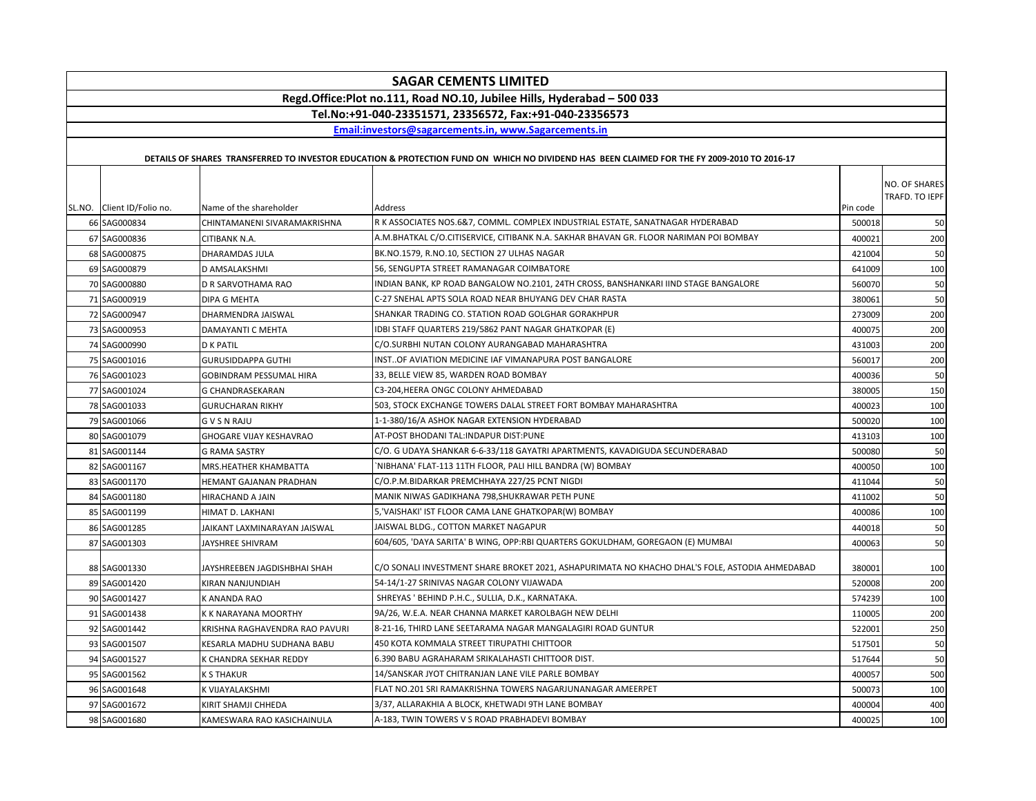# SAGAR CEMENTS LIMITED

**Regd.Office:Plot no.111, Road NO.10, Jubilee Hills, Hyderabad – 500 033**

**Tel.No:+91-040-23351571, 23356572, Fax:+91-040-23356573**

**Email:investors@sagarcements.in, www.Sagarcements.in**

**DETAILS OF SHARES TRANSFERRED TO INVESTOR EDUCATION & PROTECTION FUND ON WHICH NO DIVIDEND HAS BEEN CLAIMED FOR THE FY 2009-2010 TO 2016-17**

| SL.NO. | Client ID/Folio no. | Name of the shareholder | Address | Pin code | NO. OF SHARES TRAFD. TO IEPF |
|---|---|---|---|---|---|
| 66 | SAG000834 | CHINTAMANENI SIVARAMAKRISHNA | R K ASSOCIATES NOS.6&7, COMML. COMPLEX INDUSTRIAL ESTATE, SANATNAGAR HYDERABAD | 500018 | 50 |
| 67 | SAG000836 | CITIBANK N.A. | A.M.BHATKAL C/O.CITISERVICE, CITIBANK N.A. SAKHAR BHAVAN GR. FLOOR NARIMAN POI BOMBAY | 400021 | 200 |
| 68 | SAG000875 | DHARAMDAS JULA | BK.NO.1579, R.NO.10, SECTION 27 ULHAS NAGAR | 421004 | 50 |
| 69 | SAG000879 | D AMSALAKSHMI | 56, SENGUPTA STREET RAMANAGAR COIMBATORE | 641009 | 100 |
| 70 | SAG000880 | D R SARVOTHAMA RAO | INDIAN BANK, KP ROAD BANGALOW NO.2101, 24TH CROSS, BANSHANKARI IIND STAGE BANGALORE | 560070 | 50 |
| 71 | SAG000919 | DIPA G MEHTA | C-27 SNEHAL APTS SOLA ROAD NEAR BHUYANG DEV CHAR RASTA | 380061 | 50 |
| 72 | SAG000947 | DHARMENDRA JAISWAL | SHANKAR TRADING CO. STATION ROAD GOLGHAR GORAKHPUR | 273009 | 200 |
| 73 | SAG000953 | DAMAYANTI C MEHTA | IDBI STAFF QUARTERS 219/5862 PANT NAGAR GHATKOPAR (E) | 400075 | 200 |
| 74 | SAG000990 | D K PATIL | C/O.SURBHI NUTAN COLONY AURANGABAD MAHARASHTRA | 431003 | 200 |
| 75 | SAG001016 | GURUSIDDAPPA GUTHI | INST..OF AVIATION MEDICINE IAF VIMANAPURA POST BANGALORE | 560017 | 200 |
| 76 | SAG001023 | GOBINDRAM PESSUMAL HIRA | 33, BELLE VIEW 85, WARDEN ROAD BOMBAY | 400036 | 50 |
| 77 | SAG001024 | G CHANDRASEKARAN | C3-204,HEERA ONGC COLONY AHMEDABAD | 380005 | 150 |
| 78 | SAG001033 | GURUCHARAN RIKHY | 503, STOCK EXCHANGE TOWERS DALAL STREET FORT BOMBAY MAHARASHTRA | 400023 | 100 |
| 79 | SAG001066 | G V S N RAJU | 1-1-380/16/A ASHOK NAGAR EXTENSION HYDERABAD | 500020 | 100 |
| 80 | SAG001079 | GHOGARE VIJAY KESHAVRAO | AT-POST BHODANI TAL:INDAPUR DIST:PUNE | 413103 | 100 |
| 81 | SAG001144 | G RAMA SASTRY | C/O. G UDAYA SHANKAR 6-6-33/118 GAYATRI APARTMENTS, KAVADIGUDA SECUNDERABAD | 500080 | 50 |
| 82 | SAG001167 | MRS.HEATHER KHAMBATTA | `NIBHANA' FLAT-113 11TH FLOOR, PALI HILL BANDRA (W) BOMBAY | 400050 | 100 |
| 83 | SAG001170 | HEMANT GAJANAN PRADHAN | C/O.P.M.BIDARKAR PREMCHHAYA 227/25 PCNT NIGDI | 411044 | 50 |
| 84 | SAG001180 | HIRACHAND A JAIN | MANIK NIWAS GADIKHANA 798,SHUKRAWAR PETH PUNE | 411002 | 50 |
| 85 | SAG001199 | HIMAT D. LAKHANI | 5,'VAISHAKI' IST FLOOR CAMA LANE GHATKOPAR(W) BOMBAY | 400086 | 100 |
| 86 | SAG001285 | JAIKANT LAXMINARAYAN JAISWAL | JAISWAL BLDG., COTTON MARKET NAGAPUR | 440018 | 50 |
| 87 | SAG001303 | JAYSHREE SHIVRAM | 604/605, 'DAYA SARITA' B WING, OPP:RBI QUARTERS GOKULDHAM, GOREGAON (E) MUMBAI | 400063 | 50 |
| 88 | SAG001330 | JAYSHREEBEN JAGDISHBHAI SHAH | C/O SONALI INVESTMENT SHARE BROKET 2021, ASHAPURIMATA NO KHACHO DHAL'S FOLE, ASTODIA AHMEDABAD | 380001 | 100 |
| 89 | SAG001420 | KIRAN NANJUNDIAH | 54-14/1-27 SRINIVAS NAGAR COLONY VIJAWADA | 520008 | 200 |
| 90 | SAG001427 | K ANANDA RAO | SHREYAS ' BEHIND P.H.C., SULLIA, D.K., KARNATAKA. | 574239 | 100 |
| 91 | SAG001438 | K K NARAYANA MOORTHY | 9A/26, W.E.A. NEAR CHANNA MARKET KAROLBAGH NEW DELHI | 110005 | 200 |
| 92 | SAG001442 | KRISHNA RAGHAVENDRA RAO PAVURI | 8-21-16, THIRD LANE SEETARAMA NAGAR MANGALAGIRI ROAD GUNTUR | 522001 | 250 |
| 93 | SAG001507 | KESARLA MADHU SUDHANA BABU | 450 KOTA KOMMALA STREET TIRUPATHI CHITTOOR | 517501 | 50 |
| 94 | SAG001527 | K CHANDRA SEKHAR REDDY | 6.390 BABU AGRAHARAM SRIKALAHASTI CHITTOOR DIST. | 517644 | 50 |
| 95 | SAG001562 | K S THAKUR | 14/SANSKAR JYOT CHITRANJAN LANE VILE PARLE BOMBAY | 400057 | 500 |
| 96 | SAG001648 | K VIJAYALAKSHMI | FLAT NO.201 SRI RAMAKRISHNA TOWERS NAGARJUNANAGAR AMEERPET | 500073 | 100 |
| 97 | SAG001672 | KIRIT SHAMJI CHHEDA | 3/37, ALLARAKHIA A BLOCK, KHETWADI 9TH LANE BOMBAY | 400004 | 400 |
| 98 | SAG001680 | KAMESWARA RAO KASICHAINULA | A-183, TWIN TOWERS V S ROAD PRABHADEVI BOMBAY | 400025 | 100 |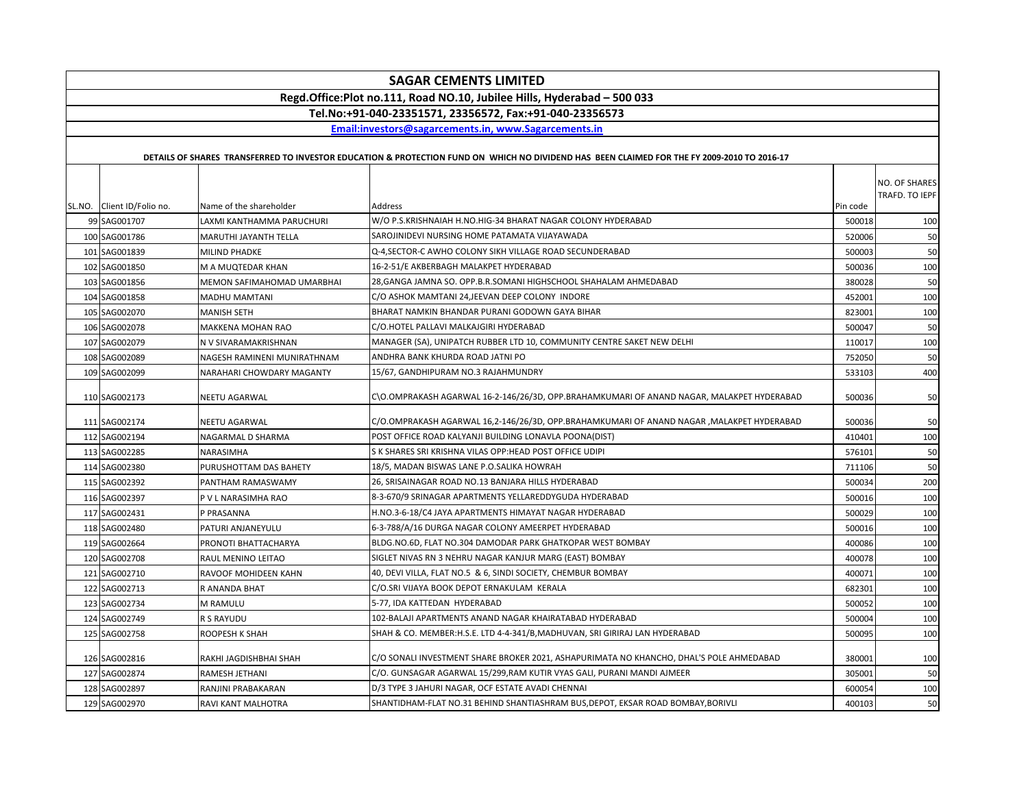# SAGAR CEMENTS LIMITED

**Regd.Office:Plot no.111, Road NO.10, Jubilee Hills, Hyderabad – 500 033**

**Tel.No:+91-040-23351571, 23356572, Fax:+91-040-23356573**

**Email:investors@sagarcements.in, www.Sagarcements.in**

**DETAILS OF SHARES TRANSFERRED TO INVESTOR EDUCATION & PROTECTION FUND ON WHICH NO DIVIDEND HAS BEEN CLAIMED FOR THE FY 2009-2010 TO 2016-17**

| SL.NO. | Client ID/Folio no. | Name of the shareholder | Address | Pin code | NO. OF SHARES TRAFD. TO IEPF |
|---|---|---|---|---|---|
| 99 | SAG001707 | LAXMI KANTHAMMA PARUCHURI | W/O P.S.KRISHNAIAH H.NO.HIG-34 BHARAT NAGAR COLONY HYDERABAD | 500018 | 100 |
| 100 | SAG001786 | MARUTHI JAYANTH TELLA | SAROJINIDEVI NURSING HOME PATAMATA VIJAYAWADA | 520006 | 50 |
| 101 | SAG001839 | MILIND PHADKE | Q-4,SECTOR-C AWHO COLONY SIKH VILLAGE ROAD SECUNDERABAD | 500003 | 50 |
| 102 | SAG001850 | M A MUQTEDAR KHAN | 16-2-51/E AKBERBAGH MALAKPET HYDERABAD | 500036 | 100 |
| 103 | SAG001856 | MEMON SAFIMAHOMAD UMARBHAI | 28,GANGA JAMNA SO. OPP.B.R.SOMANI HIGHSCHOOL SHAHALAM AHMEDABAD | 380028 | 50 |
| 104 | SAG001858 | MADHU MAMTANI | C/O ASHOK MAMTANI 24,JEEVAN DEEP COLONY INDORE | 452001 | 100 |
| 105 | SAG002070 | MANISH SETH | BHARAT NAMKIN BHANDAR PURANI GODOWN GAYA BIHAR | 823001 | 100 |
| 106 | SAG002078 | MAKKENA MOHAN RAO | C/O.HOTEL PALLAVI MALKAJGIRI HYDERABAD | 500047 | 50 |
| 107 | SAG002079 | N V SIVARAMAKRISHNAN | MANAGER (SA), UNIPATCH RUBBER LTD 10, COMMUNITY CENTRE SAKET NEW DELHI | 110017 | 100 |
| 108 | SAG002089 | NAGESH RAMINENI MUNIRATHNAM | ANDHRA BANK KHURDA ROAD JATNI PO | 752050 | 50 |
| 109 | SAG002099 | NARAHARI CHOWDARY MAGANTY | 15/67, GANDHIPURAM NO.3 RAJAHMUNDRY | 533103 | 400 |
| 110 | SAG002173 | NEETU AGARWAL | C\O.OMPRAKASH AGARWAL 16-2-146/26/3D, OPP.BRAHAMKUMARI OF ANAND NAGAR, MALAKPET HYDERABAD | 500036 | 50 |
| 111 | SAG002174 | NEETU AGARWAL | C/O.OMPRAKASH AGARWAL 16,2-146/26/3D, OPP.BRAHAMKUMARI OF ANAND NAGAR ,MALAKPET HYDERABAD | 500036 | 50 |
| 112 | SAG002194 | NAGARMAL D SHARMA | POST OFFICE ROAD KALYANJI BUILDING LONAVLA POONA(DIST) | 410401 | 100 |
| 113 | SAG002285 | NARASIMHA | S K SHARES SRI KRISHNA VILAS OPP:HEAD POST OFFICE UDIPI | 576101 | 50 |
| 114 | SAG002380 | PURUSHOTTAM DAS BAHETY | 18/5, MADAN BISWAS LANE P.O.SALIKA HOWRAH | 711106 | 50 |
| 115 | SAG002392 | PANTHAM RAMASWAMY | 26, SRISAINAGAR ROAD NO.13 BANJARA HILLS HYDERABAD | 500034 | 200 |
| 116 | SAG002397 | P V L NARASIMHA RAO | 8-3-670/9 SRINAGAR APARTMENTS YELLAREDDYGUDA HYDERABAD | 500016 | 100 |
| 117 | SAG002431 | P PRASANNA | H.NO.3-6-18/C4 JAYA APARTMENTS HIMAYAT NAGAR HYDERABAD | 500029 | 100 |
| 118 | SAG002480 | PATURI ANJANEYULU | 6-3-788/A/16 DURGA NAGAR COLONY AMEERPET HYDERABAD | 500016 | 100 |
| 119 | SAG002664 | PRONOTI BHATTACHARYA | BLDG.NO.6D, FLAT NO.304 DAMODAR PARK GHATKOPAR WEST BOMBAY | 400086 | 100 |
| 120 | SAG002708 | RAUL MENINO LEITAO | SIGLET NIVAS RN 3 NEHRU NAGAR KANJUR MARG (EAST) BOMBAY | 400078 | 100 |
| 121 | SAG002710 | RAVOOF MOHIDEEN KAHN | 40, DEVI VILLA, FLAT NO.5 & 6, SINDI SOCIETY, CHEMBUR BOMBAY | 400071 | 100 |
| 122 | SAG002713 | R ANANDA BHAT | C/O.SRI VIJAYA BOOK DEPOT ERNAKULAM KERALA | 682301 | 100 |
| 123 | SAG002734 | M RAMULU | 5-77, IDA KATTEDAN HYDERABAD | 500052 | 100 |
| 124 | SAG002749 | R S RAYUDU | 102-BALAJI APARTMENTS ANAND NAGAR KHAIRATABAD HYDERABAD | 500004 | 100 |
| 125 | SAG002758 | ROOPESH K SHAH | SHAH & CO. MEMBER:H.S.E. LTD 4-4-341/B,MADHUVAN, SRI GIRIRAJ LAN HYDERABAD | 500095 | 100 |
| 126 | SAG002816 | RAKHI JAGDISHBHAI SHAH | C/O SONALI INVESTMENT SHARE BROKER 2021, ASHAPURIMATA NO KHANCHO, DHAL'S POLE AHMEDABAD | 380001 | 100 |
| 127 | SAG002874 | RAMESH JETHANI | C/O. GUNSAGAR AGARWAL 15/299,RAM KUTIR VYAS GALI, PURANI MANDI AJMEER | 305001 | 50 |
| 128 | SAG002897 | RANJINI PRABAKARAN | D/3 TYPE 3 JAHURI NAGAR, OCF ESTATE AVADI CHENNAI | 600054 | 100 |
| 129 | SAG002970 | RAVI KANT MALHOTRA | SHANTIDHAM-FLAT NO.31 BEHIND SHANTIASHRAM BUS,DEPOT, EKSAR ROAD BOMBAY,BORIVLI | 400103 | 50 |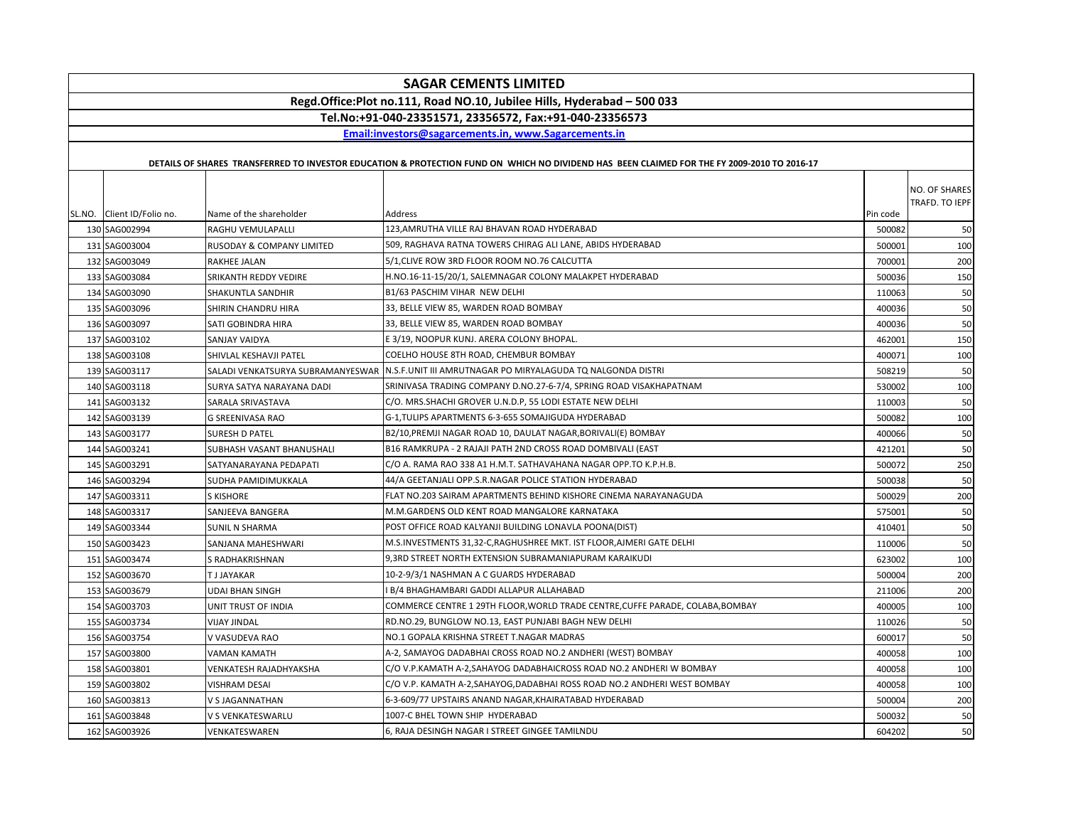# SAGAR CEMENTS LIMITED

**Regd.Office:Plot no.111, Road NO.10, Jubilee Hills, Hyderabad – 500 033**

**Tel.No:+91-040-23351571, 23356572, Fax:+91-040-23356573**

**Email:investors@sagarcements.in, www.Sagarcements.in**

**DETAILS OF SHARES TRANSFERRED TO INVESTOR EDUCATION & PROTECTION FUND ON WHICH NO DIVIDEND HAS BEEN CLAIMED FOR THE FY 2009-2010 TO 2016-17**

| SL.NO. | Client ID/Folio no. | Name of the shareholder | Address | Pin code | NO. OF SHARES TRAFD. TO IEPF |
|---|---|---|---|---|---|
| 130 | SAG002994 | RAGHU VEMULAPALLI | 123,AMRUTHA VILLE RAJ BHAVAN ROAD HYDERABAD | 500082 | 50 |
| 131 | SAG003004 | RUSODAY & COMPANY LIMITED | 509, RAGHAVA RATNA TOWERS CHIRAG ALI LANE, ABIDS HYDERABAD | 500001 | 100 |
| 132 | SAG003049 | RAKHEE JALAN | 5/1,CLIVE ROW 3RD FLOOR ROOM NO.76 CALCUTTA | 700001 | 200 |
| 133 | SAG003084 | SRIKANTH REDDY VEDIRE | H.NO.16-11-15/20/1, SALEMNAGAR COLONY MALAKPET HYDERABAD | 500036 | 150 |
| 134 | SAG003090 | SHAKUNTLA SANDHIR | B1/63 PASCHIM VIHAR NEW DELHI | 110063 | 50 |
| 135 | SAG003096 | SHIRIN CHANDRU HIRA | 33, BELLE VIEW 85, WARDEN ROAD BOMBAY | 400036 | 50 |
| 136 | SAG003097 | SATI GOBINDRA HIRA | 33, BELLE VIEW 85, WARDEN ROAD BOMBAY | 400036 | 50 |
| 137 | SAG003102 | SANJAY VAIDYA | E 3/19, NOOPUR KUNJ. ARERA COLONY BHOPAL. | 462001 | 150 |
| 138 | SAG003108 | SHIVLAL KESHAVJI PATEL | COELHO HOUSE 8TH ROAD, CHEMBUR BOMBAY | 400071 | 100 |
| 139 | SAG003117 | SALADI VENKATSURYA SUBRAMANYESWAR | N.S.F.UNIT III AMRUTNAGAR PO MIRYALAGUDA TQ NALGONDA DISTRI | 508219 | 50 |
| 140 | SAG003118 | SURYA SATYA NARAYANA DADI | SRINIVASA TRADING COMPANY D.NO.27-6-7/4, SPRING ROAD VISAKHAPATNAM | 530002 | 100 |
| 141 | SAG003132 | SARALA SRIVASTAVA | C/O. MRS.SHACHI GROVER U.N.D.P, 55 LODI ESTATE NEW DELHI | 110003 | 50 |
| 142 | SAG003139 | G SREENIVASA RAO | G-1,TULIPS APARTMENTS 6-3-655 SOMAJIGUDA HYDERABAD | 500082 | 100 |
| 143 | SAG003177 | SURESH D PATEL | B2/10,PREMJI NAGAR ROAD 10, DAULAT NAGAR,BORIVALI(E) BOMBAY | 400066 | 50 |
| 144 | SAG003241 | SUBHASH VASANT BHANUSHALI | B16 RAMKRUPA - 2 RAJAJI PATH 2ND CROSS ROAD DOMBIVALI (EAST | 421201 | 50 |
| 145 | SAG003291 | SATYANARAYANA PEDAPATI | C/O A. RAMA RAO 338 A1 H.M.T. SATHAVAHANA NAGAR OPP.TO K.P.H.B. | 500072 | 250 |
| 146 | SAG003294 | SUDHA PAMIDIMUKKALA | 44/A GEETANJALI OPP.S.R.NAGAR POLICE STATION HYDERABAD | 500038 | 50 |
| 147 | SAG003311 | S KISHORE | FLAT NO.203 SAIRAM APARTMENTS BEHIND KISHORE CINEMA NARAYANAGUDA | 500029 | 200 |
| 148 | SAG003317 | SANJEEVA BANGERA | M.M.GARDENS OLD KENT ROAD MANGALORE KARNATAKA | 575001 | 50 |
| 149 | SAG003344 | SUNIL N SHARMA | POST OFFICE ROAD KALYANJI BUILDING LONAVLA POONA(DIST) | 410401 | 50 |
| 150 | SAG003423 | SANJANA MAHESHWARI | M.S.INVESTMENTS 31,32-C,RAGHUSHREE MKT. IST FLOOR,AJMERI GATE DELHI | 110006 | 50 |
| 151 | SAG003474 | S RADHAKRISHNAN | 9,3RD STREET NORTH EXTENSION SUBRAMANIAPURAM KARAIKUDI | 623002 | 100 |
| 152 | SAG003670 | T J JAYAKAR | 10-2-9/3/1 NASHMAN A C GUARDS HYDERABAD | 500004 | 200 |
| 153 | SAG003679 | UDAI BHAN SINGH | I B/4 BHAGHAMBARI GADDI ALLAPUR ALLAHABAD | 211006 | 200 |
| 154 | SAG003703 | UNIT TRUST OF INDIA | COMMERCE CENTRE 1 29TH FLOOR,WORLD TRADE CENTRE,CUFFE PARADE, COLABA,BOMBAY | 400005 | 100 |
| 155 | SAG003734 | VIJAY JINDAL | RD.NO.29, BUNGLOW NO.13, EAST PUNJABI BAGH NEW DELHI | 110026 | 50 |
| 156 | SAG003754 | V VASUDEVA RAO | NO.1 GOPALA KRISHNA STREET T.NAGAR MADRAS | 600017 | 50 |
| 157 | SAG003800 | VAMAN KAMATH | A-2, SAMAYOG DADABHAI CROSS ROAD NO.2 ANDHERI (WEST) BOMBAY | 400058 | 100 |
| 158 | SAG003801 | VENKATESH RAJADHYAKSHA | C/O V.P.KAMATH A-2,SAHAYOG DADABHAICROSS ROAD NO.2 ANDHERI W BOMBAY | 400058 | 100 |
| 159 | SAG003802 | VISHRAM DESAI | C/O V.P. KAMATH A-2,SAHAYOG,DADABHAI ROSS ROAD NO.2 ANDHERI WEST BOMBAY | 400058 | 100 |
| 160 | SAG003813 | V S JAGANNATHAN | 6-3-609/77 UPSTAIRS ANAND NAGAR,KHAIRATABAD HYDERABAD | 500004 | 200 |
| 161 | SAG003848 | V S VENKATESWARLU | 1007-C BHEL TOWN SHIP HYDERABAD | 500032 | 50 |
| 162 | SAG003926 | VENKATESWAREN | 6, RAJA DESINGH NAGAR I STREET GINGEE TAMILNDU | 604202 | 50 |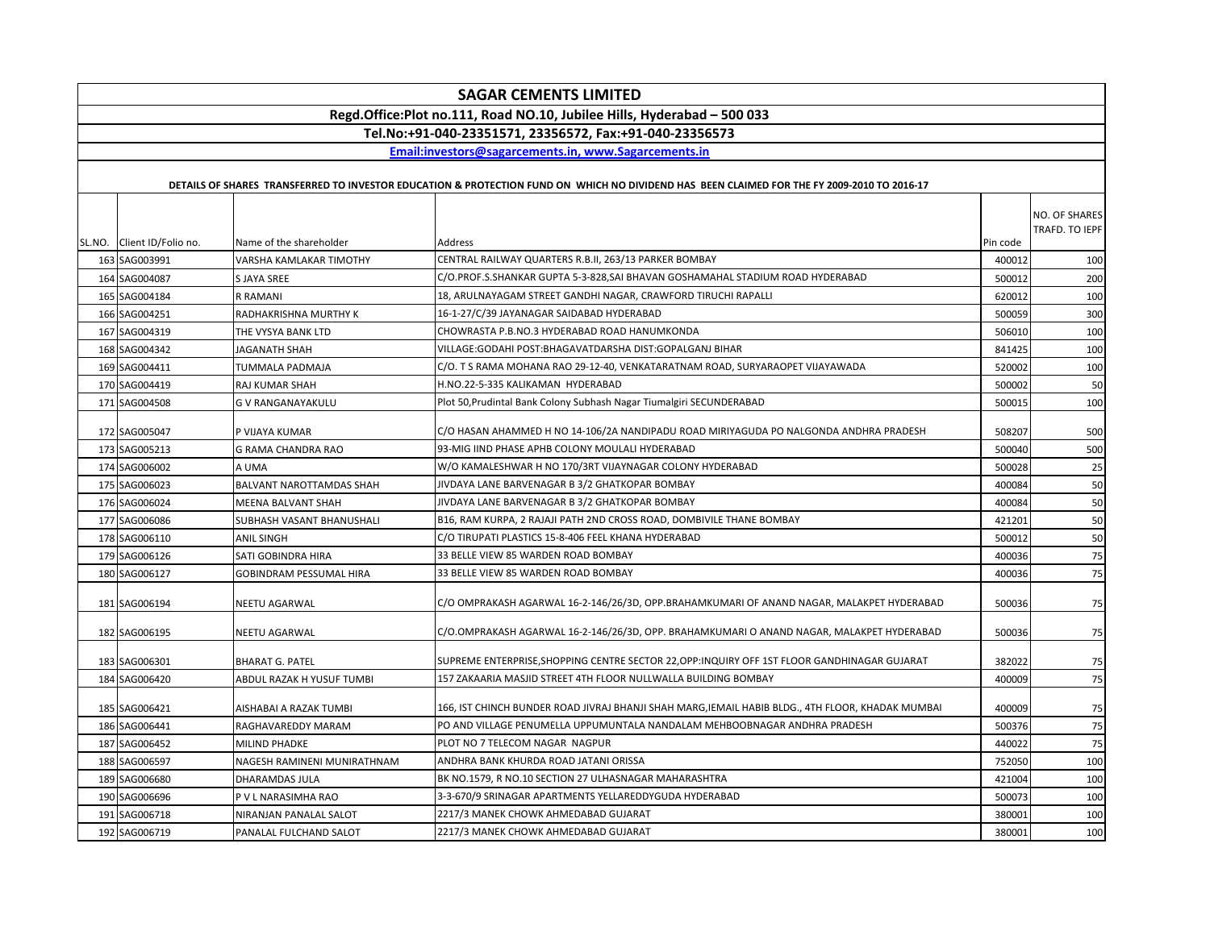# SAGAR CEMENTS LIMITED

**Regd.Office:Plot no.111, Road NO.10, Jubilee Hills, Hyderabad – 500 033**

**Tel.No:+91-040-23351571, 23356572, Fax:+91-040-23356573**

**Email:investors@sagarcements.in, www.Sagarcements.in**

**DETAILS OF SHARES TRANSFERRED TO INVESTOR EDUCATION & PROTECTION FUND ON WHICH NO DIVIDEND HAS BEEN CLAIMED FOR THE FY 2009-2010 TO 2016-17**

| SL.NO. | Client ID/Folio no. | Name of the shareholder | Address | Pin code | NO. OF SHARES TRAFD. TO IEPF |
|---|---|---|---|---|---|
| 163 | SAG003991 | VARSHA KAMLAKAR TIMOTHY | CENTRAL RAILWAY QUARTERS R.B.II, 263/13 PARKER BOMBAY | 400012 | 100 |
| 164 | SAG004087 | S JAYA SREE | C/O.PROF.S.SHANKAR GUPTA 5-3-828,SAI BHAVAN GOSHAMAHAL STADIUM ROAD HYDERABAD | 500012 | 200 |
| 165 | SAG004184 | R RAMANI | 18, ARULNAYAGAM STREET GANDHI NAGAR, CRAWFORD TIRUCHI RAPALLI | 620012 | 100 |
| 166 | SAG004251 | RADHAKRISHNA MURTHY K | 16-1-27/C/39 JAYANAGAR SAIDABAD HYDERABAD | 500059 | 300 |
| 167 | SAG004319 | THE VYSYA BANK LTD | CHOWRASTA P.B.NO.3 HYDERABAD ROAD HANUMKONDA | 506010 | 100 |
| 168 | SAG004342 | JAGANATH SHAH | VILLAGE:GODAHI POST:BHAGAVATDARSHA DIST:GOPALGANJ BIHAR | 841425 | 100 |
| 169 | SAG004411 | TUMMALA PADMAJA | C/O. T S RAMA MOHANA RAO 29-12-40, VENKATARATNAM ROAD, SURYARAOPET VIJAYAWADA | 520002 | 100 |
| 170 | SAG004419 | RAJ KUMAR SHAH | H.NO.22-5-335 KALIKAMAN HYDERABAD | 500002 | 50 |
| 171 | SAG004508 | G V RANGANAYAKULU | Plot 50,Prudintal Bank Colony Subhash Nagar Tiumalgiri SECUNDERABAD | 500015 | 100 |
| 172 | SAG005047 | P VIJAYA KUMAR | C/O HASAN AHAMMED H NO 14-106/2A NANDIPADU ROAD MIRIYAGUDA PO NALGONDA ANDHRA PRADESH | 508207 | 500 |
| 173 | SAG005213 | G RAMA CHANDRA RAO | 93-MIG IIND PHASE APHB COLONY MOULALI HYDERABAD | 500040 | 500 |
| 174 | SAG006002 | A UMA | W/O KAMALESHWAR H NO 170/3RT VIJAYNAGAR COLONY HYDERABAD | 500028 | 25 |
| 175 | SAG006023 | BALVANT NAROTTAMDAS SHAH | JIVDAYA LANE BARVENAGAR B 3/2 GHATKOPAR BOMBAY | 400084 | 50 |
| 176 | SAG006024 | MEENA BALVANT SHAH | JIVDAYA LANE BARVENAGAR B 3/2 GHATKOPAR BOMBAY | 400084 | 50 |
| 177 | SAG006086 | SUBHASH VASANT BHANUSHALI | B16, RAM KURPA, 2 RAJAJI PATH 2ND CROSS ROAD, DOMBIVILE THANE BOMBAY | 421201 | 50 |
| 178 | SAG006110 | ANIL SINGH | C/O TIRUPATI PLASTICS 15-8-406 FEEL KHANA HYDERABAD | 500012 | 50 |
| 179 | SAG006126 | SATI GOBINDRA HIRA | 33 BELLE VIEW 85 WARDEN ROAD BOMBAY | 400036 | 75 |
| 180 | SAG006127 | GOBINDRAM PESSUMAL HIRA | 33 BELLE VIEW 85 WARDEN ROAD BOMBAY | 400036 | 75 |
| 181 | SAG006194 | NEETU AGARWAL | C/O OMPRAKASH AGARWAL 16-2-146/26/3D, OPP.BRAHAMKUMARI OF ANAND NAGAR, MALAKPET HYDERABAD | 500036 | 75 |
| 182 | SAG006195 | NEETU AGARWAL | C/O.OMPRAKASH AGARWAL 16-2-146/26/3D, OPP. BRAHAMKUMARI O ANAND NAGAR, MALAKPET HYDERABAD | 500036 | 75 |
| 183 | SAG006301 | BHARAT G. PATEL | SUPREME ENTERPRISE,SHOPPING CENTRE SECTOR 22,OPP:INQUIRY OFF 1ST FLOOR GANDHINAGAR GUJARAT | 382022 | 75 |
| 184 | SAG006420 | ABDUL RAZAK H YUSUF TUMBI | 157 ZAKAARIA MASJID STREET 4TH FLOOR NULLWALLA BUILDING BOMBAY | 400009 | 75 |
| 185 | SAG006421 | AISHABAI A RAZAK TUMBI | 166, IST CHINCH BUNDER ROAD JIVRAJ BHANJI SHAH MARG,IEMAIL HABIB BLDG., 4TH FLOOR, KHADAK MUMBAI | 400009 | 75 |
| 186 | SAG006441 | RAGHAVAREDDY MARAM | PO AND VILLAGE PENUMELLA UPPUMUNTALA NANDALAM MEHBOOBNAGAR ANDHRA PRADESH | 500376 | 75 |
| 187 | SAG006452 | MILIND PHADKE | PLOT NO 7 TELECOM NAGAR NAGPUR | 440022 | 75 |
| 188 | SAG006597 | NAGESH RAMINENI MUNIRATHNAM | ANDHRA BANK KHURDA ROAD JATANI ORISSA | 752050 | 100 |
| 189 | SAG006680 | DHARAMDAS JULA | BK NO.1579, R NO.10 SECTION 27 ULHASNAGAR MAHARASHTRA | 421004 | 100 |
| 190 | SAG006696 | P V L NARASIMHA RAO | 3-3-670/9 SRINAGAR APARTMENTS YELLAREDDYGUDA HYDERABAD | 500073 | 100 |
| 191 | SAG006718 | NIRANJAN PANALAL SALOT | 2217/3 MANEK CHOWK AHMEDABAD GUJARAT | 380001 | 100 |
| 192 | SAG006719 | PANALAL FULCHAND SALOT | 2217/3 MANEK CHOWK AHMEDABAD GUJARAT | 380001 | 100 |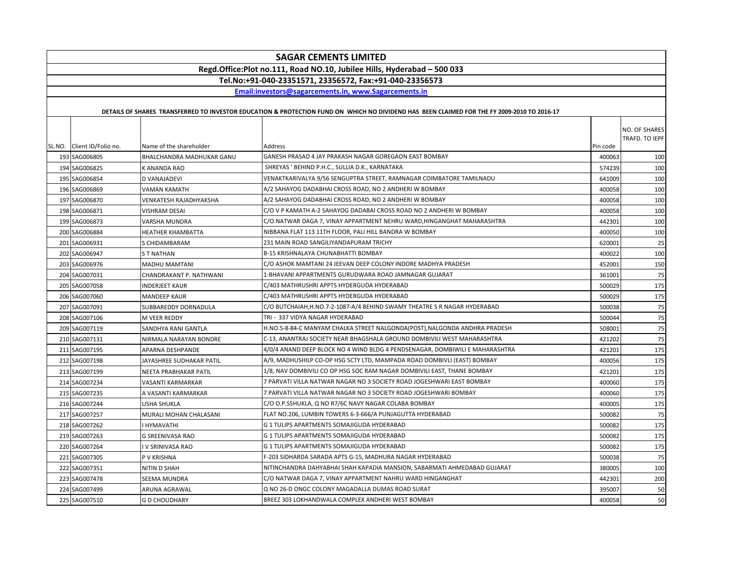## SAGAR CEMENTS LIMITED

**Regd.Office:Plot no.111, Road NO.10, Jubilee Hills, Hyderabad – 500 033**

**Tel.No:+91-040-23351571, 23356572, Fax:+91-040-23356573**

**Email:investors@sagarcements.in, www.Sagarcements.in**

**DETAILS OF SHARES TRANSFERRED TO INVESTOR EDUCATION & PROTECTION FUND ON WHICH NO DIVIDEND HAS BEEN CLAIMED FOR THE FY 2009-2010 TO 2016-17**

| SL.NO. | Client ID/Folio no. | Name of the shareholder | Address | Pin code | NO. OF SHARES TRAFD. TO IEPF |
|---|---|---|---|---|---|
| 193 | SAG006805 | BHALCHANDRA MADHUKAR GANU | GANESH PRASAD 4 JAY PRAKASH NAGAR GOREGAON EAST BOMBAY | 400063 | 100 |
| 194 | SAG006825 | K ANANDA RAO | SHREYAS ' BEHIND P.H.C., SULLIA D.K., KARNATAKA | 574239 | 100 |
| 195 | SAG006854 | D VANAJADEVI | VENAKTKARIVALYA 9/56 SENGUPTRA STREET, RAMNAGAR COIMBATORE TAMILNADU | 641009 | 100 |
| 196 | SAG006869 | VAMAN KAMATH | A/2 SAHAYOG DADABHAI CROSS ROAD, NO 2 ANDHERI W BOMBAY | 400058 | 100 |
| 197 | SAG006870 | VENKATESH RAJADHYAKSHA | A/2 SAHAYOG DADABHAI CROSS ROAD, NO 2 ANDHERI W BOMBAY | 400058 | 100 |
| 198 | SAG006871 | VISHRAM DESAI | C/O V P KAMATH A-2 SAHAYOG DADABAI CROSS ROAD NO 2 ANDHERI W BOMBAY | 400058 | 100 |
| 199 | SAG006873 | VARSHA MUNDRA | C/O.NATWAR DAGA 7, VINAY APPARTMENT NEHRU WARD,HINGANGHAT MAHARASHTRA | 442301 | 100 |
| 200 | SAG006884 | HEATHER KHAMBATTA | NIBBANA FLAT 113 11TH FLOOR, PALI HILL BANDRA W BOMBAY | 400050 | 100 |
| 201 | SAG006931 | S CHIDAMBARAM | 231 MAIN ROAD SANGILIYANDAPURAM TRICHY | 620001 | 25 |
| 202 | SAG006947 | S T NATHAN | B-15 KRISHNALAYA CHUNABHATTI BOMBAY | 400022 | 100 |
| 203 | SAG006976 | MADHU MAMTANI | C/O ASHOK MAMTANI 24 JEEVAN DEEP COLONY INDORE MADHYA PRADESH | 452001 | 150 |
| 204 | SAG007031 | CHANDRAKANT P. NATHWANI | 1-BHAVANI APPARTMENTS GURUDWARA ROAD JAMNAGAR GUJARAT | 361001 | 75 |
| 205 | SAG007058 | INDERJEET KAUR | C/403 MATHRUSHRI APPTS HYDERGUDA HYDERABAD | 500029 | 175 |
| 206 | SAG007060 | MANDEEP KAUR | C/403 MATHRUSHRI APPTS HYDERGUDA HYDERABAD | 500029 | 175 |
| 207 | SAG007091 | SUBBAREDDY DORNADULA | C/O BUTCHAIAH,H.NO.7-2-1087-A/4 BEHIND SWAMY THEATRE S R NAGAR HYDERABAD | 500038 | 75 |
| 208 | SAG007106 | M VEER REDDY | TRI - 337 VIDYA NAGAR HYDERABAD | 500044 | 75 |
| 209 | SAG007119 | SANDHYA RANI GANTLA | H.NO.5-8-84-C MANYAM CHALKA STREET NALGONDA(POST),NALGONDA ANDHRA PRADESH | 508001 | 75 |
| 210 | SAG007131 | NIRMALA NARAYAN BONDRE | C-13, ANANTRAJ SOCIETY NEAR BHAGSHALA GROUND DOMBIVILI WEST MAHARASHTRA | 421202 | 75 |
| 211 | SAG007195 | APARNA DESHPANDE | 4/0/4 ANAND DEEP BLOCK NO 4 WIND BLDG 4 PENDSENAGAR, DOMBIWILI E MAHARASHTRA | 421201 | 175 |
| 212 | SAG007198 | JAYASHREE SUDHAKAR PATIL | A/9, MADHUSHILP CO-OP HSG SCTY LTD, MAMPADA ROAD DOMBIVLI (EAST) BOMBAY | 400056 | 175 |
| 213 | SAG007199 | NEETA PRABHAKAR PATIL | 1/8, NAV DOMBIVILI CO OP HSG SOC RAM NAGAR DOMBIVILI EAST, THANE BOMBAY | 421201 | 175 |
| 214 | SAG007234 | VASANTI KARMARKAR | 7 PARVATI VILLA NATWAR NAGAR NO 3 SOCIETY ROAD JOGESHWARI EAST BOMBAY | 400060 | 175 |
| 215 | SAG007235 | A VASANTI KARMARKAR | 7 PARVATI VILLA NATWAR NAGAR NO 3 SOCIETY ROAD JOGESHWARI BOMBAY | 400060 | 175 |
| 216 | SAG007244 | USHA SHUKLA | C/O O.P.SSHUKLA, Q NO R7/6C NAVY NAGAR COLABA BOMBAY | 400005 | 175 |
| 217 | SAG007257 | MURALI MOHAN CHALASANI | FLAT NO.206, LUMBIN TOWERS 6-3-666/A PUNJAGUTTA HYDERABAD | 500082 | 75 |
| 218 | SAG007262 | I HYMAVATHI | G 1 TULIPS APARTMENTS SOMAJIGUDA HYDERABAD | 500082 | 175 |
| 219 | SAG007263 | G SREENIVASA RAO | G 1 TULIPS APARTMENTS SOMAJIGUDA HYDERABAD | 500082 | 175 |
| 220 | SAG007264 | I V SRINIVASA RAO | G 1 TULIPS APARTMENTS SOMAJIGUDA HYDERABAD | 500082 | 175 |
| 221 | SAG007305 | P V KRISHNA | F-203 SIDHARDA SARADA APTS G-15, MADHURA NAGAR HYDERABAD | 500038 | 75 |
| 222 | SAG007351 | NITIN D SHAH | NITINCHANDRA DAHYABHAI SHAH KAPADIA MANSION, SABARMATI AHMEDABAD GUJARAT | 380005 | 100 |
| 223 | SAG007478 | SEEMA MUNDRA | C/O NATWAR DAGA 7, VINAY APPARTMENT NAHRU WARD HINGANGHAT | 442301 | 200 |
| 224 | SAG007499 | ARUNA AGRAWAL | Q NO 26-D ONGC COLONY MAGADALLA DUMAS ROAD SURAT | 395007 | 50 |
| 225 | SAG007510 | G D CHOUDHARY | BREEZ 303 LOKHANDWALA COMPLEX ANDHERI WEST BOMBAY | 400058 | 50 |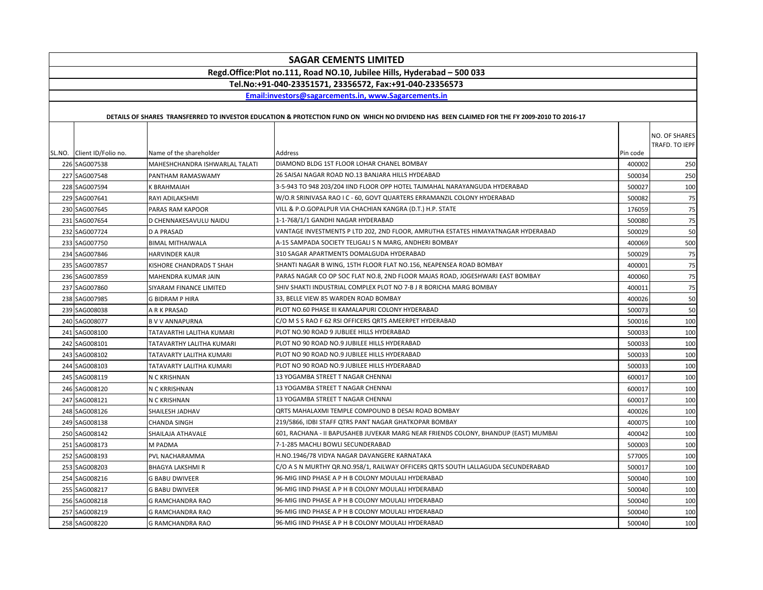# SAGAR CEMENTS LIMITED

**Regd.Office:Plot no.111, Road NO.10, Jubilee Hills, Hyderabad – 500 033**

**Tel.No:+91-040-23351571, 23356572, Fax:+91-040-23356573**

**Email:investors@sagarcements.in, www.Sagarcements.in**

**DETAILS OF SHARES TRANSFERRED TO INVESTOR EDUCATION & PROTECTION FUND ON WHICH NO DIVIDEND HAS BEEN CLAIMED FOR THE FY 2009-2010 TO 2016-17**

| SL.NO. | Client ID/Folio no. | Name of the shareholder | Address | Pin code | NO. OF SHARES TRAFD. TO IEPF |
|---|---|---|---|---|---|
| 226 | SAG007538 | MAHESHCHANDRA ISHWARLAL TALATI | DIAMOND BLDG 1ST FLOOR LOHAR CHANEL BOMBAY | 400002 | 250 |
| 227 | SAG007548 | PANTHAM RAMASWAMY | 26 SAISAI NAGAR ROAD NO.13 BANJARA HILLS HYDEABAD | 500034 | 250 |
| 228 | SAG007594 | K BRAHMAIAH | 3-5-943 TO 948 203/204 IIND FLOOR OPP HOTEL TAJMAHAL NARAYANGUDA HYDERABAD | 500027 | 100 |
| 229 | SAG007641 | RAYI ADILAKSHMI | W/O.R SRINIVASA RAO I C - 60, GOVT QUARTERS ERRAMANZIL COLONY HYDERABAD | 500082 | 75 |
| 230 | SAG007645 | PARAS RAM KAPOOR | VILL & P.O.GOPALPUR VIA CHACHIAN KANGRA (D.T.) H.P. STATE | 176059 | 75 |
| 231 | SAG007654 | D CHENNAKESAVULU NAIDU | 1-1-768/1/1 GANDHI NAGAR HYDERABAD | 500080 | 75 |
| 232 | SAG007724 | D A PRASAD | VANTAGE INVESTMENTS P LTD 202, 2ND FLOOR, AMRUTHA ESTATES HIMAYATNAGAR HYDERABAD | 500029 | 50 |
| 233 | SAG007750 | BIMAL MITHAIWALA | A-15 SAMPADA SOCIETY TELIGALI S N MARG, ANDHERI BOMBAY | 400069 | 500 |
| 234 | SAG007846 | HARVINDER KAUR | 310 SAGAR APARTMENTS DOMALGUDA HYDERABAD | 500029 | 75 |
| 235 | SAG007857 | KISHORE CHANDRADS T SHAH | SHANTI NAGAR B WING, 15TH FLOOR FLAT NO.156, NEAPENSEA ROAD BOMBAY | 400001 | 75 |
| 236 | SAG007859 | MAHENDRA KUMAR JAIN | PARAS NAGAR CO OP SOC FLAT NO.8, 2ND FLOOR MAJAS ROAD, JOGESHWARI EAST BOMBAY | 400060 | 75 |
| 237 | SAG007860 | SIYARAM FINANCE LIMITED | SHIV SHAKTI INDUSTRIAL COMPLEX PLOT NO 7-B J R BORICHA MARG BOMBAY | 400011 | 75 |
| 238 | SAG007985 | G BIDRAM P HIRA | 33, BELLE VIEW 85 WARDEN ROAD BOMBAY | 400026 | 50 |
| 239 | SAG008038 | A R K PRASAD | PLOT NO.60 PHASE III KAMALAPURI COLONY HYDERABAD | 500073 | 50 |
| 240 | SAG008077 | B V V ANNAPURNA | C/O M S S RAO F 62 RSI OFFICERS QRTS AMEERPET HYDERABAD | 500016 | 100 |
| 241 | SAG008100 | TATAVARTHI LALITHA KUMARI | PLOT NO.90 ROAD 9 JUBLIEE HILLS HYDERABAD | 500033 | 100 |
| 242 | SAG008101 | TATAVARTHY LALITHA KUMARI | PLOT NO 90 ROAD NO.9 JUBILEE HILLS HYDERABAD | 500033 | 100 |
| 243 | SAG008102 | TATAVARTY LALITHA KUMARI | PLOT NO 90 ROAD NO.9 JUBILEE HILLS HYDERABAD | 500033 | 100 |
| 244 | SAG008103 | TATAVARTY LALITHA KUMARI | PLOT NO 90 ROAD NO.9 JUBILEE HILLS HYDERABAD | 500033 | 100 |
| 245 | SAG008119 | N C KRISHNAN | 13 YOGAMBA STREET T NAGAR CHENNAI | 600017 | 100 |
| 246 | SAG008120 | N C KRRISHNAN | 13 YOGAMBA STREET T NAGAR CHENNAI | 600017 | 100 |
| 247 | SAG008121 | N C KRISHNAN | 13 YOGAMBA STREET T NAGAR CHENNAI | 600017 | 100 |
| 248 | SAG008126 | SHAILESH JADHAV | QRTS MAHALAXMI TEMPLE COMPOUND B DESAI ROAD BOMBAY | 400026 | 100 |
| 249 | SAG008138 | CHANDA SINGH | 219/5866, IDBI STAFF QTRS PANT NAGAR GHATKOPAR BOMBAY | 400075 | 100 |
| 250 | SAG008142 | SHAILAJA ATHAVALE | 601, RACHANA - II BAPUSAHEB JUVEKAR MARG NEAR FRIENDS COLONY, BHANDUP (EAST) MUMBAI | 400042 | 100 |
| 251 | SAG008173 | M PADMA | 7-1-285 MACHLI BOWLI SECUNDERABAD | 500003 | 100 |
| 252 | SAG008193 | PVL NACHARAMMA | H.NO.1946/78 VIDYA NAGAR DAVANGERE KARNATAKA | 577005 | 100 |
| 253 | SAG008203 | BHAGYA LAKSHMI R | C/O A S N MURTHY QR.NO.958/1, RAILWAY OFFICERS QRTS SOUTH LALLAGUDA SECUNDERABAD | 500017 | 100 |
| 254 | SAG008216 | G BABU DWIVEER | 96-MIG IIND PHASE A P H B COLONY MOULALI HYDERABAD | 500040 | 100 |
| 255 | SAG008217 | G BABU DWIVEER | 96-MIG IIND PHASE A P H B COLONY MOULALI HYDERABAD | 500040 | 100 |
| 256 | SAG008218 | G RAMCHANDRA RAO | 96-MIG IIND PHASE A P H B COLONY MOULALI HYDERABAD | 500040 | 100 |
| 257 | SAG008219 | G RAMCHANDRA RAO | 96-MIG IIND PHASE A P H B COLONY MOULALI HYDERABAD | 500040 | 100 |
| 258 | SAG008220 | G RAMCHANDRA RAO | 96-MIG IIND PHASE A P H B COLONY MOULALI HYDERABAD | 500040 | 100 |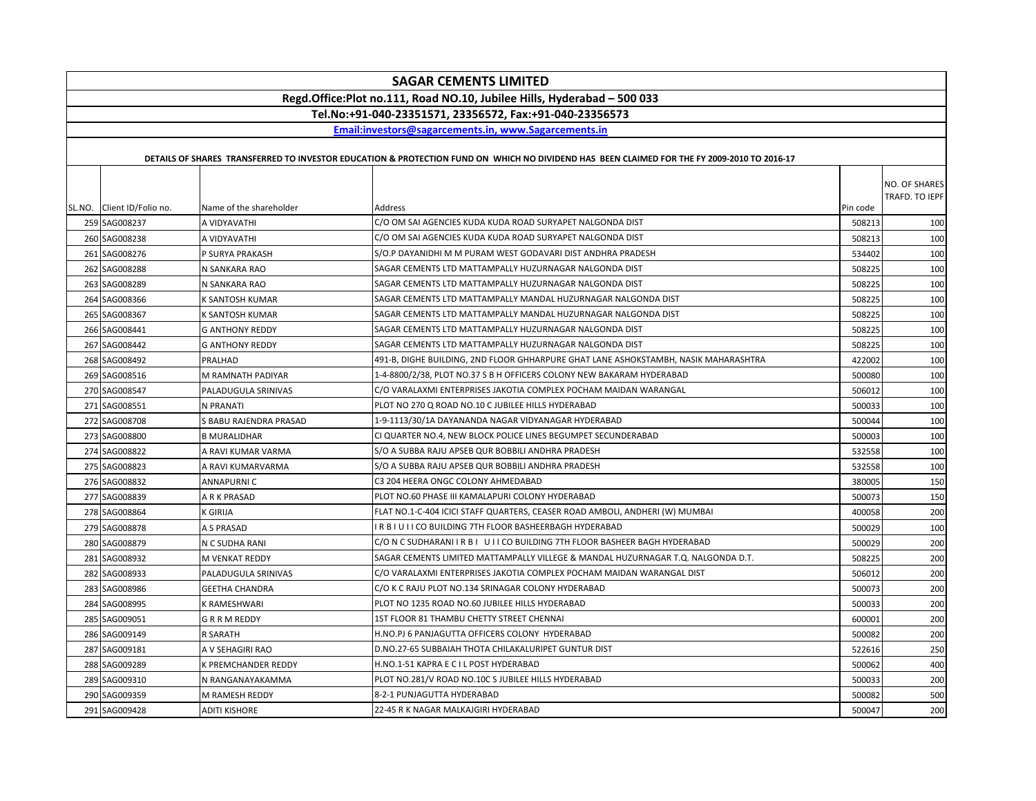# SAGAR CEMENTS LIMITED

**Regd.Office:Plot no.111, Road NO.10, Jubilee Hills, Hyderabad – 500 033**

**Tel.No:+91-040-23351571, 23356572, Fax:+91-040-23356573**

**Email:investors@sagarcements.in, www.Sagarcements.in**

**DETAILS OF SHARES TRANSFERRED TO INVESTOR EDUCATION & PROTECTION FUND ON WHICH NO DIVIDEND HAS BEEN CLAIMED FOR THE FY 2009-2010 TO 2016-17**

| SL.NO. | Client ID/Folio no. | Name of the shareholder | Address | Pin code | NO. OF SHARES TRAFD. TO IEPF |
|---|---|---|---|---|---|
| 259 | SAG008237 | A VIDYAVATHI | C/O OM SAI AGENCIES KUDA KUDA ROAD SURYAPET NALGONDA DIST | 508213 | 100 |
| 260 | SAG008238 | A VIDYAVATHI | C/O OM SAI AGENCIES KUDA KUDA ROAD SURYAPET NALGONDA DIST | 508213 | 100 |
| 261 | SAG008276 | P SURYA PRAKASH | S/O.P DAYANIDHI M M PURAM WEST GODAVARI DIST ANDHRA PRADESH | 534402 | 100 |
| 262 | SAG008288 | N SANKARA RAO | SAGAR CEMENTS LTD MATTAMPALLY HUZURNAGAR NALGONDA DIST | 508225 | 100 |
| 263 | SAG008289 | N SANKARA RAO | SAGAR CEMENTS LTD MATTAMPALLY HUZURNAGAR NALGONDA DIST | 508225 | 100 |
| 264 | SAG008366 | K SANTOSH KUMAR | SAGAR CEMENTS LTD MATTAMPALLY MANDAL HUZURNAGAR NALGONDA DIST | 508225 | 100 |
| 265 | SAG008367 | K SANTOSH KUMAR | SAGAR CEMENTS LTD MATTAMPALLY MANDAL HUZURNAGAR NALGONDA DIST | 508225 | 100 |
| 266 | SAG008441 | G ANTHONY REDDY | SAGAR CEMENTS LTD MATTAMPALLY HUZURNAGAR NALGONDA DIST | 508225 | 100 |
| 267 | SAG008442 | G ANTHONY REDDY | SAGAR CEMENTS LTD MATTAMPALLY HUZURNAGAR NALGONDA DIST | 508225 | 100 |
| 268 | SAG008492 | PRALHAD | 491-B, DIGHE BUILDING, 2ND FLOOR GHHARPURE GHAT LANE ASHOKSTAMBH, NASIK MAHARASHTRA | 422002 | 100 |
| 269 | SAG008516 | M RAMNATH PADIYAR | 1-4-8800/2/38, PLOT NO.37 S B H OFFICERS COLONY NEW BAKARAM HYDERABAD | 500080 | 100 |
| 270 | SAG008547 | PALADUGULA SRINIVAS | C/O VARALAXMI ENTERPRISES JAKOTIA COMPLEX POCHAM MAIDAN WARANGAL | 506012 | 100 |
| 271 | SAG008551 | N PRANATI | PLOT NO 270 Q ROAD NO.10 C JUBILEE HILLS HYDERABAD | 500033 | 100 |
| 272 | SAG008708 | S BABU RAJENDRA PRASAD | 1-9-1113/30/1A DAYANANDA NAGAR VIDYANAGAR HYDERABAD | 500044 | 100 |
| 273 | SAG008800 | B MURALIDHAR | CI QUARTER NO.4, NEW BLOCK POLICE LINES BEGUMPET SECUNDERABAD | 500003 | 100 |
| 274 | SAG008822 | A RAVI KUMAR VARMA | S/O A SUBBA RAJU APSEB QUR BOBBILI ANDHRA PRADESH | 532558 | 100 |
| 275 | SAG008823 | A RAVI KUMARVARMA | S/O A SUBBA RAJU APSEB QUR BOBBILI ANDHRA PRADESH | 532558 | 100 |
| 276 | SAG008832 | ANNAPURNI C | C3 204 HEERA ONGC COLONY AHMEDABAD | 380005 | 150 |
| 277 | SAG008839 | A R K PRASAD | PLOT NO.60 PHASE III KAMALAPURI COLONY HYDERABAD | 500073 | 150 |
| 278 | SAG008864 | K GIRIJA | FLAT NO.1-C-404 ICICI STAFF QUARTERS, CEASER ROAD AMBOLI, ANDHERI (W) MUMBAI | 400058 | 200 |
| 279 | SAG008878 | A S PRASAD | I R B I U I I CO BUILDING 7TH FLOOR BASHEERBAGH HYDERABAD | 500029 | 100 |
| 280 | SAG008879 | N C SUDHA RANI | C/O N C SUDHARANI I R B I U I I CO BUILDING 7TH FLOOR BASHEER BAGH HYDERABAD | 500029 | 200 |
| 281 | SAG008932 | M VENKAT REDDY | SAGAR CEMENTS LIMITED MATTAMPALLY VILLEGE & MANDAL HUZURNAGAR T.Q. NALGONDA D.T. | 508225 | 200 |
| 282 | SAG008933 | PALADUGULA SRINIVAS | C/O VARALAXMI ENTERPRISES JAKOTIA COMPLEX POCHAM MAIDAN WARANGAL DIST | 506012 | 200 |
| 283 | SAG008986 | GEETHA CHANDRA | C/O K C RAJU PLOT NO.134 SRINAGAR COLONY HYDERABAD | 500073 | 200 |
| 284 | SAG008995 | K RAMESHWARI | PLOT NO 1235 ROAD NO.60 JUBILEE HILLS HYDERABAD | 500033 | 200 |
| 285 | SAG009051 | G R R M REDDY | 1ST FLOOR 81 THAMBU CHETTY STREET CHENNAI | 600001 | 200 |
| 286 | SAG009149 | R SARATH | H.NO.PJ 6 PANJAGUTTA OFFICERS COLONY HYDERABAD | 500082 | 200 |
| 287 | SAG009181 | A V SEHAGIRI RAO | D.NO.27-65 SUBBAIAH THOTA CHILAKALURIPET GUNTUR DIST | 522616 | 250 |
| 288 | SAG009289 | K PREMCHANDER REDDY | H.NO.1-51 KAPRA E C I L POST HYDERABAD | 500062 | 400 |
| 289 | SAG009310 | N RANGANAYAKAMMA | PLOT NO.281/V ROAD NO.10C S JUBILEE HILLS HYDERABAD | 500033 | 200 |
| 290 | SAG009359 | M RAMESH REDDY | 8-2-1 PUNJAGUTTA HYDERABAD | 500082 | 500 |
| 291 | SAG009428 | ADITI KISHORE | 22-45 R K NAGAR MALKAJGIRI HYDERABAD | 500047 | 200 |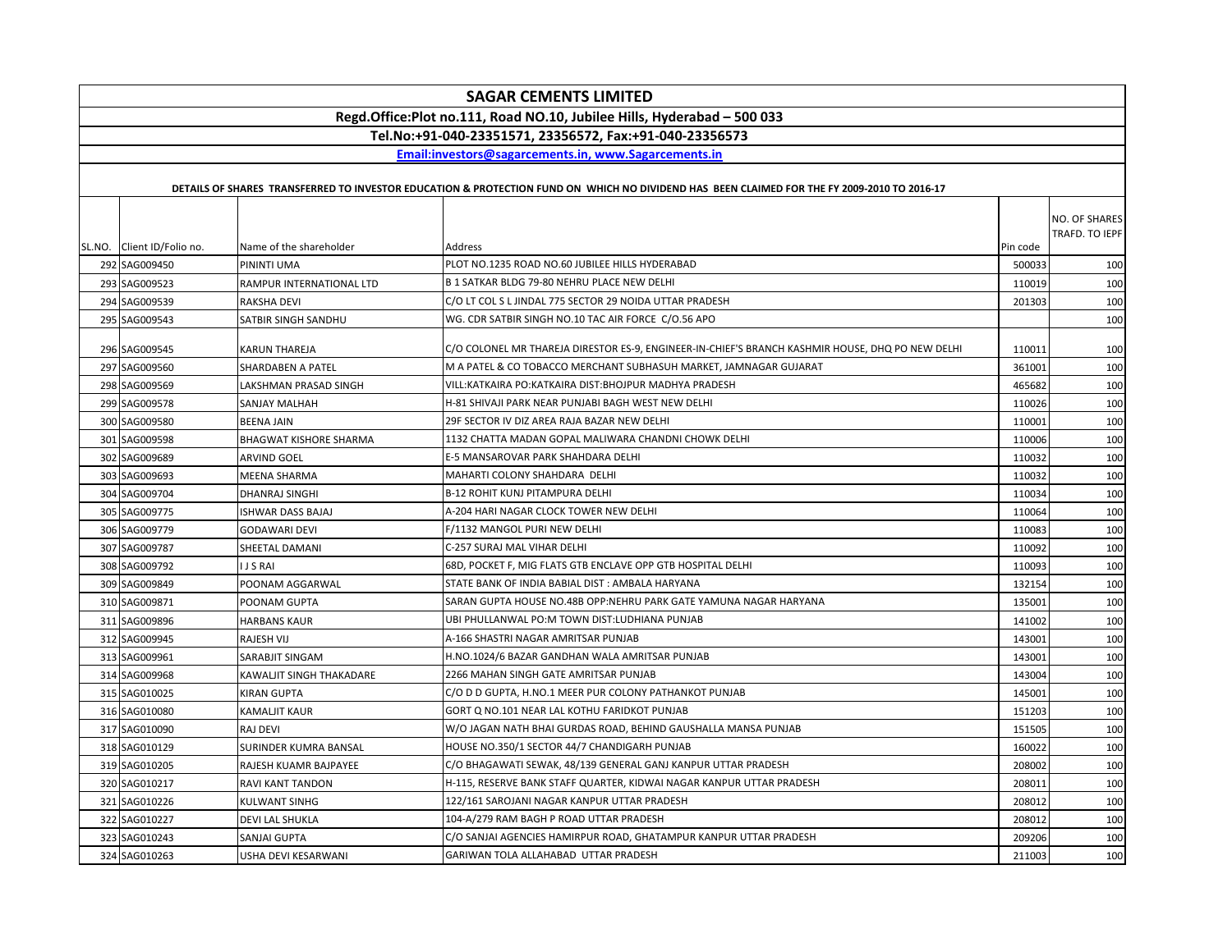## SAGAR CEMENTS LIMITED

**Regd.Office:Plot no.111, Road NO.10, Jubilee Hills, Hyderabad – 500 033**

**Tel.No:+91-040-23351571, 23356572, Fax:+91-040-23356573**

**Email:investors@sagarcements.in, www.Sagarcements.in**

**DETAILS OF SHARES TRANSFERRED TO INVESTOR EDUCATION & PROTECTION FUND ON WHICH NO DIVIDEND HAS BEEN CLAIMED FOR THE FY 2009-2010 TO 2016-17**

| SL.NO. | Client ID/Folio no. | Name of the shareholder | Address | Pin code | NO. OF SHARES TRAFD. TO IEPF |
|---|---|---|---|---|---|
| 292 | SAG009450 | PININTI UMA | PLOT NO.1235 ROAD NO.60 JUBILEE HILLS HYDERABAD | 500033 | 100 |
| 293 | SAG009523 | RAMPUR INTERNATIONAL LTD | B 1 SATKAR BLDG 79-80 NEHRU PLACE NEW DELHI | 110019 | 100 |
| 294 | SAG009539 | RAKSHA DEVI | C/O LT COL S L JINDAL 775 SECTOR 29 NOIDA UTTAR PRADESH | 201303 | 100 |
| 295 | SAG009543 | SATBIR SINGH SANDHU | WG. CDR SATBIR SINGH NO.10 TAC AIR FORCE C/O.56 APO | | 100 |
| 296 | SAG009545 | KARUN THAREJA | C/O COLONEL MR THAREJA DIRESTOR ES-9, ENGINEER-IN-CHIEF'S BRANCH KASHMIR HOUSE, DHQ PO NEW DELHI | 110011 | 100 |
| 297 | SAG009560 | SHARDABEN A PATEL | M A PATEL & CO TOBACCO MERCHANT SUBHASUH MARKET, JAMNAGAR GUJARAT | 361001 | 100 |
| 298 | SAG009569 | LAKSHMAN PRASAD SINGH | VILL:KATKAIRA PO:KATKAIRA DIST:BHOJPUR MADHYA PRADESH | 465682 | 100 |
| 299 | SAG009578 | SANJAY MALHAH | H-81 SHIVAJI PARK NEAR PUNJABI BAGH WEST NEW DELHI | 110026 | 100 |
| 300 | SAG009580 | BEENA JAIN | 29F SECTOR IV DIZ AREA RAJA BAZAR NEW DELHI | 110001 | 100 |
| 301 | SAG009598 | BHAGWAT KISHORE SHARMA | 1132 CHATTA MADAN GOPAL MALIWARA CHANDNI CHOWK DELHI | 110006 | 100 |
| 302 | SAG009689 | ARVIND GOEL | E-5 MANSAROVAR PARK SHAHDARA DELHI | 110032 | 100 |
| 303 | SAG009693 | MEENA SHARMA | MAHARTI COLONY SHAHDARA DELHI | 110032 | 100 |
| 304 | SAG009704 | DHANRAJ SINGHI | B-12 ROHIT KUNJ PITAMPURA DELHI | 110034 | 100 |
| 305 | SAG009775 | ISHWAR DASS BAJAJ | A-204 HARI NAGAR CLOCK TOWER NEW DELHI | 110064 | 100 |
| 306 | SAG009779 | GODAWARI DEVI | F/1132 MANGOL PURI NEW DELHI | 110083 | 100 |
| 307 | SAG009787 | SHEETAL DAMANI | C-257 SURAJ MAL VIHAR DELHI | 110092 | 100 |
| 308 | SAG009792 | I J S RAI | 68D, POCKET F, MIG FLATS GTB ENCLAVE OPP GTB HOSPITAL DELHI | 110093 | 100 |
| 309 | SAG009849 | POONAM AGGARWAL | STATE BANK OF INDIA BABIAL DIST : AMBALA HARYANA | 132154 | 100 |
| 310 | SAG009871 | POONAM GUPTA | SARAN GUPTA HOUSE NO.48B OPP:NEHRU PARK GATE YAMUNA NAGAR HARYANA | 135001 | 100 |
| 311 | SAG009896 | HARBANS KAUR | UBI PHULLANWAL PO:M TOWN DIST:LUDHIANA PUNJAB | 141002 | 100 |
| 312 | SAG009945 | RAJESH VIJ | A-166 SHASTRI NAGAR AMRITSAR PUNJAB | 143001 | 100 |
| 313 | SAG009961 | SARABJIT SINGAM | H.NO.1024/6 BAZAR GANDHAN WALA AMRITSAR PUNJAB | 143001 | 100 |
| 314 | SAG009968 | KAWALJIT SINGH THAKADARE | 2266 MAHAN SINGH GATE AMRITSAR PUNJAB | 143004 | 100 |
| 315 | SAG010025 | KIRAN GUPTA | C/O D D GUPTA, H.NO.1 MEER PUR COLONY PATHANKOT PUNJAB | 145001 | 100 |
| 316 | SAG010080 | KAMALJIT KAUR | GORT Q NO.101 NEAR LAL KOTHU FARIDKOT PUNJAB | 151203 | 100 |
| 317 | SAG010090 | RAJ DEVI | W/O JAGAN NATH BHAI GURDAS ROAD, BEHIND GAUSHALLA MANSA PUNJAB | 151505 | 100 |
| 318 | SAG010129 | SURINDER KUMRA BANSAL | HOUSE NO.350/1 SECTOR 44/7 CHANDIGARH PUNJAB | 160022 | 100 |
| 319 | SAG010205 | RAJESH KUAMR BAJPAYEE | C/O BHAGAWATI SEWAK, 48/139 GENERAL GANJ KANPUR UTTAR PRADESH | 208002 | 100 |
| 320 | SAG010217 | RAVI KANT TANDON | H-115, RESERVE BANK STAFF QUARTER, KIDWAI NAGAR KANPUR UTTAR PRADESH | 208011 | 100 |
| 321 | SAG010226 | KULWANT SINHG | 122/161 SAROJANI NAGAR KANPUR UTTAR PRADESH | 208012 | 100 |
| 322 | SAG010227 | DEVI LAL SHUKLA | 104-A/279 RAM BAGH P ROAD UTTAR PRADESH | 208012 | 100 |
| 323 | SAG010243 | SANJAI GUPTA | C/O SANJAI AGENCIES HAMIRPUR ROAD, GHATAMPUR KANPUR UTTAR PRADESH | 209206 | 100 |
| 324 | SAG010263 | USHA DEVI KESARWANI | GARIWAN TOLA ALLAHABAD UTTAR PRADESH | 211003 | 100 |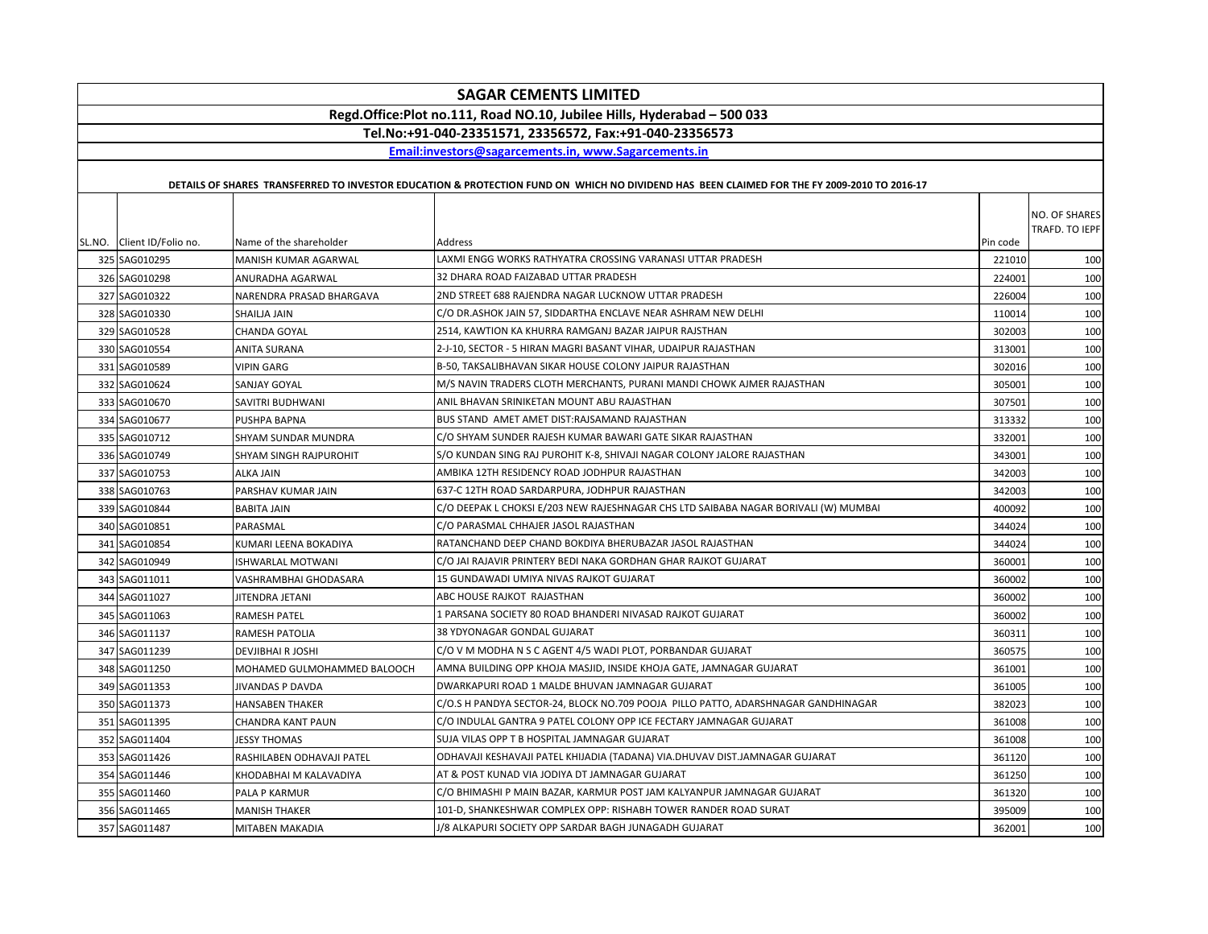# SAGAR CEMENTS LIMITED

**Regd.Office:Plot no.111, Road NO.10, Jubilee Hills, Hyderabad – 500 033**

**Tel.No:+91-040-23351571, 23356572, Fax:+91-040-23356573**

**Email:investors@sagarcements.in, www.Sagarcements.in**

**DETAILS OF SHARES TRANSFERRED TO INVESTOR EDUCATION & PROTECTION FUND ON WHICH NO DIVIDEND HAS BEEN CLAIMED FOR THE FY 2009-2010 TO 2016-17**

| SL.NO. | Client ID/Folio no. | Name of the shareholder | Address | Pin code | NO. OF SHARES TRAFD. TO IEPF |
|---|---|---|---|---|---|
| 325 | SAG010295 | MANISH KUMAR AGARWAL | LAXMI ENGG WORKS RATHYATRA CROSSING VARANASI UTTAR PRADESH | 221010 | 100 |
| 326 | SAG010298 | ANURADHA AGARWAL | 32 DHARA ROAD FAIZABAD UTTAR PRADESH | 224001 | 100 |
| 327 | SAG010322 | NARENDRA PRASAD BHARGAVA | 2ND STREET 688 RAJENDRA NAGAR LUCKNOW UTTAR PRADESH | 226004 | 100 |
| 328 | SAG010330 | SHAILJA JAIN | C/O DR.ASHOK JAIN 57, SIDDARTHA ENCLAVE NEAR ASHRAM NEW DELHI | 110014 | 100 |
| 329 | SAG010528 | CHANDA GOYAL | 2514, KAWTION KA KHURRA RAMGANJ BAZAR JAIPUR RAJSTHAN | 302003 | 100 |
| 330 | SAG010554 | ANITA SURANA | 2-J-10, SECTOR - 5 HIRAN MAGRI BASANT VIHAR, UDAIPUR RAJASTHAN | 313001 | 100 |
| 331 | SAG010589 | VIPIN GARG | B-50, TAKSALIBHAVAN SIKAR HOUSE COLONY JAIPUR RAJASTHAN | 302016 | 100 |
| 332 | SAG010624 | SANJAY GOYAL | M/S NAVIN TRADERS CLOTH MERCHANTS, PURANI MANDI CHOWK AJMER RAJASTHAN | 305001 | 100 |
| 333 | SAG010670 | SAVITRI BUDHWANI | ANIL BHAVAN SRINIKETAN MOUNT ABU RAJASTHAN | 307501 | 100 |
| 334 | SAG010677 | PUSHPA BAPNA | BUS STAND AMET AMET DIST:RAJSAMAND RAJASTHAN | 313332 | 100 |
| 335 | SAG010712 | SHYAM SUNDAR MUNDRA | C/O SHYAM SUNDER RAJESH KUMAR BAWARI GATE SIKAR RAJASTHAN | 332001 | 100 |
| 336 | SAG010749 | SHYAM SINGH RAJPUROHIT | S/O KUNDAN SING RAJ PUROHIT K-8, SHIVAJI NAGAR COLONY JALORE RAJASTHAN | 343001 | 100 |
| 337 | SAG010753 | ALKA JAIN | AMBIKA 12TH RESIDENCY ROAD JODHPUR RAJASTHAN | 342003 | 100 |
| 338 | SAG010763 | PARSHAV KUMAR JAIN | 637-C 12TH ROAD SARDARPURA, JODHPUR RAJASTHAN | 342003 | 100 |
| 339 | SAG010844 | BABITA JAIN | C/O DEEPAK L CHOKSI E/203 NEW RAJESHNAGAR CHS LTD SAIBABA NAGAR BORIVALI (W) MUMBAI | 400092 | 100 |
| 340 | SAG010851 | PARASMAL | C/O PARASMAL CHHAJER JASOL RAJASTHAN | 344024 | 100 |
| 341 | SAG010854 | KUMARI LEENA BOKADIYA | RATANCHAND DEEP CHAND BOKDIYA BHERUBAZAR JASOL RAJASTHAN | 344024 | 100 |
| 342 | SAG010949 | ISHWARLAL MOTWANI | C/O JAI RAJAVIR PRINTERY BEDI NAKA GORDHAN GHAR RAJKOT GUJARAT | 360001 | 100 |
| 343 | SAG011011 | VASHRAMBHAI GHODASARA | 15 GUNDAWADI UMIYA NIVAS RAJKOT GUJARAT | 360002 | 100 |
| 344 | SAG011027 | JITENDRA JETANI | ABC HOUSE RAJKOT RAJASTHAN | 360002 | 100 |
| 345 | SAG011063 | RAMESH PATEL | 1 PARSANA SOCIETY 80 ROAD BHANDERI NIVASAD RAJKOT GUJARAT | 360002 | 100 |
| 346 | SAG011137 | RAMESH PATOLIA | 38 YDYONAGAR GONDAL GUJARAT | 360311 | 100 |
| 347 | SAG011239 | DEVJIBHAI R JOSHI | C/O V M MODHA N S C AGENT 4/5 WADI PLOT, PORBANDAR GUJARAT | 360575 | 100 |
| 348 | SAG011250 | MOHAMED GULMOHAMMED BALOOCH | AMNA BUILDING OPP KHOJA MASJID, INSIDE KHOJA GATE, JAMNAGAR GUJARAT | 361001 | 100 |
| 349 | SAG011353 | JIVANDAS P DAVDA | DWARKAPURI ROAD 1 MALDE BHUVAN JAMNAGAR GUJARAT | 361005 | 100 |
| 350 | SAG011373 | HANSABEN THAKER | C/O.S H PANDYA SECTOR-24, BLOCK NO.709 POOJA PILLO PATTO, ADARSHNAGAR GANDHINAGAR | 382023 | 100 |
| 351 | SAG011395 | CHANDRA KANT PAUN | C/O INDULAL GANTRA 9 PATEL COLONY OPP ICE FECTARY JAMNAGAR GUJARAT | 361008 | 100 |
| 352 | SAG011404 | JESSY THOMAS | SUJA VILAS OPP T B HOSPITAL JAMNAGAR GUJARAT | 361008 | 100 |
| 353 | SAG011426 | RASHILABEN ODHAVAJI PATEL | ODHAVAJI KESHAVAJI PATEL KHIJADIA (TADANA) VIA.DHUVAV DIST.JAMNAGAR GUJARAT | 361120 | 100 |
| 354 | SAG011446 | KHODABHAI M KALAVADIYA | AT & POST KUNAD VIA JODIYA DT JAMNAGAR GUJARAT | 361250 | 100 |
| 355 | SAG011460 | PALA P KARMUR | C/O BHIMASHI P MAIN BAZAR, KARMUR POST JAM KALYANPUR JAMNAGAR GUJARAT | 361320 | 100 |
| 356 | SAG011465 | MANISH THAKER | 101-D, SHANKESHWAR COMPLEX OPP: RISHABH TOWER RANDER ROAD SURAT | 395009 | 100 |
| 357 | SAG011487 | MITABEN MAKADIA | J/8 ALKAPURI SOCIETY OPP SARDAR BAGH JUNAGADH GUJARAT | 362001 | 100 |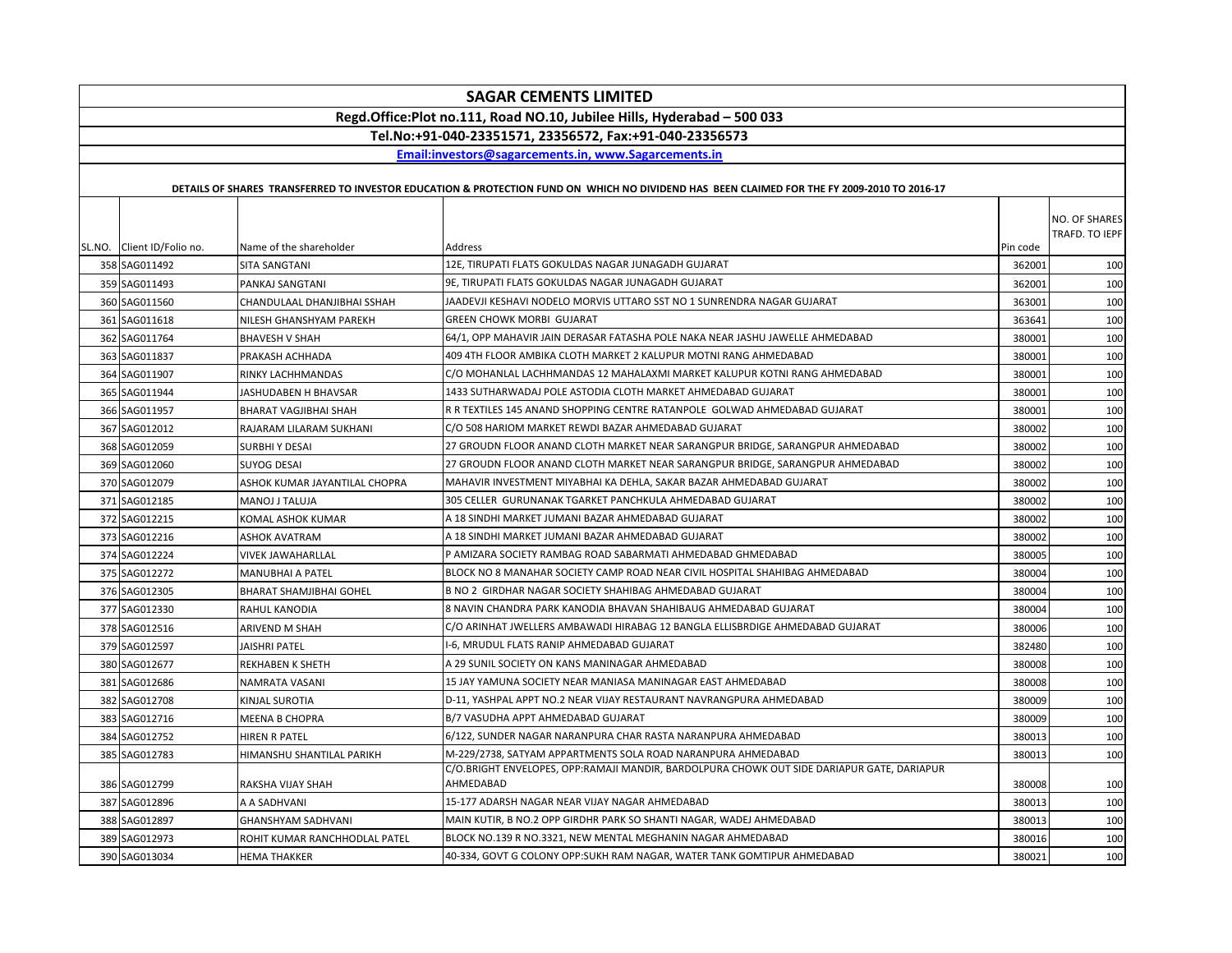## SAGAR CEMENTS LIMITED

**Regd.Office:Plot no.111, Road NO.10, Jubilee Hills, Hyderabad – 500 033**

**Tel.No:+91-040-23351571, 23356572, Fax:+91-040-23356573**

**Email:investors@sagarcements.in, www.Sagarcements.in**

**DETAILS OF SHARES TRANSFERRED TO INVESTOR EDUCATION & PROTECTION FUND ON WHICH NO DIVIDEND HAS BEEN CLAIMED FOR THE FY 2009-2010 TO 2016-17**

| SL.NO. | Client ID/Folio no. | Name of the shareholder | Address | Pin code | NO. OF SHARES TRAFD. TO IEPF |
|---|---|---|---|---|---|
| 358 | SAG011492 | SITA SANGTANI | 12E, TIRUPATI FLATS GOKULDAS NAGAR JUNAGADH GUJARAT | 362001 | 100 |
| 359 | SAG011493 | PANKAJ SANGTANI | 9E, TIRUPATI FLATS GOKULDAS NAGAR JUNAGADH GUJARAT | 362001 | 100 |
| 360 | SAG011560 | CHANDULAAL DHANJIBHAI SSHAH | JAADEVJI KESHAVI NODELO MORVIS UTTARO SST NO 1 SUNRENDRA NAGAR GUJARAT | 363001 | 100 |
| 361 | SAG011618 | NILESH GHANSHYAM PAREKH | GREEN CHOWK MORBI GUJARAT | 363641 | 100 |
| 362 | SAG011764 | BHAVESH V SHAH | 64/1, OPP MAHAVIR JAIN DERASAR FATASHA POLE NAKA NEAR JASHU JAWELLE AHMEDABAD | 380001 | 100 |
| 363 | SAG011837 | PRAKASH ACHHADA | 409 4TH FLOOR AMBIKA CLOTH MARKET 2 KALUPUR MOTNI RANG AHMEDABAD | 380001 | 100 |
| 364 | SAG011907 | RINKY LACHHMANDAS | C/O MOHANLAL LACHHMANDAS 12 MAHALAXMI MARKET KALUPUR KOTNI RANG AHMEDABAD | 380001 | 100 |
| 365 | SAG011944 | JASHUDABEN H BHAVSAR | 1433 SUTHARWADAJ POLE ASTODIA CLOTH MARKET AHMEDABAD GUJARAT | 380001 | 100 |
| 366 | SAG011957 | BHARAT VAGJIBHAI SHAH | R R TEXTILES 145 ANAND SHOPPING CENTRE RATANPOLE GOLWAD AHMEDABAD GUJARAT | 380001 | 100 |
| 367 | SAG012012 | RAJARAM LILARAM SUKHANI | C/O 508 HARIOM MARKET REWDI BAZAR AHMEDABAD GUJARAT | 380002 | 100 |
| 368 | SAG012059 | SURBHI Y DESAI | 27 GROUDN FLOOR ANAND CLOTH MARKET NEAR SARANGPUR BRIDGE, SARANGPUR AHMEDABAD | 380002 | 100 |
| 369 | SAG012060 | SUYOG DESAI | 27 GROUDN FLOOR ANAND CLOTH MARKET NEAR SARANGPUR BRIDGE, SARANGPUR AHMEDABAD | 380002 | 100 |
| 370 | SAG012079 | ASHOK KUMAR JAYANTILAL CHOPRA | MAHAVIR INVESTMENT MIYABHAI KA DEHLA, SAKAR BAZAR AHMEDABAD GUJARAT | 380002 | 100 |
| 371 | SAG012185 | MANOJ J TALUJA | 305 CELLER GURUNANAK TGARKET PANCHKULA AHMEDABAD GUJARAT | 380002 | 100 |
| 372 | SAG012215 | KOMAL ASHOK KUMAR | A 18 SINDHI MARKET JUMANI BAZAR AHMEDABAD GUJARAT | 380002 | 100 |
| 373 | SAG012216 | ASHOK AVATRAM | A 18 SINDHI MARKET JUMANI BAZAR AHMEDABAD GUJARAT | 380002 | 100 |
| 374 | SAG012224 | VIVEK JAWAHARLLAL | P AMIZARA SOCIETY RAMBAG ROAD SABARMATI AHMEDABAD GHMEDABAD | 380005 | 100 |
| 375 | SAG012272 | MANUBHAI A PATEL | BLOCK NO 8 MANAHAR SOCIETY CAMP ROAD NEAR CIVIL HOSPITAL SHAHIBAG AHMEDABAD | 380004 | 100 |
| 376 | SAG012305 | BHARAT SHAMJIBHAI GOHEL | B NO 2 GIRDHAR NAGAR SOCIETY SHAHIBAG AHMEDABAD GUJARAT | 380004 | 100 |
| 377 | SAG012330 | RAHUL KANODIA | 8 NAVIN CHANDRA PARK KANODIA BHAVAN SHAHIBAUG AHMEDABAD GUJARAT | 380004 | 100 |
| 378 | SAG012516 | ARIVEND M SHAH | C/O ARINHAT JWELLERS AMBAWADI HIRABAG 12 BANGLA ELLISBRDIGE AHMEDABAD GUJARAT | 380006 | 100 |
| 379 | SAG012597 | JAISHRI PATEL | I-6, MRUDUL FLATS RANIP AHMEDABAD GUJARAT | 382480 | 100 |
| 380 | SAG012677 | REKHABEN K SHETH | A 29 SUNIL SOCIETY ON KANS MANINAGAR AHMEDABAD | 380008 | 100 |
| 381 | SAG012686 | NAMRATA VASANI | 15 JAY YAMUNA SOCIETY NEAR MANIASA MANINAGAR EAST AHMEDABAD | 380008 | 100 |
| 382 | SAG012708 | KINJAL SUROTIA | D-11, YASHPAL APPT NO.2 NEAR VIJAY RESTAURANT NAVRANGPURA AHMEDABAD | 380009 | 100 |
| 383 | SAG012716 | MEENA B CHOPRA | B/7 VASUDHA APPT AHMEDABAD GUJARAT | 380009 | 100 |
| 384 | SAG012752 | HIREN R PATEL | 6/122, SUNDER NAGAR NARANPURA CHAR RASTA NARANPURA AHMEDABAD | 380013 | 100 |
| 385 | SAG012783 | HIMANSHU SHANTILAL PARIKH | M-229/2738, SATYAM APPARTMENTS SOLA ROAD NARANPURA AHMEDABAD | 380013 | 100 |
| 386 | SAG012799 | RAKSHA VIJAY SHAH | C/O.BRIGHT ENVELOPES, OPP:RAMAJI MANDIR, BARDOLPURA CHOWK OUT SIDE DARIAPUR GATE, DARIAPUR AHMEDABAD | 380008 | 100 |
| 387 | SAG012896 | A A SADHVANI | 15-177 ADARSH NAGAR NEAR VIJAY NAGAR AHMEDABAD | 380013 | 100 |
| 388 | SAG012897 | GHANSHYAM SADHVANI | MAIN KUTIR, B NO.2 OPP GIRDHR PARK SO SHANTI NAGAR, WADEJ AHMEDABAD | 380013 | 100 |
| 389 | SAG012973 | ROHIT KUMAR RANCHHODLAL PATEL | BLOCK NO.139 R NO.3321, NEW MENTAL MEGHANIN NAGAR AHMEDABAD | 380016 | 100 |
| 390 | SAG013034 | HEMA THAKKER | 40-334, GOVT G COLONY OPP:SUKH RAM NAGAR, WATER TANK GOMTIPUR AHMEDABAD | 380021 | 100 |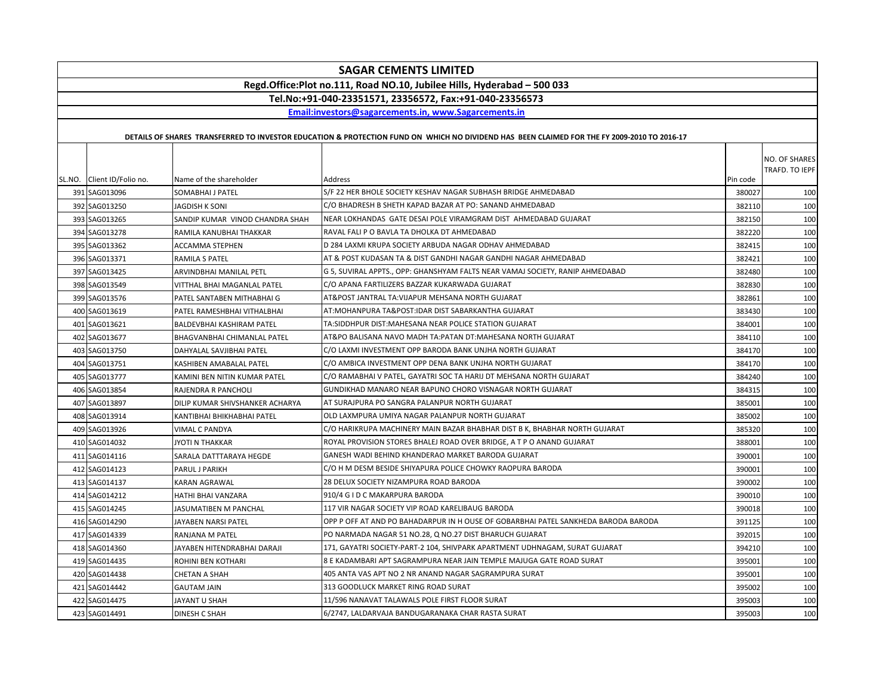# SAGAR CEMENTS LIMITED

**Regd.Office:Plot no.111, Road NO.10, Jubilee Hills, Hyderabad – 500 033**

**Tel.No:+91-040-23351571, 23356572, Fax:+91-040-23356573**

**Email:investors@sagarcements.in, www.Sagarcements.in**

**DETAILS OF SHARES TRANSFERRED TO INVESTOR EDUCATION & PROTECTION FUND ON WHICH NO DIVIDEND HAS BEEN CLAIMED FOR THE FY 2009-2010 TO 2016-17**

| SL.NO. | Client ID/Folio no. | Name of the shareholder | Address | Pin code | NO. OF SHARES TRAFD. TO IEPF |
|---|---|---|---|---|---|
| 391 | SAG013096 | SOMABHAI J PATEL | S/F 22 HER BHOLE SOCIETY KESHAV NAGAR SUBHASH BRIDGE AHMEDABAD | 380027 | 100 |
| 392 | SAG013250 | JAGDISH K SONI | C/O BHADRESH B SHETH KAPAD BAZAR AT PO: SANAND AHMEDABAD | 382110 | 100 |
| 393 | SAG013265 | SANDIP KUMAR VINOD CHANDRA SHAH | NEAR LOKHANDAS GATE DESAI POLE VIRAMGRAM DIST AHMEDABAD GUJARAT | 382150 | 100 |
| 394 | SAG013278 | RAMILA KANUBHAI THAKKAR | RAVAL FALI P O BAVLA TA DHOLKA DT AHMEDABAD | 382220 | 100 |
| 395 | SAG013362 | ACCAMMA STEPHEN | D 284 LAXMI KRUPA SOCIETY ARBUDA NAGAR ODHAV AHMEDABAD | 382415 | 100 |
| 396 | SAG013371 | RAMILA S PATEL | AT & POST KUDASAN TA & DIST GANDHI NAGAR GANDHI NAGAR AHMEDABAD | 382421 | 100 |
| 397 | SAG013425 | ARVINDBHAI MANILAL PETL | G 5, SUVIRAL APPTS., OPP: GHANSHYAM FALTS NEAR VAMAJ SOCIETY, RANIP AHMEDABAD | 382480 | 100 |
| 398 | SAG013549 | VITTHAL BHAI MAGANLAL PATEL | C/O APANA FARTILIZERS BAZZAR KUKARWADA GUJARAT | 382830 | 100 |
| 399 | SAG013576 | PATEL SANTABEN MITHABHAI G | AT&POST JANTRAL TA:VIJAPUR MEHSANA NORTH GUJARAT | 382861 | 100 |
| 400 | SAG013619 | PATEL RAMESHBHAI VITHALBHAI | AT:MOHANPURA TA&POST:IDAR DIST SABARKANTHA GUJARAT | 383430 | 100 |
| 401 | SAG013621 | BALDEVBHAI KASHIRAM PATEL | TA:SIDDHPUR DIST:MAHESANA NEAR POLICE STATION GUJARAT | 384001 | 100 |
| 402 | SAG013677 | BHAGVANBHAI CHIMANLAL PATEL | AT&PO BALISANA NAVO MADH TA:PATAN DT:MAHESANA NORTH GUJARAT | 384110 | 100 |
| 403 | SAG013750 | DAHYALAL SAVJIBHAI PATEL | C/O LAXMI INVESTMENT OPP BARODA BANK UNJHA NORTH GUJARAT | 384170 | 100 |
| 404 | SAG013751 | KASHIBEN AMABALAL PATEL | C/O AMBICA INVESTMENT OPP DENA BANK UNJHA NORTH GUJARAT | 384170 | 100 |
| 405 | SAG013777 | KAMINI BEN NITIN KUMAR PATEL | C/O RAMABHAI V PATEL, GAYATRI SOC TA HARIJ DT MEHSANA NORTH GUJARAT | 384240 | 100 |
| 406 | SAG013854 | RAJENDRA R PANCHOLI | GUNDIKHAD MANARO NEAR BAPUNO CHORO VISNAGAR NORTH GUJARAT | 384315 | 100 |
| 407 | SAG013897 | DILIP KUMAR SHIVSHANKER ACHARYA | AT SURAJPURA PO SANGRA PALANPUR NORTH GUJARAT | 385001 | 100 |
| 408 | SAG013914 | KANTIBHAI BHIKHABHAI PATEL | OLD LAXMPURA UMIYA NAGAR PALANPUR NORTH GUJARAT | 385002 | 100 |
| 409 | SAG013926 | VIMAL C PANDYA | C/O HARIKRUPA MACHINERY MAIN BAZAR BHABHAR DIST B K, BHABHAR NORTH GUJARAT | 385320 | 100 |
| 410 | SAG014032 | JYOTI N THAKKAR | ROYAL PROVISION STORES BHALEJ ROAD OVER BRIDGE, A T P O ANAND GUJARAT | 388001 | 100 |
| 411 | SAG014116 | SARALA DATTTARAYA HEGDE | GANESH WADI BEHIND KHANDERAO MARKET BARODA GUJARAT | 390001 | 100 |
| 412 | SAG014123 | PARUL J PARIKH | C/O H M DESM BESIDE SHIYAPURA POLICE CHOWKY RAOPURA BARODA | 390001 | 100 |
| 413 | SAG014137 | KARAN AGRAWAL | 28 DELUX SOCIETY NIZAMPURA ROAD BARODA | 390002 | 100 |
| 414 | SAG014212 | HATHI BHAI VANZARA | 910/4 G I D C MAKARPURA BARODA | 390010 | 100 |
| 415 | SAG014245 | JASUMATIBEN M PANCHAL | 117 VIR NAGAR SOCIETY VIP ROAD KARELIBAUG BARODA | 390018 | 100 |
| 416 | SAG014290 | JAYABEN NARSI PATEL | OPP P OFF AT AND PO BAHADARPUR IN H OUSE OF GOBARBHAI PATEL SANKHEDA BARODA BARODA | 391125 | 100 |
| 417 | SAG014339 | RANJANA M PATEL | PO NARMADA NAGAR 51 NO.28, Q NO.27 DIST BHARUCH GUJARAT | 392015 | 100 |
| 418 | SAG014360 | JAYABEN HITENDRABHAI DARAJI | 171, GAYATRI SOCIETY-PART-2 104, SHIVPARK APARTMENT UDHNAGAM, SURAT GUJARAT | 394210 | 100 |
| 419 | SAG014435 | ROHINI BEN KOTHARI | 8 E KADAMBARI APT SAGRAMPURA NEAR JAIN TEMPLE MAJUGA GATE ROAD SURAT | 395001 | 100 |
| 420 | SAG014438 | CHETAN A SHAH | 405 ANTA VAS APT NO 2 NR ANAND NAGAR SAGRAMPURA SURAT | 395001 | 100 |
| 421 | SAG014442 | GAUTAM JAIN | 313 GOODLUCK MARKET RING ROAD SURAT | 395002 | 100 |
| 422 | SAG014475 | JAYANT U SHAH | 11/596 NANAVAT TALAWALS POLE FIRST FLOOR SURAT | 395003 | 100 |
| 423 | SAG014491 | DINESH C SHAH | 6/2747, LALDARVAJA BANDUGARANAKA CHAR RASTA SURAT | 395003 | 100 |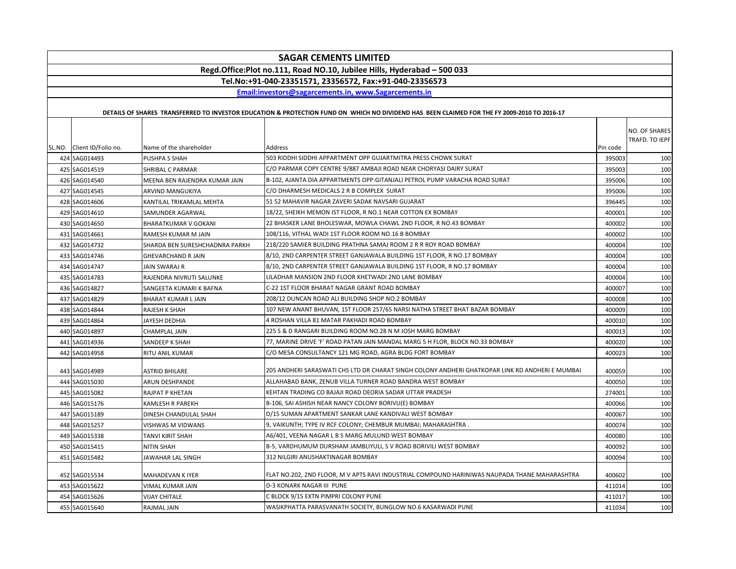## SAGAR CEMENTS LIMITED

**Regd.Office:Plot no.111, Road NO.10, Jubilee Hills, Hyderabad – 500 033**

**Tel.No:+91-040-23351571, 23356572, Fax:+91-040-23356573**

**Email:investors@sagarcements.in, www.Sagarcements.in**

**DETAILS OF SHARES TRANSFERRED TO INVESTOR EDUCATION & PROTECTION FUND ON WHICH NO DIVIDEND HAS BEEN CLAIMED FOR THE FY 2009-2010 TO 2016-17**

| SL.NO. | Client ID/Folio no. | Name of the shareholder | Address | Pin code | NO. OF SHARES TRAFD. TO IEPF |
|---|---|---|---|---|---|
| 424 | SAG014493 | PUSHPA S SHAH | 503 RIDDHI SIDDHI APPARTMENT OPP GUJARTMITRA PRESS CHOWK SURAT | 395003 | 100 |
| 425 | SAG014519 | SHRIBAL C PARMAR | C/O PARMAR COPY CENTRE 9/887 AMBAJI ROAD NEAR CHORYASI DAIRY SURAT | 395003 | 100 |
| 426 | SAG014540 | MEENA BEN RAJENDRA KUMAR JAIN | B-102, AJANTA DIA APPARTMENTS OPP:GITANJALI PETROL PUMP VARACHA ROAD SURAT | 395006 | 100 |
| 427 | SAG014545 | ARVIND MANGUKIYA | C/O DHARMESH MEDICALS 2 R B COMPLEX SURAT | 395006 | 100 |
| 428 | SAG014606 | KANTILAL TRIKAMLAL MEHTA | 51 52 MAHAVIR NAGAR ZAVERI SADAK NAVSARI GUJARAT | 396445 | 100 |
| 429 | SAG014610 | SAMUNDER AGARWAL | 18/22, SHEIKH MEMON IST FLOOR, R NO.1 NEAR COTTON EX BOMBAY | 400001 | 100 |
| 430 | SAG014650 | BHARATKUMAR V GOKANI | 22 BHASKER LANE BHOLESWAR, MOWLA CHAWL 2ND FLOOR, R NO.43 BOMBAY | 400002 | 100 |
| 431 | SAG014661 | RAMESH KUMAR M JAIN | 108/116, VITHAL WADI 1ST FLOOR ROOM NO.16 B BOMBAY | 400002 | 100 |
| 432 | SAG014732 | SHARDA BEN SURESHCHADNRA PARKH | 218/220 SAMIER BUILDING PRATHNA SAMAJ ROOM 2 R R ROY ROAD BOMBAY | 400004 | 100 |
| 433 | SAG014746 | GHEVARCHAND R JAIN | 8/10, 2ND CARPENTER STREET GANJAWALA BUILDING 1ST FLOOR, R NO.17 BOMBAY | 400004 | 100 |
| 434 | SAG014747 | JAIN SWARAJ R | 8/10, 2ND CARPENTER STREET GANJAWALA BUILDING 1ST FLOOR, R NO.17 BOMBAY | 400004 | 100 |
| 435 | SAG014783 | RAJENDRA NIVRUTI SALUNKE | LILADHAR MANSION 2ND FLOOR KHETWADI 2ND LANE BOMBAY | 400004 | 100 |
| 436 | SAG014827 | SANGEETA KUMARI K BAFNA | C-22 1ST FLOOR BHARAT NAGAR GRANT ROAD BOMBAY | 400007 | 100 |
| 437 | SAG014829 | BHARAT KUMAR L JAIN | 208/12 DUNCAN ROAD ALI BUILDING SHOP NO.2 BOMBAY | 400008 | 100 |
| 438 | SAG014844 | RAJESH K SHAH | 107 NEW ANANT BHUVAN, 1ST FLOOR 257/65 NARSI NATHA STREET BHAT BAZAR BOMBAY | 400009 | 100 |
| 439 | SAG014864 | JAYESH DEDHIA | 4 ROSHAN VILLA 81 MATAR PAKHADI ROAD BOMBAY | 400010 | 100 |
| 440 | SAG014897 | CHAMPLAL JAIN | 225 S & D RANGARI BUILDING ROOM NO.28 N M JOSH MARG BOMBAY | 400013 | 100 |
| 441 | SAG014936 | SANDEEP K SHAH | 77, MARINE DRIVE 'F' ROAD PATAN JAIN MANDAL MARG 5 H FLOR, BLOCK NO.33 BOMBAY | 400020 | 100 |
| 442 | SAG014958 | RITU ANIL KUMAR | C/O MESA CONSULTANCY 121 MG ROAD, AGRA BLDG FORT BOMBAY | 400023 | 100 |
| 443 | SAG014989 | ASTRID BHILARE | 205 ANDHERI SARASWATI CHS LTD DR CHARAT SINGH COLONY ANDHERI GHATKOPAR LINK RD ANDHERI E MUMBAI | 400059 | 100 |
| 444 | SAG015030 | ARUN DESHPANDE | ALLAHABAD BANK, ZENUB VILLA TURNER ROAD BANDRA WEST BOMBAY | 400050 | 100 |
| 445 | SAG015082 | RAJPAT P KHETAN | KEHTAN TRADING CO BAJAJI ROAD DEORIA SADAR UTTAR PRADESH | 274001 | 100 |
| 446 | SAG015176 | KAMLESH R PAREKH | B-106, SAI ASHISH NEAR NANCY COLONY BORIVLI(E) BOMBAY | 400066 | 100 |
| 447 | SAG015189 | DINESH CHANDULAL SHAH | D/15 SUMAN APARTMENT SANKAR LANE KANDIVALI WEST BOMBAY | 400067 | 100 |
| 448 | SAG015257 | VISHWAS M VIDWANS | 9, VAIKUNTH; TYPE IV RCF COLONY; CHEMBUR MUMBAI; MAHARASHTRA . | 400074 | 100 |
| 449 | SAG015338 | TANVI KIRIT SHAH | A6/401, VEENA NAGAR L B S MARG MULUND WEST BOMBAY | 400080 | 100 |
| 450 | SAG015415 | NITIN SHAH | B-5, VARDHUMUM DURSHAM JAMBLIYULI, S V ROAD BORIVILI WEST BOMBAY | 400092 | 100 |
| 451 | SAG015482 | JAWAHAR LAL SINGH | 312 NILGIRI ANUSHAKTINAGAR BOMBAY | 400094 | 100 |
| 452 | SAG015534 | MAHADEVAN K IYER | FLAT NO.202, 2ND FLOOR, M V APTS RAVI INDUSTRIAL COMPOUND HARINIWAS NAUPADA THANE MAHARASHTRA | 400602 | 100 |
| 453 | SAG015622 | VIMAL KUMAR JAIN | D-3 KONARK NAGAR III PUNE | 411014 | 100 |
| 454 | SAG015626 | VIJAY CHITALE | C BLOCK 9/15 EXTN PIMPRI COLONY PUNE | 411017 | 100 |
| 455 | SAG015640 | RAJMAL JAIN | WASIKPHATTA PARASVANATH SOCIETY, BUNGLOW NO.6 KASARWADI PUNE | 411034 | 100 |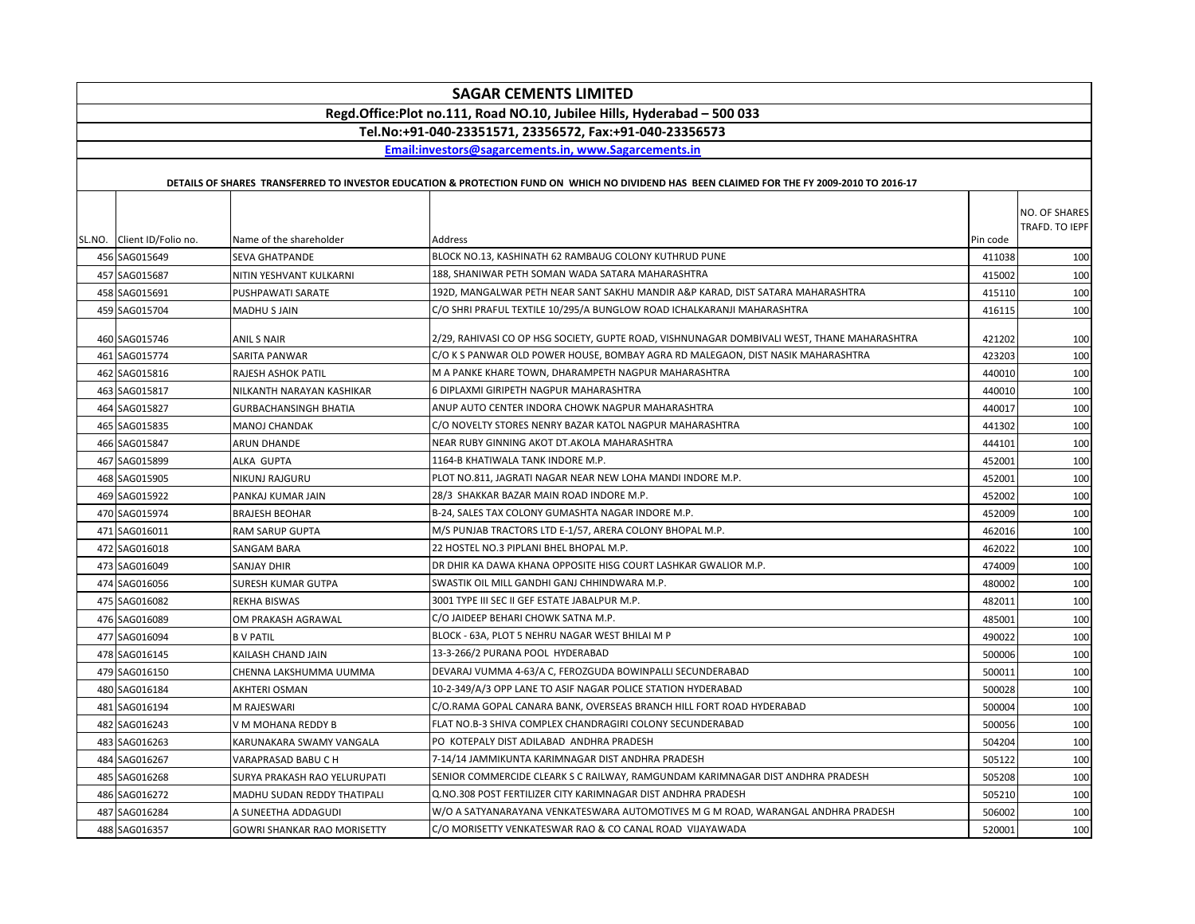# SAGAR CEMENTS LIMITED

**Regd.Office:Plot no.111, Road NO.10, Jubilee Hills, Hyderabad – 500 033**

**Tel.No:+91-040-23351571, 23356572, Fax:+91-040-23356573**

**Email:investors@sagarcements.in, www.Sagarcements.in**

**DETAILS OF SHARES TRANSFERRED TO INVESTOR EDUCATION & PROTECTION FUND ON WHICH NO DIVIDEND HAS BEEN CLAIMED FOR THE FY 2009-2010 TO 2016-17**

| SL.NO. | Client ID/Folio no. | Name of the shareholder | Address | Pin code | NO. OF SHARES TRAFD. TO IEPF |
|---|---|---|---|---|---|
| 456 | SAG015649 | SEVA GHATPANDE | BLOCK NO.13, KASHINATH 62 RAMBAUG COLONY KUTHRUD PUNE | 411038 | 100 |
| 457 | SAG015687 | NITIN YESHVANT KULKARNI | 188, SHANIWAR PETH SOMAN WADA SATARA MAHARASHTRA | 415002 | 100 |
| 458 | SAG015691 | PUSHPAWATI SARATE | 192D, MANGALWAR PETH NEAR SANT SAKHU MANDIR A&P KARAD, DIST SATARA MAHARASHTRA | 415110 | 100 |
| 459 | SAG015704 | MADHU S JAIN | C/O SHRI PRAFUL TEXTILE 10/295/A BUNGLOW ROAD ICHALKARANJI MAHARASHTRA | 416115 | 100 |
| 460 | SAG015746 | ANIL S NAIR | 2/29, RAHIVASI CO OP HSG SOCIETY, GUPTE ROAD, VISHNUNAGAR DOMBIVALI WEST, THANE MAHARASHTRA | 421202 | 100 |
| 461 | SAG015774 | SARITA PANWAR | C/O K S PANWAR OLD POWER HOUSE, BOMBAY AGRA RD MALEGAON, DIST NASIK MAHARASHTRA | 423203 | 100 |
| 462 | SAG015816 | RAJESH ASHOK PATIL | M A PANKE KHARE TOWN, DHARAMPETH NAGPUR MAHARASHTRA | 440010 | 100 |
| 463 | SAG015817 | NILKANTH NARAYAN KASHIKAR | 6 DIPLAXMI GIRIPETH NAGPUR MAHARASHTRA | 440010 | 100 |
| 464 | SAG015827 | GURBACHANSINGH BHATIA | ANUP AUTO CENTER INDORA CHOWK NAGPUR MAHARASHTRA | 440017 | 100 |
| 465 | SAG015835 | MANOJ CHANDAK | C/O NOVELTY STORES NENRY BAZAR KATOL NAGPUR MAHARASHTRA | 441302 | 100 |
| 466 | SAG015847 | ARUN DHANDE | NEAR RUBY GINNING AKOT DT.AKOLA MAHARASHTRA | 444101 | 100 |
| 467 | SAG015899 | ALKA GUPTA | 1164-B KHATIWALA TANK INDORE M.P. | 452001 | 100 |
| 468 | SAG015905 | NIKUNJ RAJGURU | PLOT NO.811, JAGRATI NAGAR NEAR NEW LOHA MANDI INDORE M.P. | 452001 | 100 |
| 469 | SAG015922 | PANKAJ KUMAR JAIN | 28/3 SHAKKAR BAZAR MAIN ROAD INDORE M.P. | 452002 | 100 |
| 470 | SAG015974 | BRAJESH BEOHAR | B-24, SALES TAX COLONY GUMASHTA NAGAR INDORE M.P. | 452009 | 100 |
| 471 | SAG016011 | RAM SARUP GUPTA | M/S PUNJAB TRACTORS LTD E-1/57, ARERA COLONY BHOPAL M.P. | 462016 | 100 |
| 472 | SAG016018 | SANGAM BARA | 22 HOSTEL NO.3 PIPLANI BHEL BHOPAL M.P. | 462022 | 100 |
| 473 | SAG016049 | SANJAY DHIR | DR DHIR KA DAWA KHANA OPPOSITE HISG COURT LASHKAR GWALIOR M.P. | 474009 | 100 |
| 474 | SAG016056 | SURESH KUMAR GUTPA | SWASTIK OIL MILL GANDHI GANJ CHHINDWARA M.P. | 480002 | 100 |
| 475 | SAG016082 | REKHA BISWAS | 3001 TYPE III SEC II GEF ESTATE JABALPUR M.P. | 482011 | 100 |
| 476 | SAG016089 | OM PRAKASH AGRAWAL | C/O JAIDEEP BEHARI CHOWK SATNA M.P. | 485001 | 100 |
| 477 | SAG016094 | B V PATIL | BLOCK - 63A, PLOT 5 NEHRU NAGAR WEST BHILAI M P | 490022 | 100 |
| 478 | SAG016145 | KAILASH CHAND JAIN | 13-3-266/2 PURANA POOL HYDERABAD | 500006 | 100 |
| 479 | SAG016150 | CHENNA LAKSHUMMA UUMMA | DEVARAJ VUMMA 4-63/A C, FEROZGUDA BOWINPALLI SECUNDERABAD | 500011 | 100 |
| 480 | SAG016184 | AKHTERI OSMAN | 10-2-349/A/3 OPP LANE TO ASIF NAGAR POLICE STATION HYDERABAD | 500028 | 100 |
| 481 | SAG016194 | M RAJESWARI | C/O.RAMA GOPAL CANARA BANK, OVERSEAS BRANCH HILL FORT ROAD HYDERABAD | 500004 | 100 |
| 482 | SAG016243 | V M MOHANA REDDY B | FLAT NO.B-3 SHIVA COMPLEX CHANDRAGIRI COLONY SECUNDERABAD | 500056 | 100 |
| 483 | SAG016263 | KARUNAKARA SWAMY VANGALA | PO KOTEPALY DIST ADILABAD ANDHRA PRADESH | 504204 | 100 |
| 484 | SAG016267 | VARAPRASAD BABU C H | 7-14/14 JAMMIKUNTA KARIMNAGAR DIST ANDHRA PRADESH | 505122 | 100 |
| 485 | SAG016268 | SURYA PRAKASH RAO YELURUPATI | SENIOR COMMERCIDE CLEARK S C RAILWAY, RAMGUNDAM KARIMNAGAR DIST ANDHRA PRADESH | 505208 | 100 |
| 486 | SAG016272 | MADHU SUDAN REDDY THATIPALI | Q.NO.308 POST FERTILIZER CITY KARIMNAGAR DIST ANDHRA PRADESH | 505210 | 100 |
| 487 | SAG016284 | A SUNEETHA ADDAGUDI | W/O A SATYANARAYANA VENKATESWARA AUTOMOTIVES M G M ROAD, WARANGAL ANDHRA PRADESH | 506002 | 100 |
| 488 | SAG016357 | GOWRI SHANKAR RAO MORISETTY | C/O MORISETTY VENKATESWAR RAO & CO CANAL ROAD VIJAYAWADA | 520001 | 100 |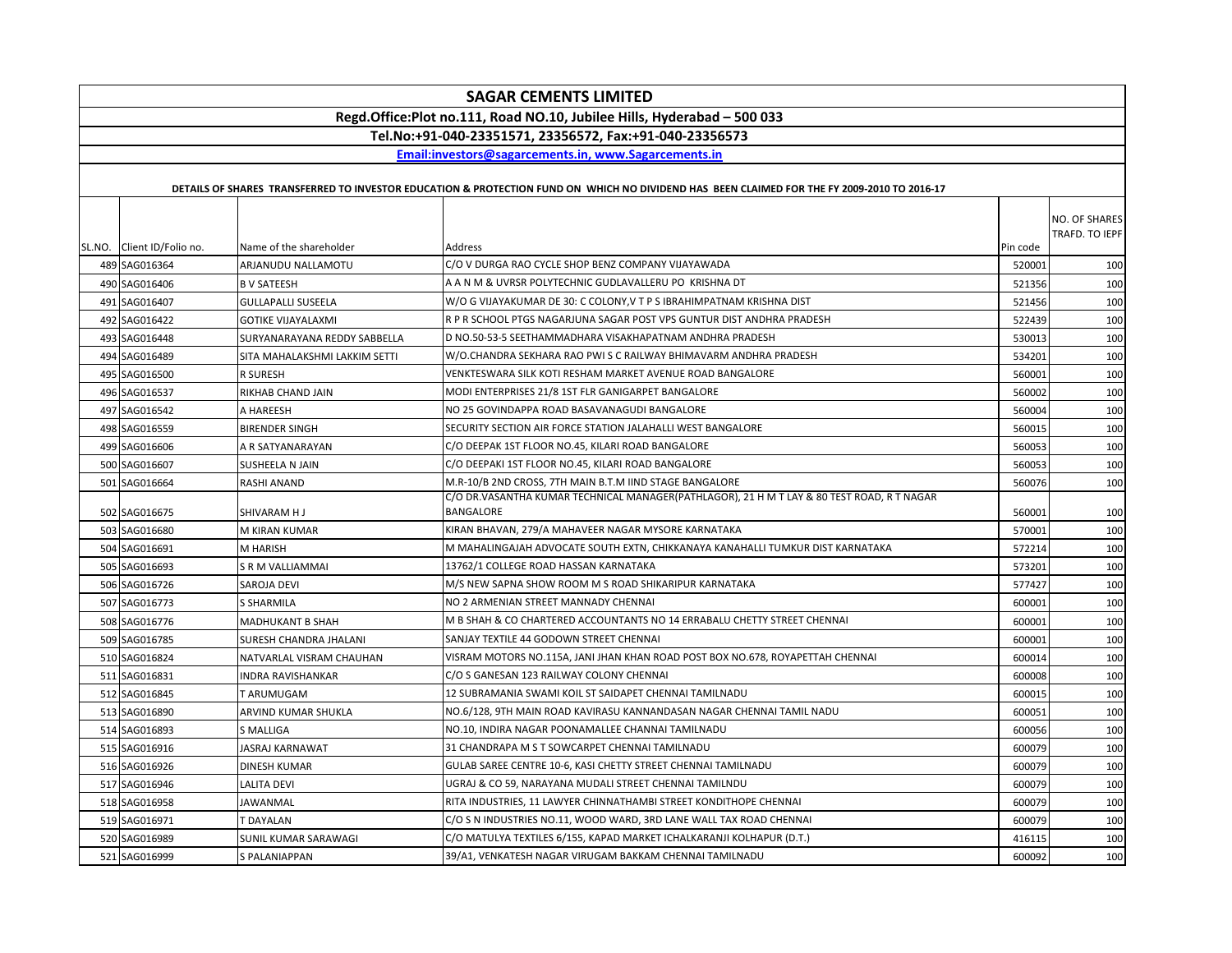# SAGAR CEMENTS LIMITED

**Regd.Office:Plot no.111, Road NO.10, Jubilee Hills, Hyderabad – 500 033**

**Tel.No:+91-040-23351571, 23356572, Fax:+91-040-23356573**

**Email:investors@sagarcements.in, www.Sagarcements.in**

**DETAILS OF SHARES TRANSFERRED TO INVESTOR EDUCATION & PROTECTION FUND ON WHICH NO DIVIDEND HAS BEEN CLAIMED FOR THE FY 2009-2010 TO 2016-17**

| SL.NO. | Client ID/Folio no. | Name of the shareholder | Address | Pin code | NO. OF SHARES TRAFD. TO IEPF |
|---|---|---|---|---|---|
| 489 | SAG016364 | ARJANUDU NALLAMOTU | C/O V DURGA RAO CYCLE SHOP BENZ COMPANY VIJAYAWADA | 520001 | 100 |
| 490 | SAG016406 | B V SATEESH | A A N M & UVRSR POLYTECHNIC GUDLAVALLERU PO KRISHNA DT | 521356 | 100 |
| 491 | SAG016407 | GULLAPALLI SUSEELA | W/O G VIJAYAKUMAR DE 30: C COLONY,V T P S IBRAHIMPATNAM KRISHNA DIST | 521456 | 100 |
| 492 | SAG016422 | GOTIKE VIJAYALAXMI | R P R SCHOOL PTGS NAGARJUNA SAGAR POST VPS GUNTUR DIST ANDHRA PRADESH | 522439 | 100 |
| 493 | SAG016448 | SURYANARAYANA REDDY SABBELLA | D NO.50-53-5 SEETHAMMADHARA VISAKHAPATNAM ANDHRA PRADESH | 530013 | 100 |
| 494 | SAG016489 | SITA MAHALAKSHMI LAKKIM SETTI | W/O.CHANDRA SEKHARA RAO PWI S C RAILWAY BHIMAVARM ANDHRA PRADESH | 534201 | 100 |
| 495 | SAG016500 | R SURESH | VENKTESWARA SILK KOTI RESHAM MARKET AVENUE ROAD BANGALORE | 560001 | 100 |
| 496 | SAG016537 | RIKHAB CHAND JAIN | MODI ENTERPRISES 21/8 1ST FLR GANIGARPET BANGALORE | 560002 | 100 |
| 497 | SAG016542 | A HAREESH | NO 25 GOVINDAPPA ROAD BASAVANAGUDI BANGALORE | 560004 | 100 |
| 498 | SAG016559 | BIRENDER SINGH | SECURITY SECTION AIR FORCE STATION JALAHALLI WEST BANGALORE | 560015 | 100 |
| 499 | SAG016606 | A R SATYANARAYAN | C/O DEEPAK 1ST FLOOR NO.45, KILARI ROAD BANGALORE | 560053 | 100 |
| 500 | SAG016607 | SUSHEELA N JAIN | C/O DEEPAKI 1ST FLOOR NO.45, KILARI ROAD BANGALORE | 560053 | 100 |
| 501 | SAG016664 | RASHI ANAND | M.R-10/B 2ND CROSS, 7TH MAIN B.T.M IIND STAGE BANGALORE | 560076 | 100 |
| 502 | SAG016675 | SHIVARAM H J | C/O DR.VASANTHA KUMAR TECHNICAL MANAGER(PATHLAGOR), 21 H M T LAY & 80 TEST ROAD, R T NAGAR BANGALORE | 560001 | 100 |
| 503 | SAG016680 | M KIRAN KUMAR | KIRAN BHAVAN, 279/A MAHAVEER NAGAR MYSORE KARNATAKA | 570001 | 100 |
| 504 | SAG016691 | M HARISH | M MAHALINGAJAH ADVOCATE SOUTH EXTN, CHIKKANAYA KANAHALLI TUMKUR DIST KARNATAKA | 572214 | 100 |
| 505 | SAG016693 | S R M VALLIAMMAI | 13762/1 COLLEGE ROAD HASSAN KARNATAKA | 573201 | 100 |
| 506 | SAG016726 | SAROJA DEVI | M/S NEW SAPNA SHOW ROOM M S ROAD SHIKARIPUR KARNATAKA | 577427 | 100 |
| 507 | SAG016773 | S SHARMILA | NO 2 ARMENIAN STREET MANNADY CHENNAI | 600001 | 100 |
| 508 | SAG016776 | MADHUKANT B SHAH | M B SHAH & CO CHARTERED ACCOUNTANTS NO 14 ERRABALU CHETTY STREET CHENNAI | 600001 | 100 |
| 509 | SAG016785 | SURESH CHANDRA JHALANI | SANJAY TEXTILE 44 GODOWN STREET CHENNAI | 600001 | 100 |
| 510 | SAG016824 | NATVARLAL VISRAM CHAUHAN | VISRAM MOTORS NO.115A, JANI JHAN KHAN ROAD POST BOX NO.678, ROYAPETTAH CHENNAI | 600014 | 100 |
| 511 | SAG016831 | INDRA RAVISHANKAR | C/O S GANESAN 123 RAILWAY COLONY CHENNAI | 600008 | 100 |
| 512 | SAG016845 | T ARUMUGAM | 12 SUBRAMANIA SWAMI KOIL ST SAIDAPET CHENNAI TAMILNADU | 600015 | 100 |
| 513 | SAG016890 | ARVIND KUMAR SHUKLA | NO.6/128, 9TH MAIN ROAD KAVIRASU KANNANDASAN NAGAR CHENNAI TAMIL NADU | 600051 | 100 |
| 514 | SAG016893 | S MALLIGA | NO.10, INDIRA NAGAR POONAMALLEE CHANNAI TAMILNADU | 600056 | 100 |
| 515 | SAG016916 | JASRAJ KARNAWAT | 31 CHANDRAPA M S T SOWCARPET CHENNAI TAMILNADU | 600079 | 100 |
| 516 | SAG016926 | DINESH KUMAR | GULAB SAREE CENTRE 10-6, KASI CHETTY STREET CHENNAI TAMILNADU | 600079 | 100 |
| 517 | SAG016946 | LALITA DEVI | UGRAJ & CO 59, NARAYANA MUDALI STREET CHENNAI TAMILNDU | 600079 | 100 |
| 518 | SAG016958 | JAWANMAL | RITA INDUSTRIES, 11 LAWYER CHINNATHAMBI STREET KONDITHOPE CHENNAI | 600079 | 100 |
| 519 | SAG016971 | T DAYALAN | C/O S N INDUSTRIES NO.11, WOOD WARD, 3RD LANE WALL TAX ROAD CHENNAI | 600079 | 100 |
| 520 | SAG016989 | SUNIL KUMAR SARAWAGI | C/O MATULYA TEXTILES 6/155, KAPAD MARKET ICHALKARANJI KOLHAPUR (D.T.) | 416115 | 100 |
| 521 | SAG016999 | S PALANIAPPAN | 39/A1, VENKATESH NAGAR VIRUGAM BAKKAM CHENNAI TAMILNADU | 600092 | 100 |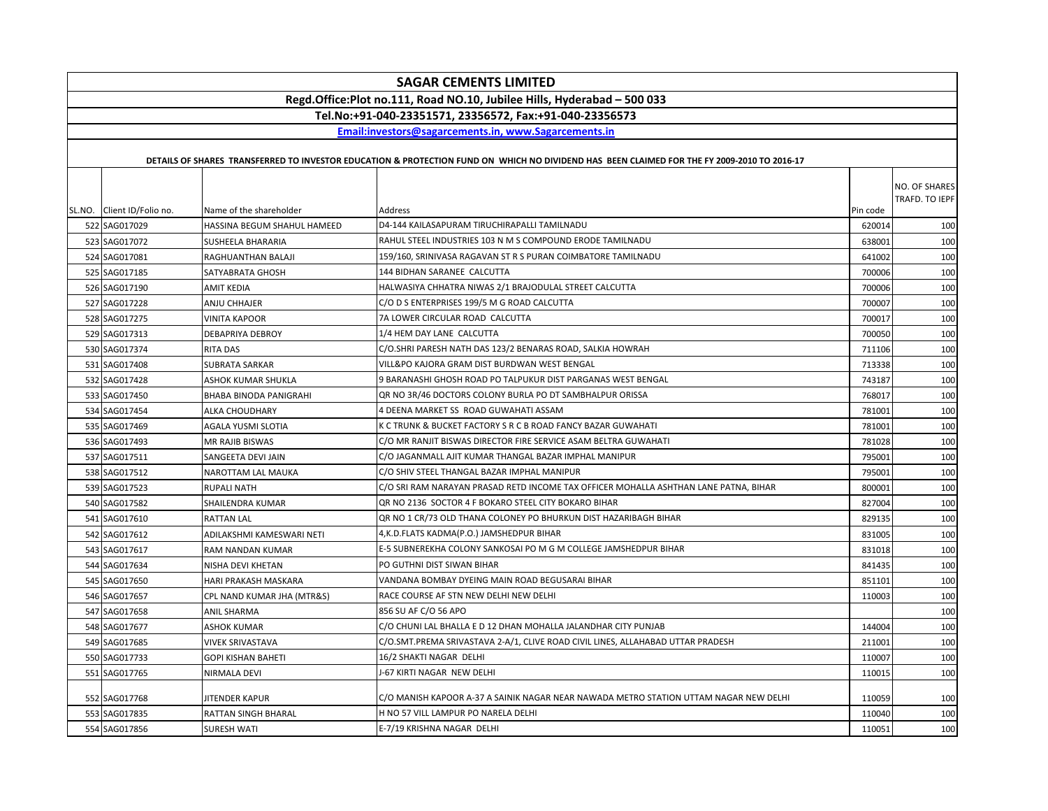# SAGAR CEMENTS LIMITED

**Regd.Office:Plot no.111, Road NO.10, Jubilee Hills, Hyderabad – 500 033**

**Tel.No:+91-040-23351571, 23356572, Fax:+91-040-23356573**

**Email:investors@sagarcements.in, www.Sagarcements.in**

**DETAILS OF SHARES TRANSFERRED TO INVESTOR EDUCATION & PROTECTION FUND ON WHICH NO DIVIDEND HAS BEEN CLAIMED FOR THE FY 2009-2010 TO 2016-17**

| SL.NO. | Client ID/Folio no. | Name of the shareholder | Address | Pin code | NO. OF SHARES TRAFD. TO IEPF |
|---|---|---|---|---|---|
| 522 | SAG017029 | HASSINA BEGUM SHAHUL HAMEED | D4-144 KAILASAPURAM TIRUCHIRAPALLI TAMILNADU | 620014 | 100 |
| 523 | SAG017072 | SUSHEELA BHARARIA | RAHUL STEEL INDUSTRIES 103 N M S COMPOUND ERODE TAMILNADU | 638001 | 100 |
| 524 | SAG017081 | RAGHUANTHAN BALAJI | 159/160, SRINIVASA RAGAVAN ST R S PURAN COIMBATORE TAMILNADU | 641002 | 100 |
| 525 | SAG017185 | SATYABRATA GHOSH | 144 BIDHAN SARANEE CALCUTTA | 700006 | 100 |
| 526 | SAG017190 | AMIT KEDIA | HALWASIYA CHHATRA NIWAS 2/1 BRAJODULAL STREET CALCUTTA | 700006 | 100 |
| 527 | SAG017228 | ANJU CHHAJER | C/O D S ENTERPRISES 199/5 M G ROAD CALCUTTA | 700007 | 100 |
| 528 | SAG017275 | VINITA KAPOOR | 7A LOWER CIRCULAR ROAD CALCUTTA | 700017 | 100 |
| 529 | SAG017313 | DEBAPRIYA DEBROY | 1/4 HEM DAY LANE CALCUTTA | 700050 | 100 |
| 530 | SAG017374 | RITA DAS | C/O.SHRI PARESH NATH DAS 123/2 BENARAS ROAD, SALKIA HOWRAH | 711106 | 100 |
| 531 | SAG017408 | SUBRATA SARKAR | VILL&PO KAJORA GRAM DIST BURDWAN WEST BENGAL | 713338 | 100 |
| 532 | SAG017428 | ASHOK KUMAR SHUKLA | 9 BARANASHI GHOSH ROAD PO TALPUKUR DIST PARGANAS WEST BENGAL | 743187 | 100 |
| 533 | SAG017450 | BHABA BINODA PANIGRAHI | QR NO 3R/46 DOCTORS COLONY BURLA PO DT SAMBHALPUR ORISSA | 768017 | 100 |
| 534 | SAG017454 | ALKA CHOUDHARY | 4 DEENA MARKET SS ROAD GUWAHATI ASSAM | 781001 | 100 |
| 535 | SAG017469 | AGALA YUSMI SLOTIA | K C TRUNK & BUCKET FACTORY S R C B ROAD FANCY BAZAR GUWAHATI | 781001 | 100 |
| 536 | SAG017493 | MR RAJIB BISWAS | C/O MR RANJIT BISWAS DIRECTOR FIRE SERVICE ASAM BELTRA GUWAHATI | 781028 | 100 |
| 537 | SAG017511 | SANGEETA DEVI JAIN | C/O JAGANMALL AJIT KUMAR THANGAL BAZAR IMPHAL MANIPUR | 795001 | 100 |
| 538 | SAG017512 | NAROTTAM LAL MAUKA | C/O SHIV STEEL THANGAL BAZAR IMPHAL MANIPUR | 795001 | 100 |
| 539 | SAG017523 | RUPALI NATH | C/O SRI RAM NARAYAN PRASAD RETD INCOME TAX OFFICER MOHALLA ASHTHAN LANE PATNA, BIHAR | 800001 | 100 |
| 540 | SAG017582 | SHAILENDRA KUMAR | QR NO 2136 SOCTOR 4 F BOKARO STEEL CITY BOKARO BIHAR | 827004 | 100 |
| 541 | SAG017610 | RATTAN LAL | QR NO 1 CR/73 OLD THANA COLONEY PO BHURKUN DIST HAZARIBAGH BIHAR | 829135 | 100 |
| 542 | SAG017612 | ADILAKSHMI KAMESWARI NETI | 4,K.D.FLATS KADMA(P.O.) JAMSHEDPUR BIHAR | 831005 | 100 |
| 543 | SAG017617 | RAM NANDAN KUMAR | E-5 SUBNEREKHA COLONY SANKOSAI PO M G M COLLEGE JAMSHEDPUR BIHAR | 831018 | 100 |
| 544 | SAG017634 | NISHA DEVI KHETAN | PO GUTHNI DIST SIWAN BIHAR | 841435 | 100 |
| 545 | SAG017650 | HARI PRAKASH MASKARA | VANDANA BOMBAY DYEING MAIN ROAD BEGUSARAI BIHAR | 851101 | 100 |
| 546 | SAG017657 | CPL NAND KUMAR JHA (MTR&S) | RACE COURSE AF STN NEW DELHI NEW DELHI | 110003 | 100 |
| 547 | SAG017658 | ANIL SHARMA | 856 SU AF C/O 56 APO | | 100 |
| 548 | SAG017677 | ASHOK KUMAR | C/O CHUNI LAL BHALLA E D 12 DHAN MOHALLA JALANDHAR CITY PUNJAB | 144004 | 100 |
| 549 | SAG017685 | VIVEK SRIVASTAVA | C/O.SMT.PREMA SRIVASTAVA 2-A/1, CLIVE ROAD CIVIL LINES, ALLAHABAD UTTAR PRADESH | 211001 | 100 |
| 550 | SAG017733 | GOPI KISHAN BAHETI | 16/2 SHAKTI NAGAR DELHI | 110007 | 100 |
| 551 | SAG017765 | NIRMALA DEVI | J-67 KIRTI NAGAR NEW DELHI | 110015 | 100 |
| 552 | SAG017768 | JITENDER KAPUR | C/O MANISH KAPOOR A-37 A SAINIK NAGAR NEAR NAWADA METRO STATION UTTAM NAGAR NEW DELHI | 110059 | 100 |
| 553 | SAG017835 | RATTAN SINGH BHARAL | H NO 57 VILL LAMPUR PO NARELA DELHI | 110040 | 100 |
| 554 | SAG017856 | SURESH WATI | E-7/19 KRISHNA NAGAR DELHI | 110051 | 100 |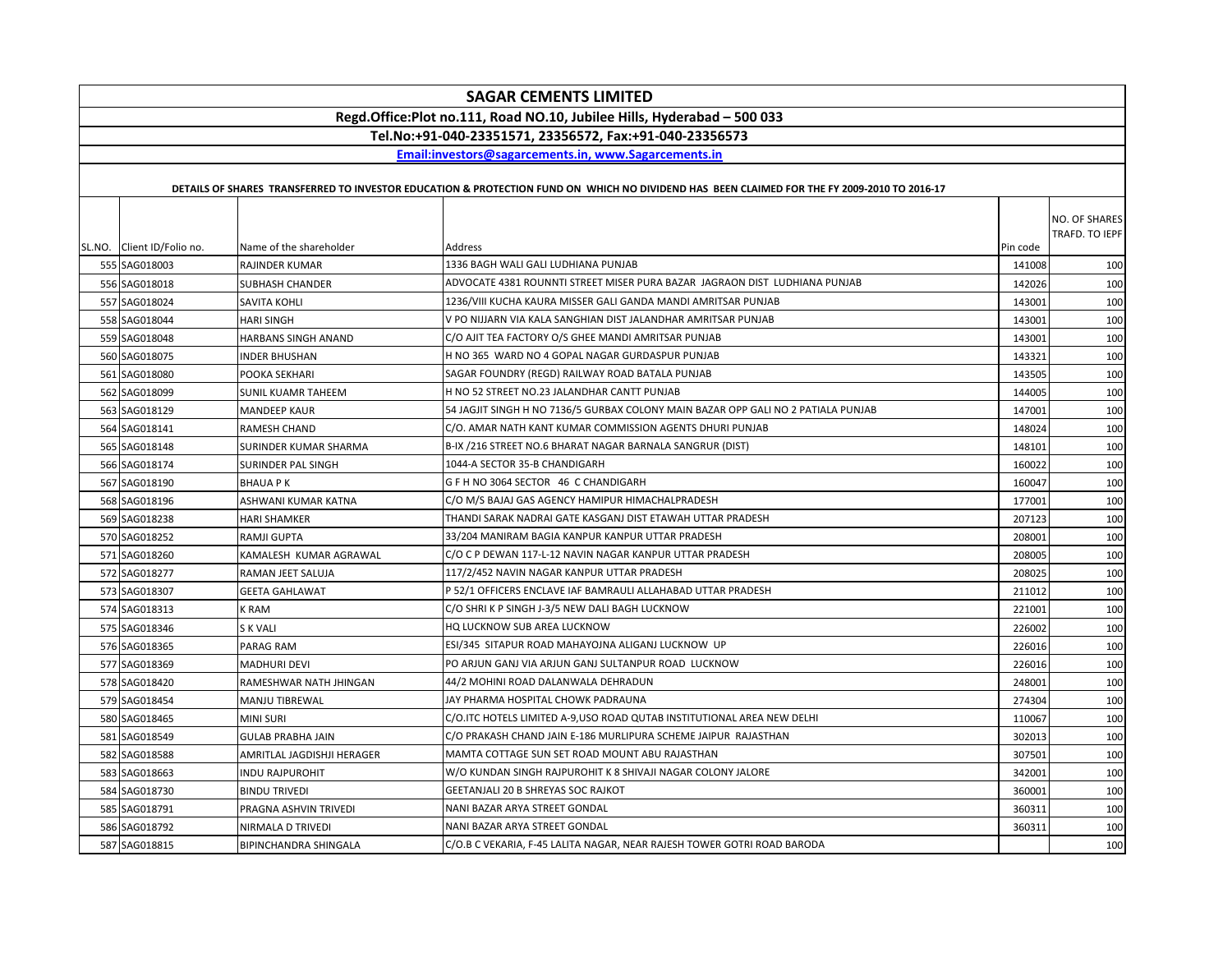# SAGAR CEMENTS LIMITED

**Regd.Office:Plot no.111, Road NO.10, Jubilee Hills, Hyderabad – 500 033**

**Tel.No:+91-040-23351571, 23356572, Fax:+91-040-23356573**

**Email:investors@sagarcements.in, www.Sagarcements.in**

**DETAILS OF SHARES TRANSFERRED TO INVESTOR EDUCATION & PROTECTION FUND ON WHICH NO DIVIDEND HAS BEEN CLAIMED FOR THE FY 2009-2010 TO 2016-17**

| SL.NO. | Client ID/Folio no. | Name of the shareholder | Address | Pin code | NO. OF SHARES TRAFD. TO IEPF |
|---|---|---|---|---|---|
| 555 | SAG018003 | RAJINDER KUMAR | 1336 BAGH WALI GALI LUDHIANA PUNJAB | 141008 | 100 |
| 556 | SAG018018 | SUBHASH CHANDER | ADVOCATE 4381 ROUNNTI STREET MISER PURA BAZAR JAGRAON DIST LUDHIANA PUNJAB | 142026 | 100 |
| 557 | SAG018024 | SAVITA KOHLI | 1236/VIII KUCHA KAURA MISSER GALI GANDA MANDI AMRITSAR PUNJAB | 143001 | 100 |
| 558 | SAG018044 | HARI SINGH | V PO NIJJARN VIA KALA SANGHIAN DIST JALANDHAR AMRITSAR PUNJAB | 143001 | 100 |
| 559 | SAG018048 | HARBANS SINGH ANAND | C/O AJIT TEA FACTORY O/S GHEE MANDI AMRITSAR PUNJAB | 143001 | 100 |
| 560 | SAG018075 | INDER BHUSHAN | H NO 365 WARD NO 4 GOPAL NAGAR GURDASPUR PUNJAB | 143321 | 100 |
| 561 | SAG018080 | POOKA SEKHARI | SAGAR FOUNDRY (REGD) RAILWAY ROAD BATALA PUNJAB | 143505 | 100 |
| 562 | SAG018099 | SUNIL KUAMR TAHEEM | H NO 52 STREET NO.23 JALANDHAR CANTT PUNJAB | 144005 | 100 |
| 563 | SAG018129 | MANDEEP KAUR | 54 JAGJIT SINGH H NO 7136/5 GURBAX COLONY MAIN BAZAR OPP GALI NO 2 PATIALA PUNJAB | 147001 | 100 |
| 564 | SAG018141 | RAMESH CHAND | C/O. AMAR NATH KANT KUMAR COMMISSION AGENTS DHURI PUNJAB | 148024 | 100 |
| 565 | SAG018148 | SURINDER KUMAR SHARMA | B-IX /216 STREET NO.6 BHARAT NAGAR BARNALA SANGRUR (DIST) | 148101 | 100 |
| 566 | SAG018174 | SURINDER PAL SINGH | 1044-A SECTOR 35-B CHANDIGARH | 160022 | 100 |
| 567 | SAG018190 | BHAUA P K | G F H NO 3064 SECTOR 46 C CHANDIGARH | 160047 | 100 |
| 568 | SAG018196 | ASHWANI KUMAR KATNA | C/O M/S BAJAJ GAS AGENCY HAMIPUR HIMACHALPRADESH | 177001 | 100 |
| 569 | SAG018238 | HARI SHAMKER | THANDI SARAK NADRAI GATE KASGANJ DIST ETAWAH UTTAR PRADESH | 207123 | 100 |
| 570 | SAG018252 | RAMJI GUPTA | 33/204 MANIRAM BAGIA KANPUR KANPUR UTTAR PRADESH | 208001 | 100 |
| 571 | SAG018260 | KAMALESH KUMAR AGRAWAL | C/O C P DEWAN 117-L-12 NAVIN NAGAR KANPUR UTTAR PRADESH | 208005 | 100 |
| 572 | SAG018277 | RAMAN JEET SALUJA | 117/2/452 NAVIN NAGAR KANPUR UTTAR PRADESH | 208025 | 100 |
| 573 | SAG018307 | GEETA GAHLAWAT | P 52/1 OFFICERS ENCLAVE IAF BAMRAULI ALLAHABAD UTTAR PRADESH | 211012 | 100 |
| 574 | SAG018313 | K RAM | C/O SHRI K P SINGH J-3/5 NEW DALI BAGH LUCKNOW | 221001 | 100 |
| 575 | SAG018346 | S K VALI | HQ LUCKNOW SUB AREA LUCKNOW | 226002 | 100 |
| 576 | SAG018365 | PARAG RAM | ESI/345 SITAPUR ROAD MAHAYOJNA ALIGANJ LUCKNOW UP | 226016 | 100 |
| 577 | SAG018369 | MADHURI DEVI | PO ARJUN GANJ VIA ARJUN GANJ SULTANPUR ROAD LUCKNOW | 226016 | 100 |
| 578 | SAG018420 | RAMESHWAR NATH JHINGAN | 44/2 MOHINI ROAD DALANWALA DEHRADUN | 248001 | 100 |
| 579 | SAG018454 | MANJU TIBREWAL | JAY PHARMA HOSPITAL CHOWK PADRAUNA | 274304 | 100 |
| 580 | SAG018465 | MINI SURI | C/O.ITC HOTELS LIMITED A-9,USO ROAD QUTAB INSTITUTIONAL AREA NEW DELHI | 110067 | 100 |
| 581 | SAG018549 | GULAB PRABHA JAIN | C/O PRAKASH CHAND JAIN E-186 MURLIPURA SCHEME JAIPUR RAJASTHAN | 302013 | 100 |
| 582 | SAG018588 | AMRITLAL JAGDISHJI HERAGER | MAMTA COTTAGE SUN SET ROAD MOUNT ABU RAJASTHAN | 307501 | 100 |
| 583 | SAG018663 | INDU RAJPUROHIT | W/O KUNDAN SINGH RAJPUROHIT K 8 SHIVAJI NAGAR COLONY JALORE | 342001 | 100 |
| 584 | SAG018730 | BINDU TRIVEDI | GEETANJALI 20 B SHREYAS SOC RAJKOT | 360001 | 100 |
| 585 | SAG018791 | PRAGNA ASHVIN TRIVEDI | NANI BAZAR ARYA STREET GONDAL | 360311 | 100 |
| 586 | SAG018792 | NIRMALA D TRIVEDI | NANI BAZAR ARYA STREET GONDAL | 360311 | 100 |
| 587 | SAG018815 | BIPINCHANDRA SHINGALA | C/O.B C VEKARIA, F-45 LALITA NAGAR, NEAR RAJESH TOWER GOTRI ROAD BARODA | | 100 |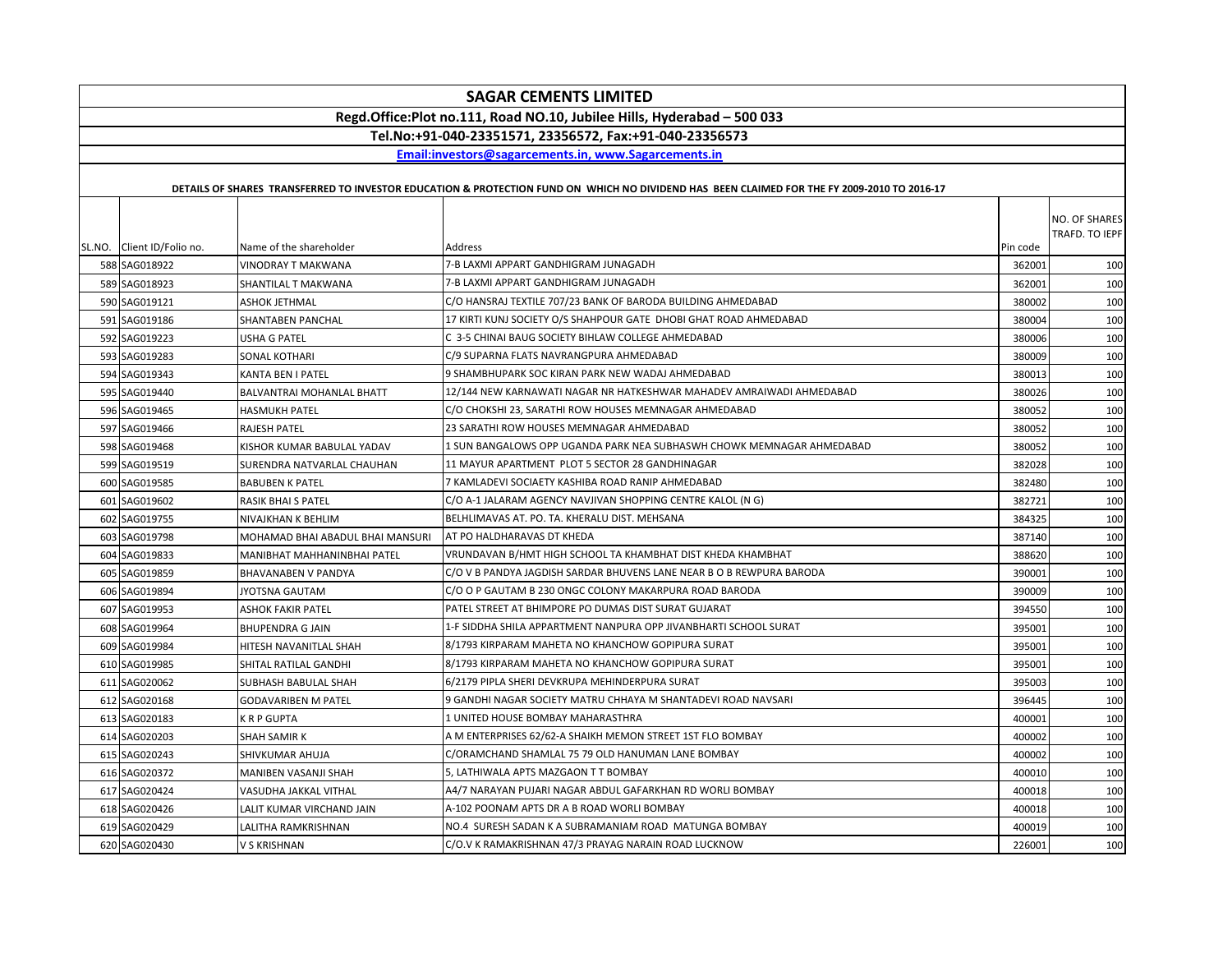# SAGAR CEMENTS LIMITED

**Regd.Office:Plot no.111, Road NO.10, Jubilee Hills, Hyderabad – 500 033**

**Tel.No:+91-040-23351571, 23356572, Fax:+91-040-23356573**

**Email:investors@sagarcements.in, www.Sagarcements.in**

**DETAILS OF SHARES TRANSFERRED TO INVESTOR EDUCATION & PROTECTION FUND ON WHICH NO DIVIDEND HAS BEEN CLAIMED FOR THE FY 2009-2010 TO 2016-17**

| SL.NO. | Client ID/Folio no. | Name of the shareholder | Address | Pin code | NO. OF SHARES TRAFD. TO IEPF |
|---|---|---|---|---|---|
| 588 | SAG018922 | VINODRAY T MAKWANA | 7-B LAXMI APPART GANDHIGRAM JUNAGADH | 362001 | 100 |
| 589 | SAG018923 | SHANTILAL T MAKWANA | 7-B LAXMI APPART GANDHIGRAM JUNAGADH | 362001 | 100 |
| 590 | SAG019121 | ASHOK JETHMAL | C/O HANSRAJ TEXTILE 707/23 BANK OF BARODA BUILDING AHMEDABAD | 380002 | 100 |
| 591 | SAG019186 | SHANTABEN PANCHAL | 17 KIRTI KUNJ SOCIETY O/S SHAHPOUR GATE DHOBI GHAT ROAD AHMEDABAD | 380004 | 100 |
| 592 | SAG019223 | USHA G PATEL | C 3-5 CHINAI BAUG SOCIETY BIHLAW COLLEGE AHMEDABAD | 380006 | 100 |
| 593 | SAG019283 | SONAL KOTHARI | C/9 SUPARNA FLATS NAVRANGPURA AHMEDABAD | 380009 | 100 |
| 594 | SAG019343 | KANTA BEN I PATEL | 9 SHAMBHUPARK SOC KIRAN PARK NEW WADAJ AHMEDABAD | 380013 | 100 |
| 595 | SAG019440 | BALVANTRAI MOHANLAL BHATT | 12/144 NEW KARNAWATI NAGAR NR HATKESHWAR MAHADEV AMRAIWADI AHMEDABAD | 380026 | 100 |
| 596 | SAG019465 | HASMUKH PATEL | C/O CHOKSHI 23, SARATHI ROW HOUSES MEMNAGAR AHMEDABAD | 380052 | 100 |
| 597 | SAG019466 | RAJESH PATEL | 23 SARATHI ROW HOUSES MEMNAGAR AHMEDABAD | 380052 | 100 |
| 598 | SAG019468 | KISHOR KUMAR BABULAL YADAV | 1 SUN BANGALOWS OPP UGANDA PARK NEA SUBHASWH CHOWK MEMNAGAR AHMEDABAD | 380052 | 100 |
| 599 | SAG019519 | SURENDRA NATVARLAL CHAUHAN | 11 MAYUR APARTMENT PLOT 5 SECTOR 28 GANDHINAGAR | 382028 | 100 |
| 600 | SAG019585 | BABUBEN K PATEL | 7 KAMLADEVI SOCIAETY KASHIBA ROAD RANIP AHMEDABAD | 382480 | 100 |
| 601 | SAG019602 | RASIK BHAI S PATEL | C/O A-1 JALARAM AGENCY NAVJIVAN SHOPPING CENTRE KALOL (N G) | 382721 | 100 |
| 602 | SAG019755 | NIVAJKHAN K BEHLIM | BELHLIMAVAS AT. PO. TA. KHERALU DIST. MEHSANA | 384325 | 100 |
| 603 | SAG019798 | MOHAMAD BHAI ABADUL BHAI MANSURI | AT PO HALDHARAVAS DT KHEDA | 387140 | 100 |
| 604 | SAG019833 | MANIBHAT MAHHANINBHAI PATEL | VRUNDAVAN B/HMT HIGH SCHOOL TA KHAMBHAT DIST KHEDA KHAMBHAT | 388620 | 100 |
| 605 | SAG019859 | BHAVANABEN V PANDYA | C/O V B PANDYA JAGDISH SARDAR BHUVENS LANE NEAR B O B REWPURA BARODA | 390001 | 100 |
| 606 | SAG019894 | JYOTSNA GAUTAM | C/O O P GAUTAM B 230 ONGC COLONY MAKARPURA ROAD BARODA | 390009 | 100 |
| 607 | SAG019953 | ASHOK FAKIR PATEL | PATEL STREET AT BHIMPORE PO DUMAS DIST SURAT GUJARAT | 394550 | 100 |
| 608 | SAG019964 | BHUPENDRA G JAIN | 1-F SIDDHA SHILA APPARTMENT NANPURA OPP JIVANBHARTI SCHOOL SURAT | 395001 | 100 |
| 609 | SAG019984 | HITESH NAVANITLAL SHAH | 8/1793 KIRPARAM MAHETA NO KHANCHOW GOPIPURA SURAT | 395001 | 100 |
| 610 | SAG019985 | SHITAL RATILAL GANDHI | 8/1793 KIRPARAM MAHETA NO KHANCHOW GOPIPURA SURAT | 395001 | 100 |
| 611 | SAG020062 | SUBHASH BABULAL SHAH | 6/2179 PIPLA SHERI DEVKRUPA MEHINDERPURA SURAT | 395003 | 100 |
| 612 | SAG020168 | GODAVARIBEN M PATEL | 9 GANDHI NAGAR SOCIETY MATRU CHHAYA M SHANTADEVI ROAD NAVSARI | 396445 | 100 |
| 613 | SAG020183 | K R P GUPTA | 1 UNITED HOUSE BOMBAY MAHARASTHRA | 400001 | 100 |
| 614 | SAG020203 | SHAH SAMIR K | A M ENTERPRISES 62/62-A SHAIKH MEMON STREET 1ST FLO BOMBAY | 400002 | 100 |
| 615 | SAG020243 | SHIVKUMAR AHUJA | C/ORAMCHAND SHAMLAL 75 79 OLD HANUMAN LANE BOMBAY | 400002 | 100 |
| 616 | SAG020372 | MANIBEN VASANJI SHAH | 5, LATHIWALA APTS MAZGAON T T BOMBAY | 400010 | 100 |
| 617 | SAG020424 | VASUDHA JAKKAL VITHAL | A4/7 NARAYAN PUJARI NAGAR ABDUL GAFARKHAN RD WORLI BOMBAY | 400018 | 100 |
| 618 | SAG020426 | LALIT KUMAR VIRCHAND JAIN | A-102 POONAM APTS DR A B ROAD WORLI BOMBAY | 400018 | 100 |
| 619 | SAG020429 | LALITHA RAMKRISHNAN | NO.4 SURESH SADAN K A SUBRAMANIAM ROAD MATUNGA BOMBAY | 400019 | 100 |
| 620 | SAG020430 | V S KRISHNAN | C/O.V K RAMAKRISHNAN 47/3 PRAYAG NARAIN ROAD LUCKNOW | 226001 | 100 |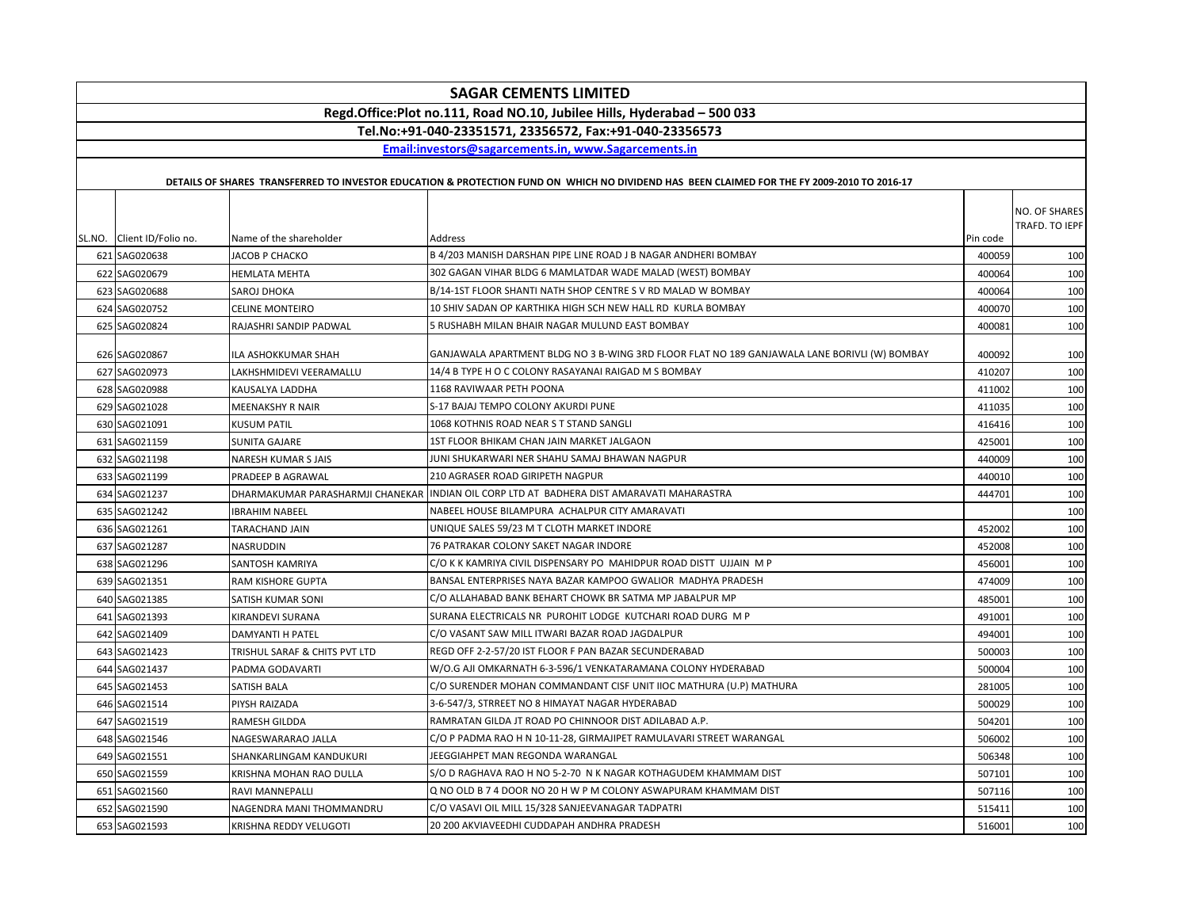# SAGAR CEMENTS LIMITED

**Regd.Office:Plot no.111, Road NO.10, Jubilee Hills, Hyderabad – 500 033**

**Tel.No:+91-040-23351571, 23356572, Fax:+91-040-23356573**

**Email:investors@sagarcements.in, www.Sagarcements.in**

**DETAILS OF SHARES TRANSFERRED TO INVESTOR EDUCATION & PROTECTION FUND ON WHICH NO DIVIDEND HAS BEEN CLAIMED FOR THE FY 2009-2010 TO 2016-17**

| SL.NO. | Client ID/Folio no. | Name of the shareholder | Address | Pin code | NO. OF SHARES TRAFD. TO IEPF |
|---|---|---|---|---|---|
| 621 | SAG020638 | JACOB P CHACKO | B 4/203 MANISH DARSHAN PIPE LINE ROAD J B NAGAR ANDHERI BOMBAY | 400059 | 100 |
| 622 | SAG020679 | HEMLATA MEHTA | 302 GAGAN VIHAR BLDG 6 MAMLATDAR WADE MALAD (WEST) BOMBAY | 400064 | 100 |
| 623 | SAG020688 | SAROJ DHOKA | B/14-1ST FLOOR SHANTI NATH SHOP CENTRE S V RD MALAD W BOMBAY | 400064 | 100 |
| 624 | SAG020752 | CELINE MONTEIRO | 10 SHIV SADAN OP KARTHIKA HIGH SCH NEW HALL RD KURLA BOMBAY | 400070 | 100 |
| 625 | SAG020824 | RAJASHRI SANDIP PADWAL | 5 RUSHABH MILAN BHAIR NAGAR MULUND EAST BOMBAY | 400081 | 100 |
| 626 | SAG020867 | ILA ASHOKKUMAR SHAH | GANJAWALA APARTMENT BLDG NO 3 B-WING 3RD FLOOR FLAT NO 189 GANJAWALA LANE BORIVLI (W) BOMBAY | 400092 | 100 |
| 627 | SAG020973 | LAKHSHMIDEVI VEERAMALLU | 14/4 B TYPE H O C COLONY RASAYANAI RAIGAD M S BOMBAY | 410207 | 100 |
| 628 | SAG020988 | KAUSALYA LADDHA | 1168 RAVIWAAR PETH POONA | 411002 | 100 |
| 629 | SAG021028 | MEENAKSHY R NAIR | S-17 BAJAJ TEMPO COLONY AKURDI PUNE | 411035 | 100 |
| 630 | SAG021091 | KUSUM PATIL | 1068 KOTHNIS ROAD NEAR S T STAND SANGLI | 416416 | 100 |
| 631 | SAG021159 | SUNITA GAJARE | 1ST FLOOR BHIKAM CHAN JAIN MARKET JALGAON | 425001 | 100 |
| 632 | SAG021198 | NARESH KUMAR S JAIS | JUNI SHUKARWARI NER SHAHU SAMAJ BHAWAN NAGPUR | 440009 | 100 |
| 633 | SAG021199 | PRADEEP B AGRAWAL | 210 AGRASER ROAD GIRIPETH NAGPUR | 440010 | 100 |
| 634 | SAG021237 | DHARMAKUMAR PARASHARMJI CHANEKAR | INDIAN OIL CORP LTD AT BADHERA DIST AMARAVATI MAHARASTRA | 444701 | 100 |
| 635 | SAG021242 | IBRAHIM NABEEL | NABEEL HOUSE BILAMPURA ACHALPUR CITY AMARAVATI | | 100 |
| 636 | SAG021261 | TARACHAND JAIN | UNIQUE SALES 59/23 M T CLOTH MARKET INDORE | 452002 | 100 |
| 637 | SAG021287 | NASRUDDIN | 76 PATRAKAR COLONY SAKET NAGAR INDORE | 452008 | 100 |
| 638 | SAG021296 | SANTOSH KAMRIYA | C/O K K KAMRIYA CIVIL DISPENSARY PO MAHIDPUR ROAD DISTT UJJAIN M P | 456001 | 100 |
| 639 | SAG021351 | RAM KISHORE GUPTA | BANSAL ENTERPRISES NAYA BAZAR KAMPOO GWALIOR MADHYA PRADESH | 474009 | 100 |
| 640 | SAG021385 | SATISH KUMAR SONI | C/O ALLAHABAD BANK BEHART CHOWK BR SATMA MP JABALPUR MP | 485001 | 100 |
| 641 | SAG021393 | KIRANDEVI SURANA | SURANA ELECTRICALS NR PUROHIT LODGE KUTCHARI ROAD DURG M P | 491001 | 100 |
| 642 | SAG021409 | DAMYANTI H PATEL | C/O VASANT SAW MILL ITWARI BAZAR ROAD JAGDALPUR | 494001 | 100 |
| 643 | SAG021423 | TRISHUL SARAF & CHITS PVT LTD | REGD OFF 2-2-57/20 IST FLOOR F PAN BAZAR SECUNDERABAD | 500003 | 100 |
| 644 | SAG021437 | PADMA GODAVARTI | W/O.G AJI OMKARNATH 6-3-596/1 VENKATARAMANA COLONY HYDERABAD | 500004 | 100 |
| 645 | SAG021453 | SATISH BALA | C/O SURENDER MOHAN COMMANDANT CISF UNIT IIOC MATHURA (U.P) MATHURA | 281005 | 100 |
| 646 | SAG021514 | PIYSH RAIZADA | 3-6-547/3, STRREET NO 8 HIMAYAT NAGAR HYDERABAD | 500029 | 100 |
| 647 | SAG021519 | RAMESH GILDDA | RAMRATAN GILDA JT ROAD PO CHINNOOR DIST ADILABAD A.P. | 504201 | 100 |
| 648 | SAG021546 | NAGESWARARAO JALLA | C/O P PADMA RAO H N 10-11-28, GIRMAJIPET RAMULAVARI STREET WARANGAL | 506002 | 100 |
| 649 | SAG021551 | SHANKARLINGAM KANDUKURI | JEEGGIAHPET MAN REGONDA WARANGAL | 506348 | 100 |
| 650 | SAG021559 | KRISHNA MOHAN RAO DULLA | S/O D RAGHAVA RAO H NO 5-2-70 N K NAGAR KOTHAGUDEM KHAMMAM DIST | 507101 | 100 |
| 651 | SAG021560 | RAVI MANNEPALLI | Q NO OLD B 7 4 DOOR NO 20 H W P M COLONY ASWAPURAM KHAMMAM DIST | 507116 | 100 |
| 652 | SAG021590 | NAGENDRA MANI THOMMANDRU | C/O VASAVI OIL MILL 15/328 SANJEEVANAGAR TADPATRI | 515411 | 100 |
| 653 | SAG021593 | KRISHNA REDDY VELUGOTI | 20 200 AKVIAVEEDHI CUDDAPAH ANDHRA PRADESH | 516001 | 100 |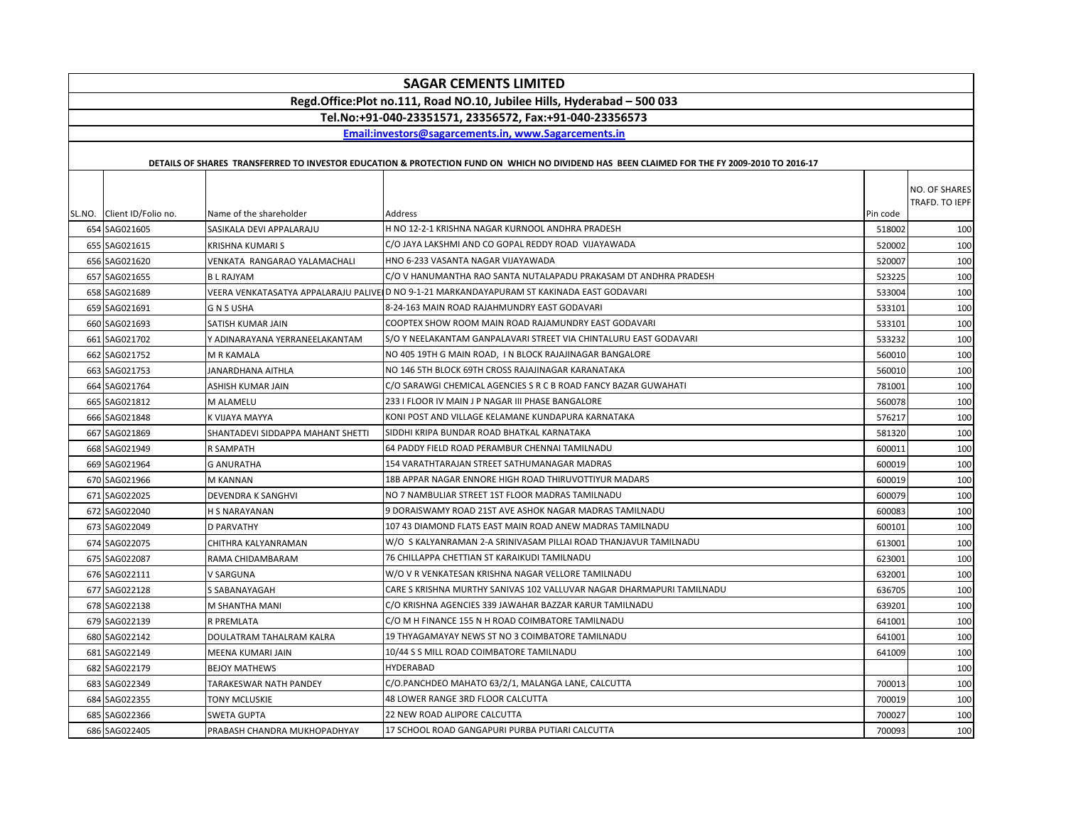# SAGAR CEMENTS LIMITED

**Regd.Office:Plot no.111, Road NO.10, Jubilee Hills, Hyderabad – 500 033**

**Tel.No:+91-040-23351571, 23356572, Fax:+91-040-23356573**

**Email:investors@sagarcements.in, www.Sagarcements.in**

**DETAILS OF SHARES TRANSFERRED TO INVESTOR EDUCATION & PROTECTION FUND ON WHICH NO DIVIDEND HAS BEEN CLAIMED FOR THE FY 2009-2010 TO 2016-17**

| SL.NO. | Client ID/Folio no. | Name of the shareholder | Address | Pin code | NO. OF SHARES TRAFD. TO IEPF |
|---|---|---|---|---|---|
| 654 | SAG021605 | SASIKALA DEVI APPALARAJU | H NO 12-2-1 KRISHNA NAGAR KURNOOL ANDHRA PRADESH | 518002 | 100 |
| 655 | SAG021615 | KRISHNA KUMARI S | C/O JAYA LAKSHMI AND CO GOPAL REDDY ROAD VIJAYAWADA | 520002 | 100 |
| 656 | SAG021620 | VENKATA RANGARAO YALAMACHALI | HNO 6-233 VASANTA NAGAR VIJAYAWADA | 520007 | 100 |
| 657 | SAG021655 | B L RAJYAM | C/O V HANUMANTHA RAO SANTA NUTALAPADU PRAKASAM DT ANDHRA PRADESH | 523225 | 100 |
| 658 | SAG021689 | VEERA VENKATASATYA APPALARAJU PALIVEI | D NO 9-1-21 MARKANDAYAPURAM ST KAKINADA EAST GODAVARI | 533004 | 100 |
| 659 | SAG021691 | G N S USHA | 8-24-163 MAIN ROAD RAJAHMUNDRY EAST GODAVARI | 533101 | 100 |
| 660 | SAG021693 | SATISH KUMAR JAIN | COOPTEX SHOW ROOM MAIN ROAD RAJAMUNDRY EAST GODAVARI | 533101 | 100 |
| 661 | SAG021702 | Y ADINARAYANA YERRANEELAKANTAM | S/O Y NEELAKANTAM GANPALAVARI STREET VIA CHINTALURU EAST GODAVARI | 533232 | 100 |
| 662 | SAG021752 | M R KAMALA | NO 405 19TH G MAIN ROAD, I N BLOCK RAJAJINAGAR BANGALORE | 560010 | 100 |
| 663 | SAG021753 | JANARDHANA AITHLA | NO 146 5TH BLOCK 69TH CROSS RAJAJINAGAR KARANATAKA | 560010 | 100 |
| 664 | SAG021764 | ASHISH KUMAR JAIN | C/O SARAWGI CHEMICAL AGENCIES S R C B ROAD FANCY BAZAR GUWAHATI | 781001 | 100 |
| 665 | SAG021812 | M ALAMELU | 233 I FLOOR IV MAIN J P NAGAR III PHASE BANGALORE | 560078 | 100 |
| 666 | SAG021848 | K VIJAYA MAYYA | KONI POST AND VILLAGE KELAMANE KUNDAPURA KARNATAKA | 576217 | 100 |
| 667 | SAG021869 | SHANTADEVI SIDDAPPA MAHANT SHETTI | SIDDHI KRIPA BUNDAR ROAD BHATKAL KARNATAKA | 581320 | 100 |
| 668 | SAG021949 | R SAMPATH | 64 PADDY FIELD ROAD PERAMBUR CHENNAI TAMILNADU | 600011 | 100 |
| 669 | SAG021964 | G ANURATHA | 154 VARATHTARAJAN STREET SATHUMANAGAR MADRAS | 600019 | 100 |
| 670 | SAG021966 | M KANNAN | 18B APPAR NAGAR ENNORE HIGH ROAD THIRUVOTTIYUR MADARS | 600019 | 100 |
| 671 | SAG022025 | DEVENDRA K SANGHVI | NO 7 NAMBULIAR STREET 1ST FLOOR MADRAS TAMILNADU | 600079 | 100 |
| 672 | SAG022040 | H S NARAYANAN | 9 DORAISWAMY ROAD 21ST AVE ASHOK NAGAR MADRAS TAMILNADU | 600083 | 100 |
| 673 | SAG022049 | D PARVATHY | 107 43 DIAMOND FLATS EAST MAIN ROAD ANEW MADRAS TAMILNADU | 600101 | 100 |
| 674 | SAG022075 | CHITHRA KALYANRAMAN | W/O S KALYANRAMAN 2-A SRINIVASAM PILLAI ROAD THANJAVUR TAMILNADU | 613001 | 100 |
| 675 | SAG022087 | RAMA CHIDAMBARAM | 76 CHILLAPPA CHETTIAN ST KARAIKUDI TAMILNADU | 623001 | 100 |
| 676 | SAG022111 | V SARGUNA | W/O V R VENKATESAN KRISHNA NAGAR VELLORE TAMILNADU | 632001 | 100 |
| 677 | SAG022128 | S SABANAYAGAH | CARE S KRISHNA MURTHY SANIVAS 102 VALLUVAR NAGAR DHARMAPURI TAMILNADU | 636705 | 100 |
| 678 | SAG022138 | M SHANTHA MANI | C/O KRISHNA AGENCIES 339 JAWAHAR BAZZAR KARUR TAMILNADU | 639201 | 100 |
| 679 | SAG022139 | R PREMLATA | C/O M H FINANCE 155 N H ROAD COIMBATORE TAMILNADU | 641001 | 100 |
| 680 | SAG022142 | DOULATRAM TAHALRAM KALRA | 19 THYAGAMAYAY NEWS ST NO 3 COIMBATORE TAMILNADU | 641001 | 100 |
| 681 | SAG022149 | MEENA KUMARI JAIN | 10/44 S S MILL ROAD COIMBATORE TAMILNADU | 641009 | 100 |
| 682 | SAG022179 | BEJOY MATHEWS | HYDERABAD | | 100 |
| 683 | SAG022349 | TARAKESWAR NATH PANDEY | C/O.PANCHDEO MAHATO 63/2/1, MALANGA LANE, CALCUTTA | 700013 | 100 |
| 684 | SAG022355 | TONY MCLUSKIE | 48 LOWER RANGE 3RD FLOOR CALCUTTA | 700019 | 100 |
| 685 | SAG022366 | SWETA GUPTA | 22 NEW ROAD ALIPORE CALCUTTA | 700027 | 100 |
| 686 | SAG022405 | PRABASH CHANDRA MUKHOPADHYAY | 17 SCHOOL ROAD GANGAPURI PURBA PUTIARI CALCUTTA | 700093 | 100 |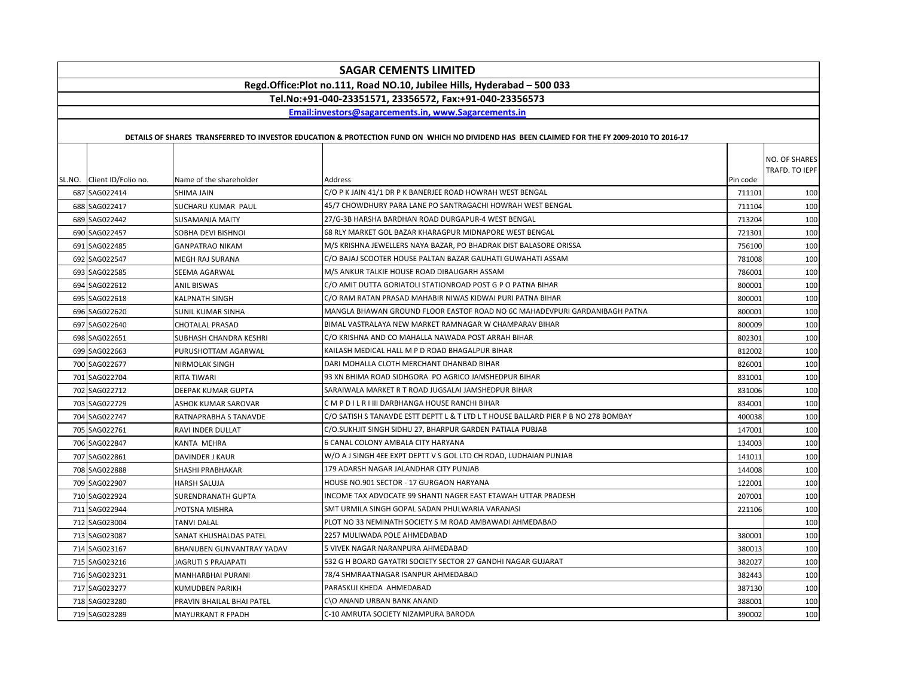# SAGAR CEMENTS LIMITED

**Regd.Office:Plot no.111, Road NO.10, Jubilee Hills, Hyderabad – 500 033**

**Tel.No:+91-040-23351571, 23356572, Fax:+91-040-23356573**

**Email:investors@sagarcements.in, www.Sagarcements.in**

**DETAILS OF SHARES TRANSFERRED TO INVESTOR EDUCATION & PROTECTION FUND ON WHICH NO DIVIDEND HAS BEEN CLAIMED FOR THE FY 2009-2010 TO 2016-17**

| SL.NO. | Client ID/Folio no. | Name of the shareholder | Address | Pin code | NO. OF SHARES TRAFD. TO IEPF |
|---|---|---|---|---|---|
| 687 | SAG022414 | SHIMA JAIN | C/O P K JAIN 41/1 DR P K BANERJEE ROAD HOWRAH WEST BENGAL | 711101 | 100 |
| 688 | SAG022417 | SUCHARU KUMAR PAUL | 45/7 CHOWDHURY PARA LANE PO SANTRAGACHI HOWRAH WEST BENGAL | 711104 | 100 |
| 689 | SAG022442 | SUSAMANJA MAITY | 27/G-3B HARSHA BARDHAN ROAD DURGAPUR-4 WEST BENGAL | 713204 | 100 |
| 690 | SAG022457 | SOBHA DEVI BISHNOI | 68 RLY MARKET GOL BAZAR KHARAGPUR MIDNAPORE WEST BENGAL | 721301 | 100 |
| 691 | SAG022485 | GANPATRAO NIKAM | M/S KRISHNA JEWELLERS NAYA BAZAR, PO BHADRAK DIST BALASORE ORISSA | 756100 | 100 |
| 692 | SAG022547 | MEGH RAJ SURANA | C/O BAJAJ SCOOTER HOUSE PALTAN BAZAR GAUHATI GUWAHATI ASSAM | 781008 | 100 |
| 693 | SAG022585 | SEEMA AGARWAL | M/S ANKUR TALKIE HOUSE ROAD DIBAUGARH ASSAM | 786001 | 100 |
| 694 | SAG022612 | ANIL BISWAS | C/O AMIT DUTTA GORIATOLI STATIONROAD POST G P O PATNA BIHAR | 800001 | 100 |
| 695 | SAG022618 | KALPNATH SINGH | C/O RAM RATAN PRASAD MAHABIR NIWAS KIDWAI PURI PATNA BIHAR | 800001 | 100 |
| 696 | SAG022620 | SUNIL KUMAR SINHA | MANGLA BHAWAN GROUND FLOOR EASTOF ROAD NO 6C MAHADEVPURI GARDANIBAGH PATNA | 800001 | 100 |
| 697 | SAG022640 | CHOTALAL PRASAD | BIMAL VASTRALAYA NEW MARKET RAMNAGAR W CHAMPARAV BIHAR | 800009 | 100 |
| 698 | SAG022651 | SUBHASH CHANDRA KESHRI | C/O KRISHNA AND CO MAHALLA NAWADA POST ARRAH BIHAR | 802301 | 100 |
| 699 | SAG022663 | PURUSHOTTAM AGARWAL | KAILASH MEDICAL HALL M P D ROAD BHAGALPUR BIHAR | 812002 | 100 |
| 700 | SAG022677 | NIRMOLAK SINGH | DARI MOHALLA CLOTH MERCHANT DHANBAD BIHAR | 826001 | 100 |
| 701 | SAG022704 | RITA TIWARI | 93 XN BHIMA ROAD SIDHGORA PO AGRICO JAMSHEDPUR BIHAR | 831001 | 100 |
| 702 | SAG022712 | DEEPAK KUMAR GUPTA | SARAIWALA MARKET R T ROAD JUGSALAI JAMSHEDPUR BIHAR | 831006 | 100 |
| 703 | SAG022729 | ASHOK KUMAR SAROVAR | C M P D I L R I III DARBHANGA HOUSE RANCHI BIHAR | 834001 | 100 |
| 704 | SAG022747 | RATNAPRABHA S TANAVDE | C/O SATISH S TANAVDE ESTT DEPTT L & T LTD L T HOUSE BALLARD PIER P B NO 278 BOMBAY | 400038 | 100 |
| 705 | SAG022761 | RAVI INDER DULLAT | C/O.SUKHJIT SINGH SIDHU 27, BHARPUR GARDEN PATIALA PUBJAB | 147001 | 100 |
| 706 | SAG022847 | KANTA MEHRA | 6 CANAL COLONY AMBALA CITY HARYANA | 134003 | 100 |
| 707 | SAG022861 | DAVINDER J KAUR | W/O A J SINGH 4EE EXPT DEPTT V S GOL LTD CH ROAD, LUDHAIAN PUNJAB | 141011 | 100 |
| 708 | SAG022888 | SHASHI PRABHAKAR | 179 ADARSH NAGAR JALANDHAR CITY PUNJAB | 144008 | 100 |
| 709 | SAG022907 | HARSH SALUJA | HOUSE NO.901 SECTOR - 17 GURGAON HARYANA | 122001 | 100 |
| 710 | SAG022924 | SURENDRANATH GUPTA | INCOME TAX ADVOCATE 99 SHANTI NAGER EAST ETAWAH UTTAR PRADESH | 207001 | 100 |
| 711 | SAG022944 | JYOTSNA MISHRA | SMT URMILA SINGH GOPAL SADAN PHULWARIA VARANASI | 221106 | 100 |
| 712 | SAG023004 | TANVI DALAL | PLOT NO 33 NEMINATH SOCIETY S M ROAD AMBAWADI AHMEDABAD | | 100 |
| 713 | SAG023087 | SANAT KHUSHALDAS PATEL | 2257 MULIWADA POLE AHMEDABAD | 380001 | 100 |
| 714 | SAG023167 | BHANUBEN GUNVANTRAY YADAV | 5 VIVEK NAGAR NARANPURA AHMEDABAD | 380013 | 100 |
| 715 | SAG023216 | JAGRUTI S PRAJAPATI | 532 G H BOARD GAYATRI SOCIETY SECTOR 27 GANDHI NAGAR GUJARAT | 382027 | 100 |
| 716 | SAG023231 | MANHARBHAI PURANI | 78/4 SHMRAATNAGAR ISANPUR AHMEDABAD | 382443 | 100 |
| 717 | SAG023277 | KUMUDBEN PARIKH | PARASKUI KHEDA AHMEDABAD | 387130 | 100 |
| 718 | SAG023280 | PRAVIN BHAILAL BHAI PATEL | C\O ANAND URBAN BANK ANAND | 388001 | 100 |
| 719 | SAG023289 | MAYURKANT R FPADH | C-10 AMRUTA SOCIETY NIZAMPURA BARODA | 390002 | 100 |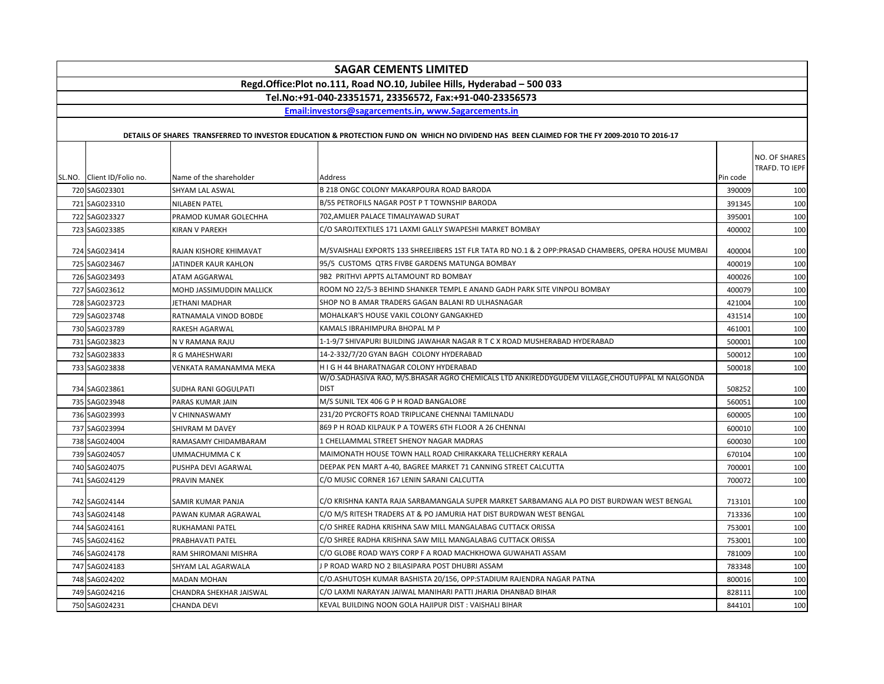# SAGAR CEMENTS LIMITED

## Regd.Office:Plot no.111, Road NO.10, Jubilee Hills, Hyderabad – 500 033

## Tel.No:+91-040-23351571, 23356572, Fax:+91-040-23356573

**Email:investors@sagarcements.in, www.Sagarcements.in**

**DETAILS OF SHARES TRANSFERRED TO INVESTOR EDUCATION & PROTECTION FUND ON WHICH NO DIVIDEND HAS BEEN CLAIMED FOR THE FY 2009-2010 TO 2016-17**

| SL.NO. | Client ID/Folio no. | Name of the shareholder | Address | Pin code | NO. OF SHARES TRAFD. TO IEPF |
|---|---|---|---|---|---|
| 720 | SAG023301 | SHYAM LAL ASWAL | B 218 ONGC COLONY MAKARPOURA ROAD BARODA | 390009 | 100 |
| 721 | SAG023310 | NILABEN PATEL | B/55 PETROFILS NAGAR POST P T TOWNSHIP BARODA | 391345 | 100 |
| 722 | SAG023327 | PRAMOD KUMAR GOLECHHA | 702,AMLIER PALACE TIMALIYAWAD SURAT | 395001 | 100 |
| 723 | SAG023385 | KIRAN V PAREKH | C/O SAROJTEXTILES 171 LAXMI GALLY SWAPESHI MARKET BOMBAY | 400002 | 100 |
| 724 | SAG023414 | RAJAN KISHORE KHIMAVAT | M/SVAISHALI EXPORTS 133 SHREEJIBERS 1ST FLR TATA RD NO.1 & 2 OPP:PRASAD CHAMBERS, OPERA HOUSE MUMBAI | 400004 | 100 |
| 725 | SAG023467 | JATINDER KAUR KAHLON | 95/5 CUSTOMS QTRS FIVBE GARDENS MATUNGA BOMBAY | 400019 | 100 |
| 726 | SAG023493 | ATAM AGGARWAL | 9B2 PRITHVI APPTS ALTAMOUNT RD BOMBAY | 400026 | 100 |
| 727 | SAG023612 | MOHD JASSIMUDDIN MALLICK | ROOM NO 22/5-3 BEHIND SHANKER TEMPL E ANAND GADH PARK SITE VINPOLI BOMBAY | 400079 | 100 |
| 728 | SAG023723 | JETHANI MADHAR | SHOP NO B AMAR TRADERS GAGAN BALANI RD ULHASNAGAR | 421004 | 100 |
| 729 | SAG023748 | RATNAMALA VINOD BOBDE | MOHALKAR'S HOUSE VAKIL COLONY GANGAKHED | 431514 | 100 |
| 730 | SAG023789 | RAKESH AGARWAL | KAMALS IBRAHIMPURA BHOPAL M P | 461001 | 100 |
| 731 | SAG023823 | N V RAMANA RAJU | 1-1-9/7 SHIVAPURI BUILDING JAWAHAR NAGAR R T C X ROAD MUSHERABAD HYDERABAD | 500001 | 100 |
| 732 | SAG023833 | R G MAHESHWARI | 14-2-332/7/20 GYAN BAGH COLONY HYDERABAD | 500012 | 100 |
| 733 | SAG023838 | VENKATA RAMANAMMA MEKA | H I G H 44 BHARATNAGAR COLONY HYDERABAD | 500018 | 100 |
| 734 | SAG023861 | SUDHA RANI GOGULPATI | W/O.SADHASIVA RAO, M/S.BHASAR AGRO CHEMICALS LTD ANKIREDDYGUDEM VILLAGE,CHOUTUPPAL M NALGONDA DIST | 508252 | 100 |
| 735 | SAG023948 | PARAS KUMAR JAIN | M/S SUNIL TEX 406 G P H ROAD BANGALORE | 560051 | 100 |
| 736 | SAG023993 | V CHINNASWAMY | 231/20 PYCROFTS ROAD TRIPLICANE CHENNAI TAMILNADU | 600005 | 100 |
| 737 | SAG023994 | SHIVRAM M DAVEY | 869 P H ROAD KILPAUK P A TOWERS 6TH FLOOR A 26 CHENNAI | 600010 | 100 |
| 738 | SAG024004 | RAMASAMY CHIDAMBARAM | 1 CHELLAMMAL STREET SHENOY NAGAR MADRAS | 600030 | 100 |
| 739 | SAG024057 | UMMACHUMMA C K | MAIMONATH HOUSE TOWN HALL ROAD CHIRAKKARA TELLICHERRY KERALA | 670104 | 100 |
| 740 | SAG024075 | PUSHPA DEVI AGARWAL | DEEPAK PEN MART A-40, BAGREE MARKET 71 CANNING STREET CALCUTTA | 700001 | 100 |
| 741 | SAG024129 | PRAVIN MANEK | C/O MUSIC CORNER 167 LENIN SARANI CALCUTTA | 700072 | 100 |
| 742 | SAG024144 | SAMIR KUMAR PANJA | C/O KRISHNA KANTA RAJA SARBAMANGALA SUPER MARKET SARBAMANG ALA PO DIST BURDWAN WEST BENGAL | 713101 | 100 |
| 743 | SAG024148 | PAWAN KUMAR AGRAWAL | C/O M/S RITESH TRADERS AT & PO JAMURIA HAT DIST BURDWAN WEST BENGAL | 713336 | 100 |
| 744 | SAG024161 | RUKHAMANI PATEL | C/O SHREE RADHA KRISHNA SAW MILL MANGALABAG CUTTACK ORISSA | 753001 | 100 |
| 745 | SAG024162 | PRABHAVATI PATEL | C/O SHREE RADHA KRISHNA SAW MILL MANGALABAG CUTTACK ORISSA | 753001 | 100 |
| 746 | SAG024178 | RAM SHIROMANI MISHRA | C/O GLOBE ROAD WAYS CORP F A ROAD MACHKHOWA GUWAHATI ASSAM | 781009 | 100 |
| 747 | SAG024183 | SHYAM LAL AGARWALA | J P ROAD WARD NO 2 BILASIPARA POST DHUBRI ASSAM | 783348 | 100 |
| 748 | SAG024202 | MADAN MOHAN | C/O.ASHUTOSH KUMAR BASHISTA 20/156, OPP:STADIUM RAJENDRA NAGAR PATNA | 800016 | 100 |
| 749 | SAG024216 | CHANDRA SHEKHAR JAISWAL | C/O LAXMI NARAYAN JAIWAL MANIHARI PATTI JHARIA DHANBAD BIHAR | 828111 | 100 |
| 750 | SAG024231 | CHANDA DEVI | KEVAL BUILDING NOON GOLA HAJIPUR DIST : VAISHALI BIHAR | 844101 | 100 |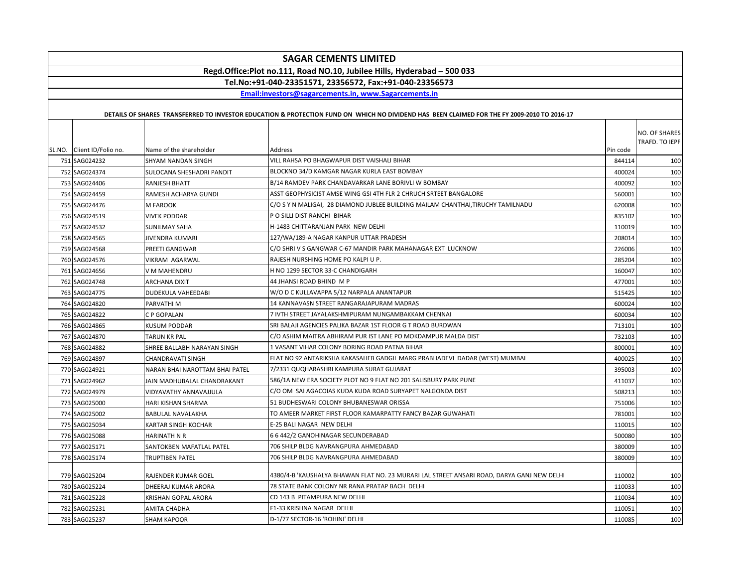| SAGAR CEMENTS LIMITED | | | | | |
|---|---|---|---|---|---|
| Regd.Office:Plot no.111, Road NO.10, Jubilee Hills, Hyderabad – 500 033 | | | | | |
| Tel.No:+91-040-23351571, 23356572, Fax:+91-040-23356573 | | | | | |
| Email:investors@sagarcements.in, www.Sagarcements.in | | | | | |
| DETAILS OF SHARES TRANSFERRED TO INVESTOR EDUCATION & PROTECTION FUND ON WHICH NO DIVIDEND HAS BEEN CLAIMED FOR THE FY 2009-2010 TO 2016-17 | | | | | |
| SL.NO. | Client ID/Folio no. | Name of the shareholder | Address | Pin code | NO. OF SHARES TRAFD. TO IEPF |
| 751 | SAG024232 | SHYAM NANDAN SINGH | VILL RAHSA PO BHAGWAPUR DIST VAISHALI BIHAR | 844114 | 100 |
| 752 | SAG024374 | SULOCANA SHESHADRI PANDIT | BLOCKNO 34/D KAMGAR NAGAR KURLA EAST BOMBAY | 400024 | 100 |
| 753 | SAG024406 | RANJESH BHATT | B/14 RAMDEV PARK CHANDAVARKAR LANE BORIVLI W BOMBAY | 400092 | 100 |
| 754 | SAG024459 | RAMESH ACHARYA GUNDI | ASST GEOPHYSICIST AMSE WING GSI 4TH FLR 2 CHRUCH SRTEET BANGALORE | 560001 | 100 |
| 755 | SAG024476 | M FAROOK | C/O S Y N MALIGAI, 28 DIAMOND JUBLEE BUILDING MAILAM CHANTHAI,TIRUCHY TAMILNADU | 620008 | 100 |
| 756 | SAG024519 | VIVEK PODDAR | P O SILLI DIST RANCHI BIHAR | 835102 | 100 |
| 757 | SAG024532 | SUNILMAY SAHA | H-1483 CHITTARANJAN PARK NEW DELHI | 110019 | 100 |
| 758 | SAG024565 | JIVENDRA KUMARI | 127/WA/189-A NAGAR KANPUR UTTAR PRADESH | 208014 | 100 |
| 759 | SAG024568 | PREETI GANGWAR | C/O SHRI V S GANGWAR C-67 MANDIR PARK MAHANAGAR EXT LUCKNOW | 226006 | 100 |
| 760 | SAG024576 | VIKRAM AGARWAL | RAJESH NURSHING HOME PO KALPI U P. | 285204 | 100 |
| 761 | SAG024656 | V M MAHENDRU | H NO 1299 SECTOR 33-C CHANDIGARH | 160047 | 100 |
| 762 | SAG024748 | ARCHANA DIXIT | 44 JHANSI ROAD BHIND M P | 477001 | 100 |
| 763 | SAG024775 | DUDEKULA VAHEEDABI | W/O D C KULLAVAPPA 5/12 NARPALA ANANTAPUR | 515425 | 100 |
| 764 | SAG024820 | PARVATHI M | 14 KANNAVASN STREET RANGARAJAPURAM MADRAS | 600024 | 100 |
| 765 | SAG024822 | C P GOPALAN | 7 IVTH STREET JAYALAKSHMIPURAM NUNGAMBAKKAM CHENNAI | 600034 | 100 |
| 766 | SAG024865 | KUSUM PODDAR | SRI BALAJI AGENCIES PALIKA BAZAR 1ST FLOOR G T ROAD BURDWAN | 713101 | 100 |
| 767 | SAG024870 | TARUN KR PAL | C/O ASHIM MAITRA ABHIRAM PUR IST LANE PO MOKDAMPUR MALDA DIST | 732103 | 100 |
| 768 | SAG024882 | SHREE BALLABH NARAYAN SINGH | 1 VASANT VIHAR COLONY BORING ROAD PATNA BIHAR | 800001 | 100 |
| 769 | SAG024897 | CHANDRAVATI SINGH | FLAT NO 92 ANTARIKSHA KAKASAHEB GADGIL MARG PRABHADEVI DADAR (WEST) MUMBAI | 400025 | 100 |
| 770 | SAG024921 | NARAN BHAI NAROTTAM BHAI PATEL | 7/2331 QUQHARASHRI KAMPURA SURAT GUJARAT | 395003 | 100 |
| 771 | SAG024962 | JAIN MADHUBALAL CHANDRAKANT | 586/1A NEW ERA SOCIETY PLOT NO 9 FLAT NO 201 SALISBURY PARK PUNE | 411037 | 100 |
| 772 | SAG024979 | VIDYAVATHY ANNAVAJJULA | C/O OM SAI AGACOIAS KUDA KUDA ROAD SURYAPET NALGONDA DIST | 508213 | 100 |
| 773 | SAG025000 | HARI KISHAN SHARMA | 51 BUDHESWARI COLONY BHUBANESWAR ORISSA | 751006 | 100 |
| 774 | SAG025002 | BABULAL NAVALAKHA | TO AMEER MARKET FIRST FLOOR KAMARPATTY FANCY BAZAR GUWAHATI | 781001 | 100 |
| 775 | SAG025034 | KARTAR SINGH KOCHAR | E-25 BALI NAGAR NEW DELHI | 110015 | 100 |
| 776 | SAG025088 | HARINATH N R | 6 6 442/2 GANOHINAGAR SECUNDERABAD | 500080 | 100 |
| 777 | SAG025171 | SANTOKBEN MAFATLAL PATEL | 706 SHILP BLDG NAVRANGPURA AHMEDABAD | 380009 | 100 |
| 778 | SAG025174 | TRUPTIBEN PATEL | 706 SHILP BLDG NAVRANGPURA AHMEDABAD | 380009 | 100 |
| 779 | SAG025204 | RAJENDER KUMAR GOEL | 4380/4-B 'KAUSHALYA BHAWAN FLAT NO. 23 MURARI LAL STREET ANSARI ROAD, DARYA GANJ NEW DELHI | 110002 | 100 |
| 780 | SAG025224 | DHEERAJ KUMAR ARORA | 78 STATE BANK COLONY NR RANA PRATAP BACH DELHI | 110033 | 100 |
| 781 | SAG025228 | KRISHAN GOPAL ARORA | CD 143 B PITAMPURA NEW DELHI | 110034 | 100 |
| 782 | SAG025231 | AMITA CHADHA | F1-33 KRISHNA NAGAR DELHI | 110051 | 100 |
| 783 | SAG025237 | SHAM KAPOOR | D-1/77 SECTOR-16 'ROHINI' DELHI | 110085 | 100 |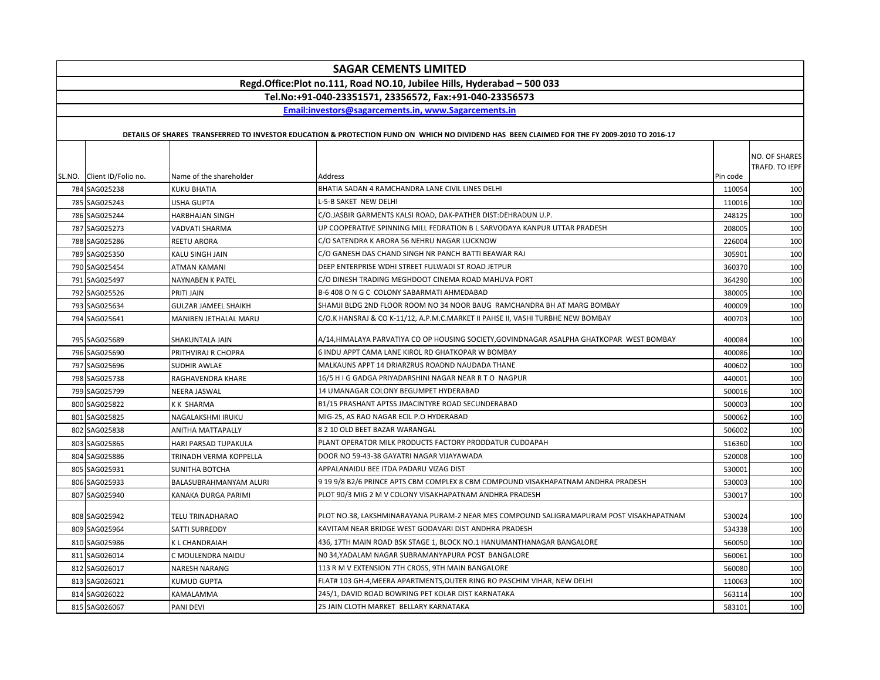# SAGAR CEMENTS LIMITED

**Regd.Office:Plot no.111, Road NO.10, Jubilee Hills, Hyderabad – 500 033**

**Tel.No:+91-040-23351571, 23356572, Fax:+91-040-23356573**

**Email:investors@sagarcements.in, www.Sagarcements.in**

**DETAILS OF SHARES TRANSFERRED TO INVESTOR EDUCATION & PROTECTION FUND ON WHICH NO DIVIDEND HAS BEEN CLAIMED FOR THE FY 2009-2010 TO 2016-17**

| SL.NO. | Client ID/Folio no. | Name of the shareholder | Address | Pin code | NO. OF SHARES TRAFD. TO IEPF |
|---|---|---|---|---|---|
| 784 | SAG025238 | KUKU BHATIA | BHATIA SADAN 4 RAMCHANDRA LANE CIVIL LINES DELHI | 110054 | 100 |
| 785 | SAG025243 | USHA GUPTA | L-5-B SAKET NEW DELHI | 110016 | 100 |
| 786 | SAG025244 | HARBHAJAN SINGH | C/O.JASBIR GARMENTS KALSI ROAD, DAK-PATHER DIST:DEHRADUN U.P. | 248125 | 100 |
| 787 | SAG025273 | VADVATI SHARMA | UP COOPERATIVE SPINNING MILL FEDRATION B L SARVODAYA KANPUR UTTAR PRADESH | 208005 | 100 |
| 788 | SAG025286 | REETU ARORA | C/O SATENDRA K ARORA 56 NEHRU NAGAR LUCKNOW | 226004 | 100 |
| 789 | SAG025350 | KALU SINGH JAIN | C/O GANESH DAS CHAND SINGH NR PANCH BATTI BEAWAR RAJ | 305901 | 100 |
| 790 | SAG025454 | ATMAN KAMANI | DEEP ENTERPRISE WDHI STREET FULWADI ST ROAD JETPUR | 360370 | 100 |
| 791 | SAG025497 | NAYNABEN K PATEL | C/O DINESH TRADING MEGHDOOT CINEMA ROAD MAHUVA PORT | 364290 | 100 |
| 792 | SAG025526 | PRITI JAIN | B-6 408 O N G C COLONY SABARMATI AHMEDABAD | 380005 | 100 |
| 793 | SAG025634 | GULZAR JAMEEL SHAIKH | SHAMJI BLDG 2ND FLOOR ROOM NO 34 NOOR BAUG RAMCHANDRA BH AT MARG BOMBAY | 400009 | 100 |
| 794 | SAG025641 | MANIBEN JETHALAL MARU | C/O.K HANSRAJ & CO K-11/12, A.P.M.C.MARKET II PAHSE II, VASHI TURBHE NEW BOMBAY | 400703 | 100 |
| 795 | SAG025689 | SHAKUNTALA JAIN | A/14,HIMALAYA PARVATIYA CO OP HOUSING SOCIETY,GOVINDNAGAR ASALPHA GHATKOPAR WEST BOMBAY | 400084 | 100 |
| 796 | SAG025690 | PRITHVIRAJ R CHOPRA | 6 INDU APPT CAMA LANE KIROL RD GHATKOPAR W BOMBAY | 400086 | 100 |
| 797 | SAG025696 | SUDHIR AWLAE | MALKAUNS APPT 14 DRIARZRUS ROADND NAUDADA THANE | 400602 | 100 |
| 798 | SAG025738 | RAGHAVENDRA KHARE | 16/5 H I G GADGA PRIYADARSHINI NAGAR NEAR R T O NAGPUR | 440001 | 100 |
| 799 | SAG025799 | NEERA JASWAL | 14 UMANAGAR COLONY BEGUMPET HYDERABAD | 500016 | 100 |
| 800 | SAG025822 | K K SHARMA | B1/15 PRASHANT APTSS JMACINTYRE ROAD SECUNDERABAD | 500003 | 100 |
| 801 | SAG025825 | NAGALAKSHMI IRUKU | MIG-25, AS RAO NAGAR ECIL P.O HYDERABAD | 500062 | 100 |
| 802 | SAG025838 | ANITHA MATTAPALLY | 8 2 10 OLD BEET BAZAR WARANGAL | 506002 | 100 |
| 803 | SAG025865 | HARI PARSAD TUPAKULA | PLANT OPERATOR MILK PRODUCTS FACTORY PRODDATUR CUDDAPAH | 516360 | 100 |
| 804 | SAG025886 | TRINADH VERMA KOPPELLA | DOOR NO 59-43-38 GAYATRI NAGAR VIJAYAWADA | 520008 | 100 |
| 805 | SAG025931 | SUNITHA BOTCHA | APPALANAIDU BEE ITDA PADARU VIZAG DIST | 530001 | 100 |
| 806 | SAG025933 | BALASUBRAHMANYAM ALURI | 9 19 9/8 B2/6 PRINCE APTS CBM COMPLEX 8 CBM COMPOUND VISAKHAPATNAM ANDHRA PRADESH | 530003 | 100 |
| 807 | SAG025940 | KANAKA DURGA PARIMI | PLOT 90/3 MIG 2 M V COLONY VISAKHAPATNAM ANDHRA PRADESH | 530017 | 100 |
| 808 | SAG025942 | TELU TRINADHARAO | PLOT NO.38, LAKSHMINARAYANA PURAM-2 NEAR MES COMPOUND SALIGRAMAPURAM POST VISAKHAPATNAM | 530024 | 100 |
| 809 | SAG025964 | SATTI SURREDDY | KAVITAM NEAR BRIDGE WEST GODAVARI DIST ANDHRA PRADESH | 534338 | 100 |
| 810 | SAG025986 | K L CHANDRAIAH | 436, 17TH MAIN ROAD BSK STAGE 1, BLOCK NO.1 HANUMANTHANAGAR BANGALORE | 560050 | 100 |
| 811 | SAG026014 | C MOULENDRA NAIDU | N0 34,YADALAM NAGAR SUBRAMANYAPURA POST BANGALORE | 560061 | 100 |
| 812 | SAG026017 | NARESH NARANG | 113 R M V EXTENSION 7TH CROSS, 9TH MAIN BANGALORE | 560080 | 100 |
| 813 | SAG026021 | KUMUD GUPTA | FLAT# 103 GH-4,MEERA APARTMENTS,OUTER RING RO PASCHIM VIHAR, NEW DELHI | 110063 | 100 |
| 814 | SAG026022 | KAMALAMMA | 245/1, DAVID ROAD BOWRING PET KOLAR DIST KARNATAKA | 563114 | 100 |
| 815 | SAG026067 | PANI DEVI | 25 JAIN CLOTH MARKET BELLARY KARNATAKA | 583101 | 100 |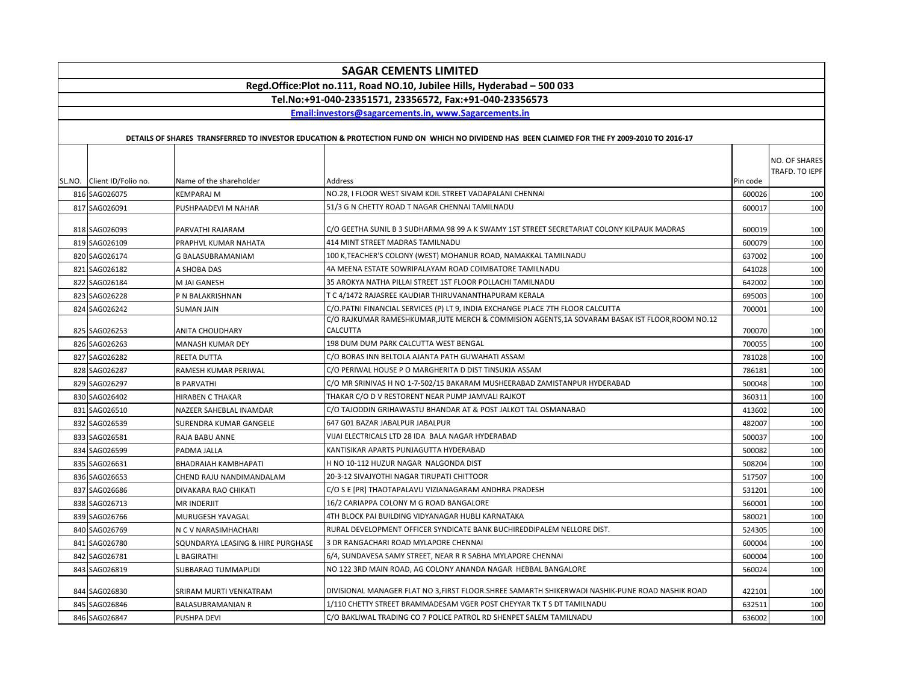# SAGAR CEMENTS LIMITED

**Regd.Office:Plot no.111, Road NO.10, Jubilee Hills, Hyderabad – 500 033**

**Tel.No:+91-040-23351571, 23356572, Fax:+91-040-23356573**

**Email:investors@sagarcements.in, www.Sagarcements.in**

**DETAILS OF SHARES TRANSFERRED TO INVESTOR EDUCATION & PROTECTION FUND ON WHICH NO DIVIDEND HAS BEEN CLAIMED FOR THE FY 2009-2010 TO 2016-17**

| SL.NO. | Client ID/Folio no. | Name of the shareholder | Address | Pin code | NO. OF SHARES TRAFD. TO IEPF |
|---|---|---|---|---|---|
| 816 | SAG026075 | KEMPARAJ M | NO.28, I FLOOR WEST SIVAM KOIL STREET VADAPALANI CHENNAI | 600026 | 100 |
| 817 | SAG026091 | PUSHPAADEVI M NAHAR | 51/3 G N CHETTY ROAD T NAGAR CHENNAI TAMILNADU | 600017 | 100 |
| 818 | SAG026093 | PARVATHI RAJARAM | C/O GEETHA SUNIL B 3 SUDHARMA 98 99 A K SWAMY 1ST STREET SECRETARIAT COLONY KILPAUK MADRAS | 600019 | 100 |
| 819 | SAG026109 | PRAPHVL KUMAR NAHATA | 414 MINT STREET MADRAS TAMILNADU | 600079 | 100 |
| 820 | SAG026174 | G BALASUBRAMANIAM | 100 K,TEACHER'S COLONY (WEST) MOHANUR ROAD, NAMAKKAL TAMILNADU | 637002 | 100 |
| 821 | SAG026182 | A SHOBA DAS | 4A MEENA ESTATE SOWRIPALAYAM ROAD COIMBATORE TAMILNADU | 641028 | 100 |
| 822 | SAG026184 | M JAI GANESH | 35 AROKYA NATHA PILLAI STREET 1ST FLOOR POLLACHI TAMILNADU | 642002 | 100 |
| 823 | SAG026228 | P N BALAKRISHNAN | T C 4/1472 RAJASREE KAUDIAR THIRUVANANTHAPURAM KERALA | 695003 | 100 |
| 824 | SAG026242 | SUMAN JAIN | C/O.PATNI FINANCIAL SERVICES (P) LT 9, INDIA EXCHANGE PLACE 7TH FLOOR CALCUTTA | 700001 | 100 |
| 825 | SAG026253 | ANITA CHOUDHARY | C/O RAJKUMAR RAMESHKUMAR,JUTE MERCH & COMMISION AGENTS,1A SOVARAM BASAK IST FLOOR,ROOM NO.12 CALCUTTA | 700070 | 100 |
| 826 | SAG026263 | MANASH KUMAR DEY | 198 DUM DUM PARK CALCUTTA WEST BENGAL | 700055 | 100 |
| 827 | SAG026282 | REETA DUTTA | C/O BORAS INN BELTOLA AJANTA PATH GUWAHATI ASSAM | 781028 | 100 |
| 828 | SAG026287 | RAMESH KUMAR PERIWAL | C/O PERIWAL HOUSE P O MARGHERITA D DIST TINSUKIA ASSAM | 786181 | 100 |
| 829 | SAG026297 | B PARVATHI | C/O MR SRINIVAS H NO 1-7-502/15 BAKARAM MUSHEERABAD ZAMISTANPUR HYDERABAD | 500048 | 100 |
| 830 | SAG026402 | HIRABEN C THAKAR | THAKAR C/O D V RESTORENT NEAR PUMP JAMVALI RAJKOT | 360311 | 100 |
| 831 | SAG026510 | NAZEER SAHEBLAL INAMDAR | C/O TAJODDIN GRIHAWASTU BHANDAR AT & POST JALKOT TAL OSMANABAD | 413602 | 100 |
| 832 | SAG026539 | SURENDRA KUMAR GANGELE | 647 G01 BAZAR JABALPUR JABALPUR | 482007 | 100 |
| 833 | SAG026581 | RAJA BABU ANNE | VIJAI ELECTRICALS LTD 28 IDA BALA NAGAR HYDERABAD | 500037 | 100 |
| 834 | SAG026599 | PADMA JALLA | KANTISIKAR APARTS PUNJAGUTTA HYDERABAD | 500082 | 100 |
| 835 | SAG026631 | BHADRAIAH KAMBHAPATI | H NO 10-112 HUZUR NAGAR NALGONDA DIST | 508204 | 100 |
| 836 | SAG026653 | CHEND RAJU NANDIMANDALAM | 20-3-12 SIVAJYOTHI NAGAR TIRUPATI CHITTOOR | 517507 | 100 |
| 837 | SAG026686 | DIVAKARA RAO CHIKATI | C/O S E [PR] THAOTAPALAVU VIZIANAGARAM ANDHRA PRADESH | 531201 | 100 |
| 838 | SAG026713 | MR INDERJIT | 16/2 CARIAPPA COLONY M G ROAD BANGALORE | 560001 | 100 |
| 839 | SAG026766 | MURUGESH YAVAGAL | 4TH BLOCK PAI BUILDING VIDYANAGAR HUBLI KARNATAKA | 580021 | 100 |
| 840 | SAG026769 | N C V NARASIMHACHARI | RURAL DEVELOPMENT OFFICER SYNDICATE BANK BUCHIREDDIPALEM NELLORE DIST. | 524305 | 100 |
| 841 | SAG026780 | SQUNDARYA LEASING & HIRE PURGHASE | 3 DR RANGACHARI ROAD MYLAPORE CHENNAI | 600004 | 100 |
| 842 | SAG026781 | L BAGIRATHI | 6/4, SUNDAVESA SAMY STREET, NEAR R R SABHA MYLAPORE CHENNAI | 600004 | 100 |
| 843 | SAG026819 | SUBBARAO TUMMAPUDI | NO 122 3RD MAIN ROAD, AG COLONY ANANDA NAGAR HEBBAL BANGALORE | 560024 | 100 |
| 844 | SAG026830 | SRIRAM MURTI VENKATRAM | DIVISIONAL MANAGER FLAT NO 3,FIRST FLOOR.SHREE SAMARTH SHIKERWADI NASHIK-PUNE ROAD NASHIK ROAD | 422101 | 100 |
| 845 | SAG026846 | BALASUBRAMANIAN R | 1/110 CHETTY STREET BRAMMADESAM VGER POST CHEYYAR TK T S DT TAMILNADU | 632511 | 100 |
| 846 | SAG026847 | PUSHPA DEVI | C/O BAKLIWAL TRADING CO 7 POLICE PATROL RD SHENPET SALEM TAMILNADU | 636002 | 100 |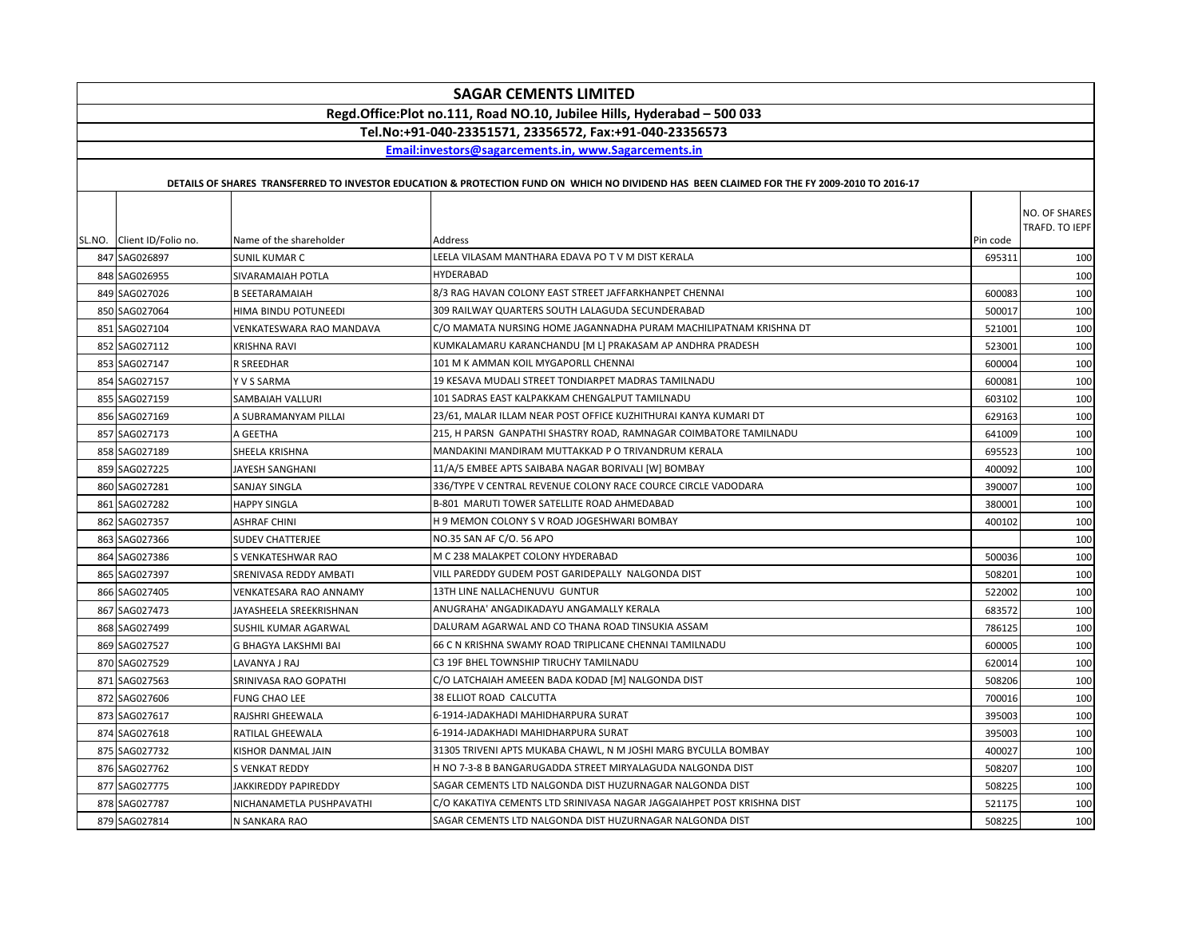# SAGAR CEMENTS LIMITED

**Regd.Office:Plot no.111, Road NO.10, Jubilee Hills, Hyderabad – 500 033**

**Tel.No:+91-040-23351571, 23356572, Fax:+91-040-23356573**

**Email:investors@sagarcements.in, www.Sagarcements.in**

**DETAILS OF SHARES TRANSFERRED TO INVESTOR EDUCATION & PROTECTION FUND ON WHICH NO DIVIDEND HAS BEEN CLAIMED FOR THE FY 2009-2010 TO 2016-17**

| SL.NO. | Client ID/Folio no. | Name of the shareholder | Address | Pin code | NO. OF SHARES TRAFD. TO IEPF |
|---|---|---|---|---|---|
| 847 | SAG026897 | SUNIL KUMAR C | LEELA VILASAM MANTHARA EDAVA PO T V M DIST KERALA | 695311 | 100 |
| 848 | SAG026955 | SIVARAMAIAH POTLA | HYDERABAD | | 100 |
| 849 | SAG027026 | B SEETARAMAIAH | 8/3 RAG HAVAN COLONY EAST STREET JAFFARKHANPET CHENNAI | 600083 | 100 |
| 850 | SAG027064 | HIMA BINDU POTUNEEDI | 309 RAILWAY QUARTERS SOUTH LALAGUDA SECUNDERABAD | 500017 | 100 |
| 851 | SAG027104 | VENKATESWARA RAO MANDAVA | C/O MAMATA NURSING HOME JAGANNADHA PURAM MACHILIPATNAM KRISHNA DT | 521001 | 100 |
| 852 | SAG027112 | KRISHNA RAVI | KUMKALAMARU KARANCHANDU [M L] PRAKASAM AP ANDHRA PRADESH | 523001 | 100 |
| 853 | SAG027147 | R SREEDHAR | 101 M K AMMAN KOIL MYGAPORLL CHENNAI | 600004 | 100 |
| 854 | SAG027157 | Y V S SARMA | 19 KESAVA MUDALI STREET TONDIARPET MADRAS TAMILNADU | 600081 | 100 |
| 855 | SAG027159 | SAMBAIAH VALLURI | 101 SADRAS EAST KALPAKKAM CHENGALPUT TAMILNADU | 603102 | 100 |
| 856 | SAG027169 | A SUBRAMANYAM PILLAI | 23/61, MALAR ILLAM NEAR POST OFFICE KUZHITHURAI KANYA KUMARI DT | 629163 | 100 |
| 857 | SAG027173 | A GEETHA | 215, H PARSN GANPATHI SHASTRY ROAD, RAMNAGAR COIMBATORE TAMILNADU | 641009 | 100 |
| 858 | SAG027189 | SHEELA KRISHNA | MANDAKINI MANDIRAM MUTTAKKAD P O TRIVANDRUM KERALA | 695523 | 100 |
| 859 | SAG027225 | JAYESH SANGHANI | 11/A/5 EMBEE APTS SAIBABA NAGAR BORIVALI [W] BOMBAY | 400092 | 100 |
| 860 | SAG027281 | SANJAY SINGLA | 336/TYPE V CENTRAL REVENUE COLONY RACE COURCE CIRCLE VADODARA | 390007 | 100 |
| 861 | SAG027282 | HAPPY SINGLA | B-801 MARUTI TOWER SATELLITE ROAD AHMEDABAD | 380001 | 100 |
| 862 | SAG027357 | ASHRAF CHINI | H 9 MEMON COLONY S V ROAD JOGESHWARI BOMBAY | 400102 | 100 |
| 863 | SAG027366 | SUDEV CHATTERJEE | NO.35 SAN AF C/O. 56 APO | | 100 |
| 864 | SAG027386 | S VENKATESHWAR RAO | M C 238 MALAKPET COLONY HYDERABAD | 500036 | 100 |
| 865 | SAG027397 | SRENIVASA REDDY AMBATI | VILL PAREDDY GUDEM POST GARIDEPALLY NALGONDA DIST | 508201 | 100 |
| 866 | SAG027405 | VENKATESARA RAO ANNAMY | 13TH LINE NALLACHENUVU GUNTUR | 522002 | 100 |
| 867 | SAG027473 | JAYASHEELA SREEKRISHNAN | ANUGRAHA' ANGADIKADAYU ANGAMALLY KERALA | 683572 | 100 |
| 868 | SAG027499 | SUSHIL KUMAR AGARWAL | DALURAM AGARWAL AND CO THANA ROAD TINSUKIA ASSAM | 786125 | 100 |
| 869 | SAG027527 | G BHAGYA LAKSHMI BAI | 66 C N KRISHNA SWAMY ROAD TRIPLICANE CHENNAI TAMILNADU | 600005 | 100 |
| 870 | SAG027529 | LAVANYA J RAJ | C3 19F BHEL TOWNSHIP TIRUCHY TAMILNADU | 620014 | 100 |
| 871 | SAG027563 | SRINIVASA RAO GOPATHI | C/O LATCHAIAH AMEEEN BADA KODAD [M] NALGONDA DIST | 508206 | 100 |
| 872 | SAG027606 | FUNG CHAO LEE | 38 ELLIOT ROAD CALCUTTA | 700016 | 100 |
| 873 | SAG027617 | RAJSHRI GHEEWALA | 6-1914-JADAKHADI MAHIDHARPURA SURAT | 395003 | 100 |
| 874 | SAG027618 | RATILAL GHEEWALA | 6-1914-JADAKHADI MAHIDHARPURA SURAT | 395003 | 100 |
| 875 | SAG027732 | KISHOR DANMAL JAIN | 31305 TRIVENI APTS MUKABA CHAWL, N M JOSHI MARG BYCULLA BOMBAY | 400027 | 100 |
| 876 | SAG027762 | S VENKAT REDDY | H NO 7-3-8 B BANGARUGADDA STREET MIRYALAGUDA NALGONDA DIST | 508207 | 100 |
| 877 | SAG027775 | JAKKIREDDY PAPIREDDY | SAGAR CEMENTS LTD NALGONDA DIST HUZURNAGAR NALGONDA DIST | 508225 | 100 |
| 878 | SAG027787 | NICHANAMETLA PUSHPAVATHI | C/O KAKATIYA CEMENTS LTD SRINIVASA NAGAR JAGGAIAHPET POST KRISHNA DIST | 521175 | 100 |
| 879 | SAG027814 | N SANKARA RAO | SAGAR CEMENTS LTD NALGONDA DIST HUZURNAGAR NALGONDA DIST | 508225 | 100 |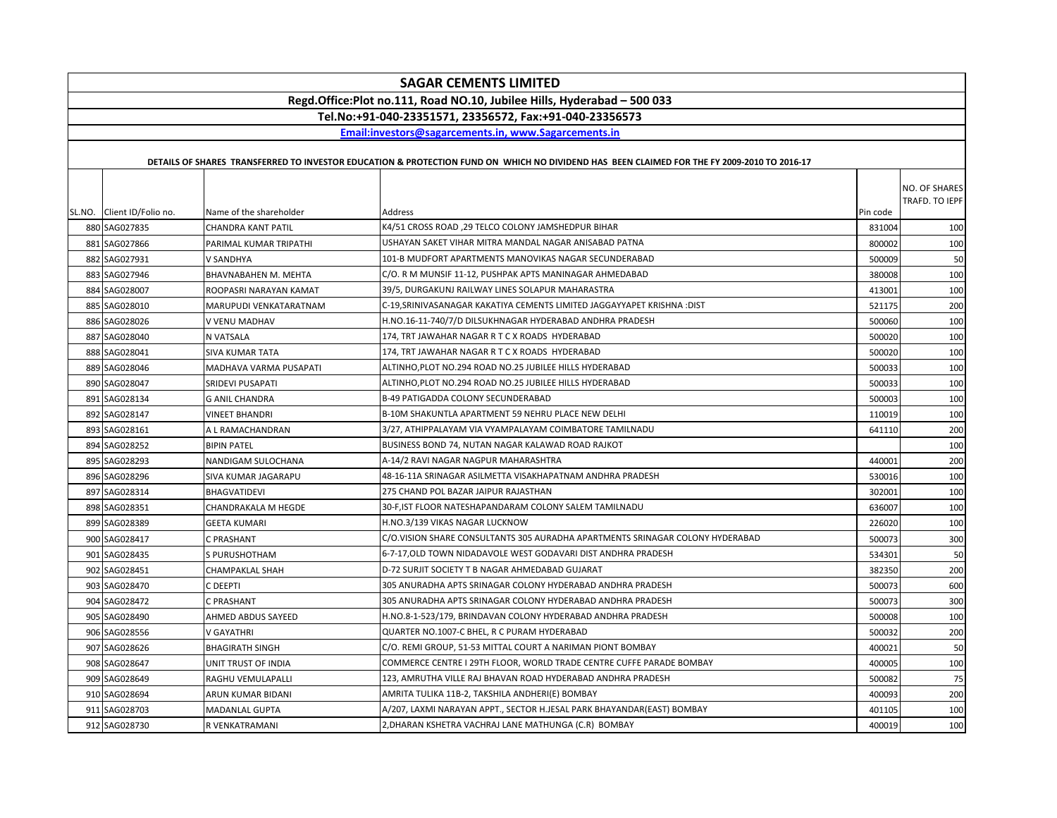# SAGAR CEMENTS LIMITED

**Regd.Office:Plot no.111, Road NO.10, Jubilee Hills, Hyderabad – 500 033**

**Tel.No:+91-040-23351571, 23356572, Fax:+91-040-23356573**

**Email:investors@sagarcements.in, www.Sagarcements.in**

**DETAILS OF SHARES TRANSFERRED TO INVESTOR EDUCATION & PROTECTION FUND ON WHICH NO DIVIDEND HAS BEEN CLAIMED FOR THE FY 2009-2010 TO 2016-17**

| SL.NO. | Client ID/Folio no. | Name of the shareholder | Address | Pin code | NO. OF SHARES TRAFD. TO IEPF |
|---|---|---|---|---|---|
| 880 | SAG027835 | CHANDRA KANT PATIL | K4/51 CROSS ROAD ,29 TELCO COLONY JAMSHEDPUR BIHAR | 831004 | 100 |
| 881 | SAG027866 | PARIMAL KUMAR TRIPATHI | USHAYAN SAKET VIHAR MITRA MANDAL NAGAR ANISABAD PATNA | 800002 | 100 |
| 882 | SAG027931 | V SANDHYA | 101-B MUDFORT APARTMENTS MANOVIKAS NAGAR SECUNDERABAD | 500009 | 50 |
| 883 | SAG027946 | BHAVNABAHEN M. MEHTA | C/O. R M MUNSIF 11-12, PUSHPAK APTS MANINAGAR AHMEDABAD | 380008 | 100 |
| 884 | SAG028007 | ROOPASRI NARAYAN KAMAT | 39/5, DURGAKUNJ RAILWAY LINES SOLAPUR MAHARASTRA | 413001 | 100 |
| 885 | SAG028010 | MARUPUDI VENKATARATNAM | C-19,SRINIVASANAGAR KAKATIYA CEMENTS LIMITED JAGGAYYAPET KRISHNA :DIST | 521175 | 200 |
| 886 | SAG028026 | V VENU MADHAV | H.NO.16-11-740/7/D DILSUKHNAGAR HYDERABAD ANDHRA PRADESH | 500060 | 100 |
| 887 | SAG028040 | N VATSALA | 174, TRT JAWAHAR NAGAR R T C X ROADS HYDERABAD | 500020 | 100 |
| 888 | SAG028041 | SIVA KUMAR TATA | 174, TRT JAWAHAR NAGAR R T C X ROADS HYDERABAD | 500020 | 100 |
| 889 | SAG028046 | MADHAVA VARMA PUSAPATI | ALTINHO,PLOT NO.294 ROAD NO.25 JUBILEE HILLS HYDERABAD | 500033 | 100 |
| 890 | SAG028047 | SRIDEVI PUSAPATI | ALTINHO,PLOT NO.294 ROAD NO.25 JUBILEE HILLS HYDERABAD | 500033 | 100 |
| 891 | SAG028134 | G ANIL CHANDRA | B-49 PATIGADDA COLONY SECUNDERABAD | 500003 | 100 |
| 892 | SAG028147 | VINEET BHANDRI | B-10M SHAKUNTLA APARTMENT 59 NEHRU PLACE NEW DELHI | 110019 | 100 |
| 893 | SAG028161 | A L RAMACHANDRAN | 3/27, ATHIPPALAYAM VIA VYAMPALAYAM COIMBATORE TAMILNADU | 641110 | 200 |
| 894 | SAG028252 | BIPIN PATEL | BUSINESS BOND 74, NUTAN NAGAR KALAWAD ROAD RAJKOT | | 100 |
| 895 | SAG028293 | NANDIGAM SULOCHANA | A-14/2 RAVI NAGAR NAGPUR MAHARASHTRA | 440001 | 200 |
| 896 | SAG028296 | SIVA KUMAR JAGARAPU | 48-16-11A SRINAGAR ASILMETTA VISAKHAPATNAM ANDHRA PRADESH | 530016 | 100 |
| 897 | SAG028314 | BHAGVATIDEVI | 275 CHAND POL BAZAR JAIPUR RAJASTHAN | 302001 | 100 |
| 898 | SAG028351 | CHANDRAKALA M HEGDE | 30-F,IST FLOOR NATESHAPANDARAM COLONY SALEM TAMILNADU | 636007 | 100 |
| 899 | SAG028389 | GEETA KUMARI | H.NO.3/139 VIKAS NAGAR LUCKNOW | 226020 | 100 |
| 900 | SAG028417 | C PRASHANT | C/O.VISION SHARE CONSULTANTS 305 AURADHA APARTMENTS SRINAGAR COLONY HYDERABAD | 500073 | 300 |
| 901 | SAG028435 | S PURUSHOTHAM | 6-7-17,OLD TOWN NIDADAVOLE WEST GODAVARI DIST ANDHRA PRADESH | 534301 | 50 |
| 902 | SAG028451 | CHAMPAKLAL SHAH | D-72 SURJIT SOCIETY T B NAGAR AHMEDABAD GUJARAT | 382350 | 200 |
| 903 | SAG028470 | C DEEPTI | 305 ANURADHA APTS SRINAGAR COLONY HYDERABAD ANDHRA PRADESH | 500073 | 600 |
| 904 | SAG028472 | C PRASHANT | 305 ANURADHA APTS SRINAGAR COLONY HYDERABAD ANDHRA PRADESH | 500073 | 300 |
| 905 | SAG028490 | AHMED ABDUS SAYEED | H.NO.8-1-523/179, BRINDAVAN COLONY HYDERABAD ANDHRA PRADESH | 500008 | 100 |
| 906 | SAG028556 | V GAYATHRI | QUARTER NO.1007-C BHEL, R C PURAM HYDERABAD | 500032 | 200 |
| 907 | SAG028626 | BHAGIRATH SINGH | C/O. REMI GROUP, 51-53 MITTAL COURT A NARIMAN PIONT BOMBAY | 400021 | 50 |
| 908 | SAG028647 | UNIT TRUST OF INDIA | COMMERCE CENTRE I 29TH FLOOR, WORLD TRADE CENTRE CUFFE PARADE BOMBAY | 400005 | 100 |
| 909 | SAG028649 | RAGHU VEMULAPALLI | 123, AMRUTHA VILLE RAJ BHAVAN ROAD HYDERABAD ANDHRA PRADESH | 500082 | 75 |
| 910 | SAG028694 | ARUN KUMAR BIDANI | AMRITA TULIKA 11B-2, TAKSHILA ANDHERI(E) BOMBAY | 400093 | 200 |
| 911 | SAG028703 | MADANLAL GUPTA | A/207, LAXMI NARAYAN APPT., SECTOR H.JESAL PARK BHAYANDAR(EAST) BOMBAY | 401105 | 100 |
| 912 | SAG028730 | R VENKATRAMANI | 2,DHARAN KSHETRA VACHRAJ LANE MATHUNGA (C.R) BOMBAY | 400019 | 100 |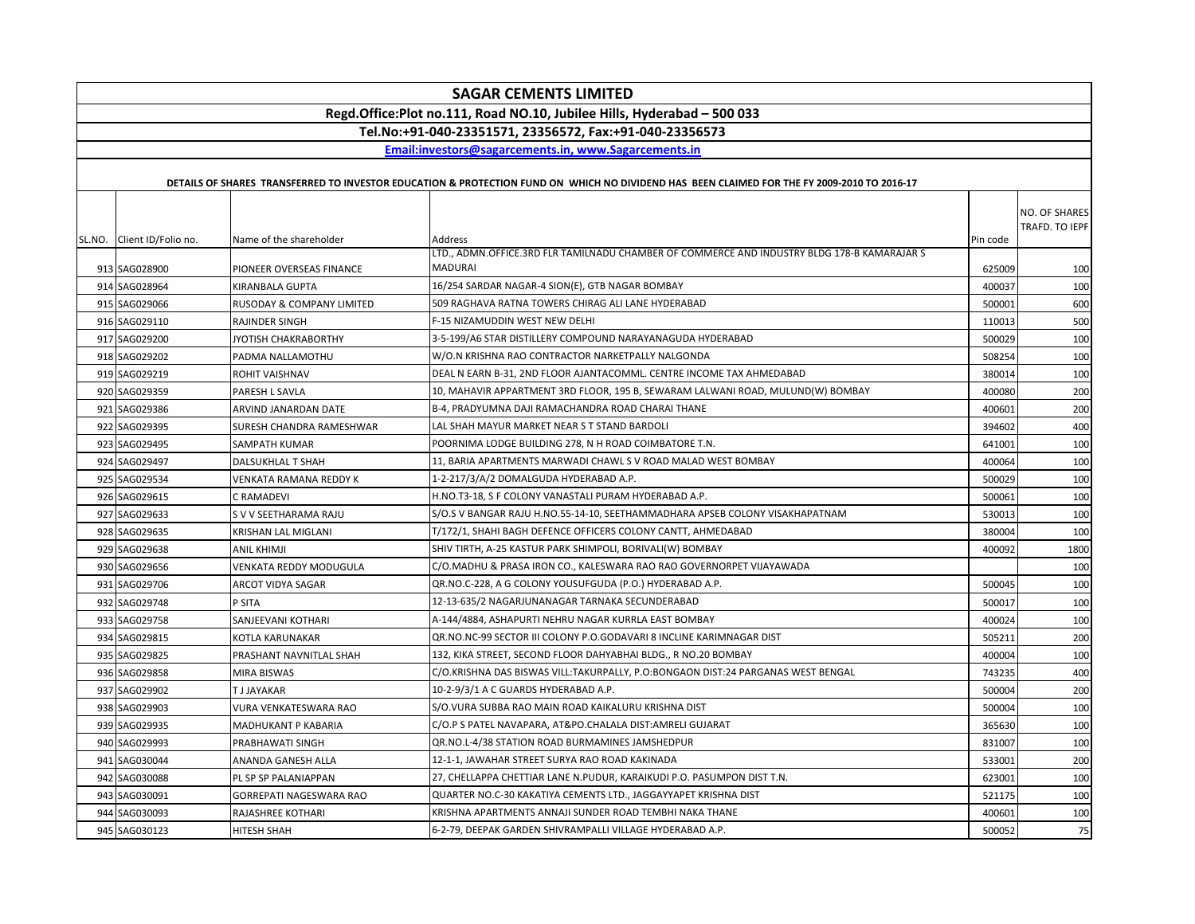# SAGAR CEMENTS LIMITED

**Regd.Office:Plot no.111, Road NO.10, Jubilee Hills, Hyderabad – 500 033**

**Tel.No:+91-040-23351571, 23356572, Fax:+91-040-23356573**

**Email:investors@sagarcements.in, www.Sagarcements.in**

**DETAILS OF SHARES TRANSFERRED TO INVESTOR EDUCATION & PROTECTION FUND ON WHICH NO DIVIDEND HAS BEEN CLAIMED FOR THE FY 2009-2010 TO 2016-17**

| SL.NO. | Client ID/Folio no. | Name of the shareholder | Address | Pin code | NO. OF SHARES TRAFD. TO IEPF |
|---|---|---|---|---|---|
| 913 | SAG028900 | PIONEER OVERSEAS FINANCE | LTD., ADMN.OFFICE.3RD FLR TAMILNADU CHAMBER OF COMMERCE AND INDUSTRY BLDG 178-B KAMARAJAR S MADURAI | 625009 | 100 |
| 914 | SAG028964 | KIRANBALA GUPTA | 16/254 SARDAR NAGAR-4 SION(E), GTB NAGAR BOMBAY | 400037 | 100 |
| 915 | SAG029066 | RUSODAY & COMPANY LIMITED | 509 RAGHAVA RATNA TOWERS CHIRAG ALI LANE HYDERABAD | 500001 | 600 |
| 916 | SAG029110 | RAJINDER SINGH | F-15 NIZAMUDDIN WEST NEW DELHI | 110013 | 500 |
| 917 | SAG029200 | JYOTISH CHAKRABORTHY | 3-5-199/A6 STAR DISTILLERY COMPOUND NARAYANAGUDA HYDERABAD | 500029 | 100 |
| 918 | SAG029202 | PADMA NALLAMOTHU | W/O.N KRISHNA RAO CONTRACTOR NARKETPALLY NALGONDA | 508254 | 100 |
| 919 | SAG029219 | ROHIT VAISHNAV | DEAL N EARN B-31, 2ND FLOOR AJANTACOMML. CENTRE INCOME TAX AHMEDABAD | 380014 | 100 |
| 920 | SAG029359 | PARESH L SAVLA | 10, MAHAVIR APPARTMENT 3RD FLOOR, 195 B, SEWARAM LALWANI ROAD, MULUND(W) BOMBAY | 400080 | 200 |
| 921 | SAG029386 | ARVIND JANARDAN DATE | B-4, PRADYUMNA DAJI RAMACHANDRA ROAD CHARAI THANE | 400601 | 200 |
| 922 | SAG029395 | SURESH CHANDRA RAMESHWAR | LAL SHAH MAYUR MARKET NEAR S T STAND BARDOLI | 394602 | 400 |
| 923 | SAG029495 | SAMPATH KUMAR | POORNIMA LODGE BUILDING 278, N H ROAD COIMBATORE T.N. | 641001 | 100 |
| 924 | SAG029497 | DALSUKHLAL T SHAH | 11, BARIA APARTMENTS MARWADI CHAWL S V ROAD MALAD WEST BOMBAY | 400064 | 100 |
| 925 | SAG029534 | VENKATA RAMANA REDDY K | 1-2-217/3/A/2 DOMALGUDA HYDERABAD A.P. | 500029 | 100 |
| 926 | SAG029615 | C RAMADEVI | H.NO.T3-18, S F COLONY VANASTALI PURAM HYDERABAD A.P. | 500061 | 100 |
| 927 | SAG029633 | S V V SEETHARAMA RAJU | S/O.S V BANGAR RAJU H.NO.55-14-10, SEETHAMMADHARA APSEB COLONY VISAKHAPATNAM | 530013 | 100 |
| 928 | SAG029635 | KRISHAN LAL MIGLANI | T/172/1, SHAHI BAGH DEFENCE OFFICERS COLONY CANTT, AHMEDABAD | 380004 | 100 |
| 929 | SAG029638 | ANIL KHIMJI | SHIV TIRTH, A-25 KASTUR PARK SHIMPOLI, BORIVALI(W) BOMBAY | 400092 | 1800 |
| 930 | SAG029656 | VENKATA REDDY MODUGULA | C/O.MADHU & PRASA IRON CO., KALESWARA RAO RAO GOVERNORPET VIJAYAWADA | | 100 |
| 931 | SAG029706 | ARCOT VIDYA SAGAR | QR.NO.C-228, A G COLONY YOUSUFGUDA (P.O.) HYDERABAD A.P. | 500045 | 100 |
| 932 | SAG029748 | P SITA | 12-13-635/2 NAGARJUNANAGAR TARNAKA SECUNDERABAD | 500017 | 100 |
| 933 | SAG029758 | SANJEEVANI KOTHARI | A-144/4884, ASHAPURTI NEHRU NAGAR KURRLA EAST BOMBAY | 400024 | 100 |
| 934 | SAG029815 | KOTLA KARUNAKAR | QR.NO.NC-99 SECTOR III COLONY P.O.GODAVARI 8 INCLINE KARIMNAGAR DIST | 505211 | 200 |
| 935 | SAG029825 | PRASHANT NAVNITLAL SHAH | 132, KIKA STREET, SECOND FLOOR DAHYABHAI BLDG., R NO.20 BOMBAY | 400004 | 100 |
| 936 | SAG029858 | MIRA BISWAS | C/O.KRISHNA DAS BISWAS VILL:TAKURPALLY, P.O:BONGAON DIST:24 PARGANAS WEST BENGAL | 743235 | 400 |
| 937 | SAG029902 | T J JAYAKAR | 10-2-9/3/1 A C GUARDS HYDERABAD A.P. | 500004 | 200 |
| 938 | SAG029903 | VURA VENKATESWARA RAO | S/O.VURA SUBBA RAO MAIN ROAD KAIKALURU KRISHNA DIST | 500004 | 100 |
| 939 | SAG029935 | MADHUKANT P KABARIA | C/O.P S PATEL NAVAPARA, AT&PO.CHALALA DIST:AMRELI GUJARAT | 365630 | 100 |
| 940 | SAG029993 | PRABHAWATI SINGH | QR.NO.L-4/38 STATION ROAD BURMAMINES JAMSHEDPUR | 831007 | 100 |
| 941 | SAG030044 | ANANDA GANESH ALLA | 12-1-1, JAWAHAR STREET SURYA RAO ROAD KAKINADA | 533001 | 200 |
| 942 | SAG030088 | PL SP SP PALANIAPPAN | 27, CHELLAPPA CHETTIAR LANE N.PUDUR, KARAIKUDI P.O. PASUMPON DIST T.N. | 623001 | 100 |
| 943 | SAG030091 | GORREPATI NAGESWARA RAO | QUARTER NO.C-30 KAKATIYA CEMENTS LTD., JAGGAYYAPET KRISHNA DIST | 521175 | 100 |
| 944 | SAG030093 | RAJASHREE KOTHARI | KRISHNA APARTMENTS ANNAJI SUNDER ROAD TEMBHI NAKA THANE | 400601 | 100 |
| 945 | SAG030123 | HITESH SHAH | 6-2-79, DEEPAK GARDEN SHIVRAMPALLI VILLAGE HYDERABAD A.P. | 500052 | 75 |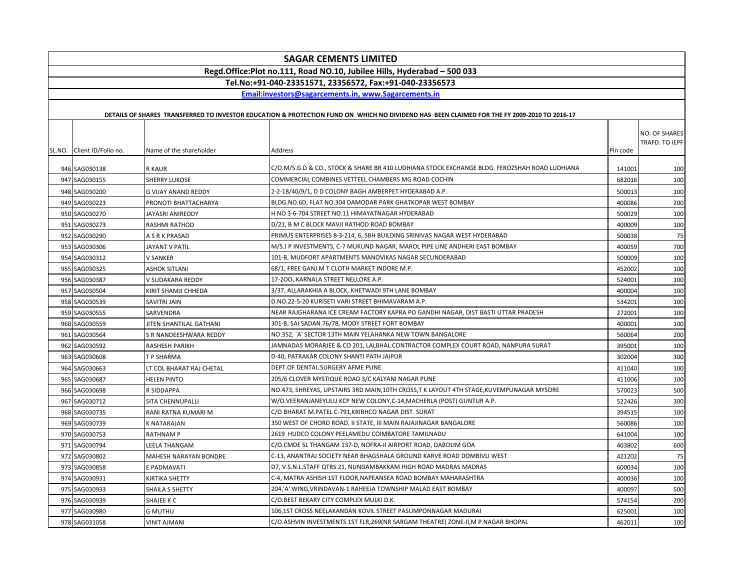# SAGAR CEMENTS LIMITED

**Regd.Office:Plot no.111, Road NO.10, Jubilee Hills, Hyderabad – 500 033**

**Tel.No:+91-040-23351571, 23356572, Fax:+91-040-23356573**

**Email:investors@sagarcements.in, www.Sagarcements.in**

**DETAILS OF SHARES TRANSFERRED TO INVESTOR EDUCATION & PROTECTION FUND ON WHICH NO DIVIDEND HAS BEEN CLAIMED FOR THE FY 2009-2010 TO 2016-17**

| SL.NO. | Client ID/Folio no. | Name of the shareholder | Address | Pin code | NO. OF SHARES TRAFD. TO IEPF |
|---|---|---|---|---|---|
| 946 | SAG030138 | R KAUR | C/O.M/S.G D & CO., STOCK & SHARE BR 410 LUDHIANA STOCK EXCHANGE BLDG. FEROZSHAH ROAD LUDHIANA | 141001 | 100 |
| 947 | SAG030155 | SHERRY LUKOSE | COMMERCIAL COMBINES VETTEEL CHAMBERS MG ROAD COCHIN | 682016 | 100 |
| 948 | SAG030200 | G VIJAY ANAND REDDY | 2-2-18/40/9/1, D D COLONY BAGH AMBERPET HYDERABAD A.P. | 500013 | 100 |
| 949 | SAG030223 | PRONOTI BHATTACHARYA | BLDG.NO.6D, FLAT NO.304 DAMODAR PARK GHATKOPAR WEST BOMBAY | 400086 | 200 |
| 950 | SAG030270 | JAYASRI ANIREDDY | H NO 3-6-704 STREET NO.11 HIMAYATNAGAR HYDERABAD | 500029 | 100 |
| 951 | SAG030273 | RASHMI RATHOD | D/21, B M C BLOCK MAVJI RATHOD ROAD BOMBAY | 400009 | 100 |
| 952 | SAG030290 | A S R K PRASAD | PRIMUS ENTERPRISES 8-3-214, 6, SBH BUILDING SRINIVAS NAGAR WEST HYDERABAD | 500038 | 75 |
| 953 | SAG030306 | JAYANT V PATIL | M/S.J P INVESTMENTS, C-7 MUKUND NAGAR, MAROL PIPE LINE ANDHERI EAST BOMBAY | 400059 | 700 |
| 954 | SAG030312 | V SANKER | 101-B, MUDFORT APARTMENTS MANOVIKAS NAGAR SECUNDERABAD | 500009 | 100 |
| 955 | SAG030325 | ASHOK SITLANI | 68/1, FREE GANJ M T CLOTH MARKET INDORE M.P. | 452002 | 100 |
| 956 | SAG030387 | V SUDAKARA REDDY | 17-2OO, KARNALA STREET NELLORE A.P. | 524001 | 100 |
| 957 | SAG030504 | KIRIT SHAMJI CHHEDA | 3/37, ALLARAKHIA A BLOCK, KHETWADI 9TH LANE BOMBAY | 400004 | 100 |
| 958 | SAG030539 | SAVITRI JAIN | D.NO.22-5-20 KURISETI VARI STREET BHIMAVARAM A.P. | 534201 | 100 |
| 959 | SAG030555 | SARVENDRA | NEAR RAJGHARANA ICE CREAM FACTORY KAPRA PO GANDHI NAGAR, DIST BASTI UTTAR PRADESH | 272001 | 100 |
| 960 | SAG030559 | JITEN SHANTILAL GATHANI | 301-B, SAI SADAN 76/78, MODY STREET FORT BOMBAY | 400001 | 100 |
| 961 | SAG030564 | S R NANDEESHWARA REDDY | NO.352, `A' SECTOR 13TH MAIN YELAHANKA NEW TOWN BANGALORE | 560064 | 200 |
| 962 | SAG030592 | RASHESH PARIKH | JAMNADAS MORARJEE & CO 201, LALBHAL CONTRACTOR COMPLEX COURT ROAD, NANPURA SURAT | 395001 | 100 |
| 963 | SAG030608 | T P SHARMA | D-40, PATRAKAR COLONY SHANTI PATH JAIPUR | 302004 | 300 |
| 964 | SAG030663 | LT COL BHARAT RAJ CHETAL | DEPT.OF DENTAL SURGERY AFME PUNE | 411040 | 100 |
| 965 | SAG030687 | HELEN PINTO | 205/6 CLOVER MYSTIQUE ROAD 3/C KALYANI NAGAR PUNE | 411006 | 100 |
| 966 | SAG030698 | R SIDDAPPA | NO.473, SHREYAS, UPSTAIRS 3RD MAIN,10TH CROSS,T K LAYOUT 4TH STAGE,KUVEMPUNAGAR MYSORE | 570023 | 500 |
| 967 | SAG030712 | SITA CHENNUPALLI | W/O.VEERANJANEYULU KCP NEW COLONY,C-14,MACHERLA (POST) GUNTUR A.P. | 522426 | 300 |
| 968 | SAG030735 | RANI RATNA KUMARI M | C/O BHARAT M.PATEL C-791,KRIBHCO NAGAR DIST. SURAT | 394515 | 100 |
| 969 | SAG030739 | K NATARAJAN | 350 WEST OF CHORD ROAD, II STATE, III MAIN RAJAJINAGAR BANGALORE | 560086 | 100 |
| 970 | SAG030753 | RATHNAM P | 2619 HUDCO COLONY PEELAMEDU COIMBATORE TAMILNADU | 641004 | 100 |
| 971 | SAG030794 | LEELA THANGAM | C/O.CMDE SL THANGAM 137-D, NOFRA-II AIRPORT ROAD, DABOLIM GOA | 403802 | 600 |
| 972 | SAG030802 | MAHESH NARAYAN BONDRE | C-13, ANANTRAJ SOCIETY NEAR BHAGSHALA GROUND KARVE ROAD DOMBIVLI WEST | 421202 | 75 |
| 973 | SAG030858 | E PADMAVATI | D7, V.S.N.L.STAFF QTRS 21, NUNGAMBAKKAM HIGH ROAD MADRAS MADRAS | 600034 | 100 |
| 974 | SAG030931 | KIRTIKA SHETTY | C-4, MATRA ASHISH 1ST FLOOR,NAPEANSEA ROAD BOMBAY MAHARASHTRA | 400036 | 100 |
| 975 | SAG030933 | SHAILA S SHETTY | 204,'A' WING,VRINDAVAN-1 RAHEEJA TOWNSHIP MALAD EAST BOMBAY | 400097 | 500 |
| 976 | SAG030939 | SHAJEE K C | C/O.BEST BEKARY CITY COMPLEX MULKI D.K. | 574154 | 200 |
| 977 | SAG030980 | G MUTHU | 106,1ST CROSS NEELAKANDAN KOVIL STREET PASUMPONNAGAR MADURAI | 625001 | 100 |
| 978 | SAG031058 | VINIT AJMANI | C/O.ASHVIN INVESTMENTS 1ST FLR,269(NR SARGAM THEATRE) ZONE-II,M P NAGAR BHOPAL | 462011 | 100 |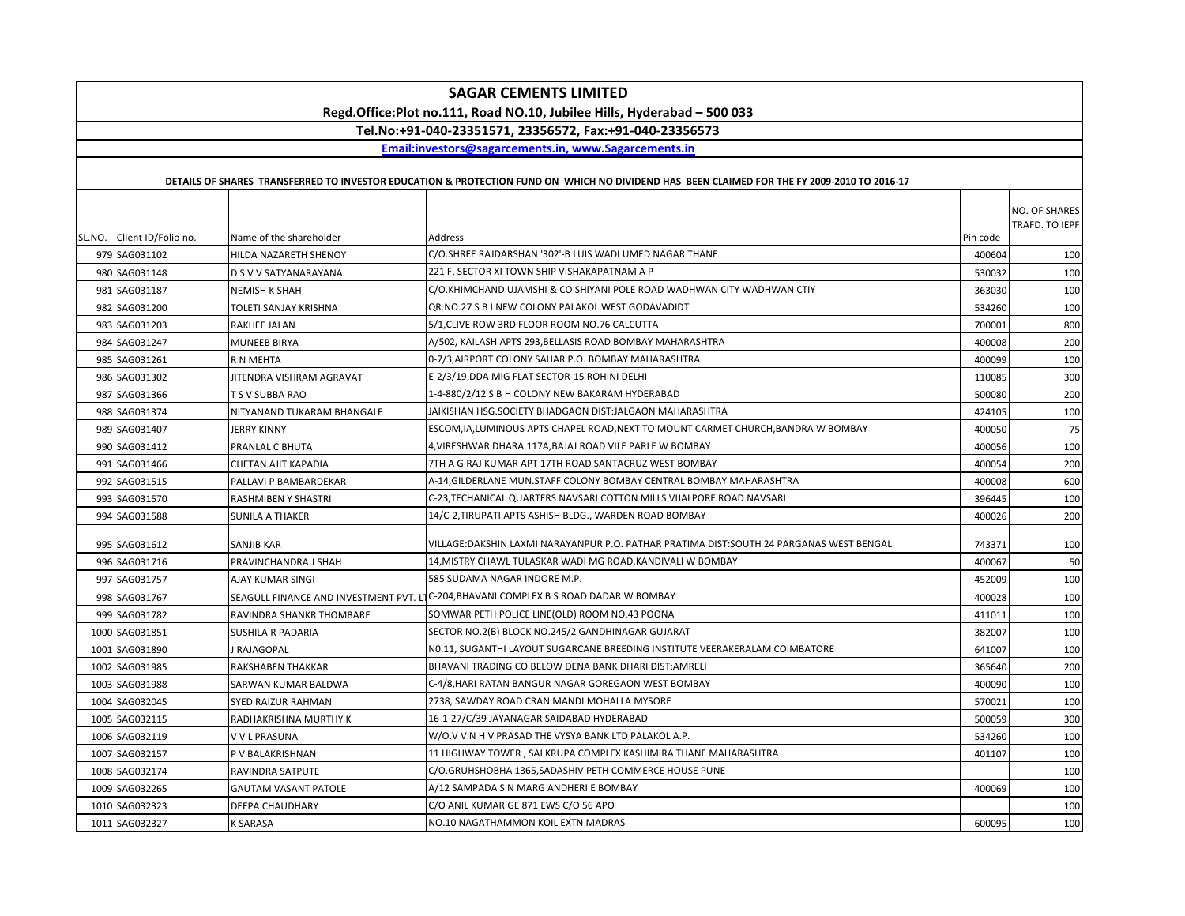**SAGAR CEMENTS LIMITED**

**Regd.Office:Plot no.111, Road NO.10, Jubilee Hills, Hyderabad – 500 033**

**Tel.No:+91-040-23351571, 23356572, Fax:+91-040-23356573**

**Email:investors@sagarcements.in, www.Sagarcements.in**

**DETAILS OF SHARES TRANSFERRED TO INVESTOR EDUCATION & PROTECTION FUND ON WHICH NO DIVIDEND HAS BEEN CLAIMED FOR THE FY 2009-2010 TO 2016-17**

| SL.NO. | Client ID/Folio no. | Name of the shareholder | Address | Pin code | NO. OF SHARES TRAFD. TO IEPF |
|---|---|---|---|---|---|
| 979 | SAG031102 | HILDA NAZARETH SHENOY | C/O.SHREE RAJDARSHAN '302'-B LUIS WADI UMED NAGAR THANE | 400604 | 100 |
| 980 | SAG031148 | D S V V SATYANARAYANA | 221 F, SECTOR XI TOWN SHIP VISHAKAPATNAM A P | 530032 | 100 |
| 981 | SAG031187 | NEMISH K SHAH | C/O.KHIMCHAND UJAMSHI & CO SHIYANI POLE ROAD WADHWAN CITY WADHWAN CTIY | 363030 | 100 |
| 982 | SAG031200 | TOLETI SANJAY KRISHNA | QR.NO.27 S B I NEW COLONY PALAKOL WEST GODAVADIDT | 534260 | 100 |
| 983 | SAG031203 | RAKHEE JALAN | 5/1,CLIVE ROW 3RD FLOOR ROOM NO.76 CALCUTTA | 700001 | 800 |
| 984 | SAG031247 | MUNEEB BIRYA | A/502, KAILASH APTS 293,BELLASIS ROAD BOMBAY MAHARASHTRA | 400008 | 200 |
| 985 | SAG031261 | R N MEHTA | 0-7/3,AIRPORT COLONY SAHAR P.O. BOMBAY MAHARASHTRA | 400099 | 100 |
| 986 | SAG031302 | JITENDRA VISHRAM AGRAVAT | E-2/3/19,DDA MIG FLAT SECTOR-15 ROHINI DELHI | 110085 | 300 |
| 987 | SAG031366 | T S V SUBBA RAO | 1-4-880/2/12 S B H COLONY NEW BAKARAM HYDERABAD | 500080 | 200 |
| 988 | SAG031374 | NITYANAND TUKARAM BHANGALE | JAIKISHAN HSG.SOCIETY BHADGAON DIST:JALGAON MAHARASHTRA | 424105 | 100 |
| 989 | SAG031407 | JERRY KINNY | ESCOM,IA,LUMINOUS APTS CHAPEL ROAD,NEXT TO MOUNT CARMET CHURCH,BANDRA W BOMBAY | 400050 | 75 |
| 990 | SAG031412 | PRANLAL C BHUTA | 4,VIRESHWAR DHARA 117A,BAJAJ ROAD VILE PARLE W BOMBAY | 400056 | 100 |
| 991 | SAG031466 | CHETAN AJIT KAPADIA | 7TH A G RAJ KUMAR APT 17TH ROAD SANTACRUZ WEST BOMBAY | 400054 | 200 |
| 992 | SAG031515 | PALLAVI P BAMBARDEKAR | A-14,GILDERLANE MUN.STAFF COLONY BOMBAY CENTRAL BOMBAY MAHARASHTRA | 400008 | 600 |
| 993 | SAG031570 | RASHMIBEN Y SHASTRI | C-23,TECHANICAL QUARTERS NAVSARI COTTON MILLS VIJALPORE ROAD NAVSARI | 396445 | 100 |
| 994 | SAG031588 | SUNILA A THAKER | 14/C-2,TIRUPATI APTS ASHISH BLDG., WARDEN ROAD BOMBAY | 400026 | 200 |
| 995 | SAG031612 | SANJIB KAR | VILLAGE:DAKSHIN LAXMI NARAYANPUR P.O. PATHAR PRATIMA DIST:SOUTH 24 PARGANAS WEST BENGAL | 743371 | 100 |
| 996 | SAG031716 | PRAVINCHANDRA J SHAH | 14,MISTRY CHAWL TULASKAR WADI MG ROAD,KANDIVALI W BOMBAY | 400067 | 50 |
| 997 | SAG031757 | AJAY KUMAR SINGI | 585 SUDAMA NAGAR INDORE M.P. | 452009 | 100 |
| 998 | SAG031767 | SEAGULL FINANCE AND INVESTMENT PVT. LT | C-204,BHAVANI COMPLEX B S ROAD DADAR W BOMBAY | 400028 | 100 |
| 999 | SAG031782 | RAVINDRA SHANKR THOMBARE | SOMWAR PETH POLICE LINE(OLD) ROOM NO.43 POONA | 411011 | 100 |
| 1000 | SAG031851 | SUSHILA R PADARIA | SECTOR NO.2(B) BLOCK NO.245/2 GANDHINAGAR GUJARAT | 382007 | 100 |
| 1001 | SAG031890 | J RAJAGOPAL | N0.11, SUGANTHI LAYOUT SUGARCANE BREEDING INSTITUTE VEERAKERALAM COIMBATORE | 641007 | 100 |
| 1002 | SAG031985 | RAKSHABEN THAKKAR | BHAVANI TRADING CO BELOW DENA BANK DHARI DIST:AMRELI | 365640 | 200 |
| 1003 | SAG031988 | SARWAN KUMAR BALDWA | C-4/8,HARI RATAN BANGUR NAGAR GOREGAON WEST BOMBAY | 400090 | 100 |
| 1004 | SAG032045 | SYED RAIZUR RAHMAN | 2738, SAWDAY ROAD CRAN MANDI MOHALLA MYSORE | 570021 | 100 |
| 1005 | SAG032115 | RADHAKRISHNA MURTHY K | 16-1-27/C/39 JAYANAGAR SAIDABAD HYDERABAD | 500059 | 300 |
| 1006 | SAG032119 | V V L PRASUNA | W/O.V V N H V PRASAD THE VYSYA BANK LTD PALAKOL A.P. | 534260 | 100 |
| 1007 | SAG032157 | P V BALAKRISHNAN | 11 HIGHWAY TOWER , SAI KRUPA COMPLEX KASHIMIRA THANE MAHARASHTRA | 401107 | 100 |
| 1008 | SAG032174 | RAVINDRA SATPUTE | C/O.GRUHSHOBHA 1365,SADASHIV PETH COMMERCE HOUSE PUNE | | 100 |
| 1009 | SAG032265 | GAUTAM VASANT PATOLE | A/12 SAMPADA S N MARG ANDHERI E BOMBAY | 400069 | 100 |
| 1010 | SAG032323 | DEEPA CHAUDHARY | C/O ANIL KUMAR GE 871 EWS C/O 56 APO | | 100 |
| 1011 | SAG032327 | K SARASA | NO.10 NAGATHAMMON KOIL EXTN MADRAS | 600095 | 100 |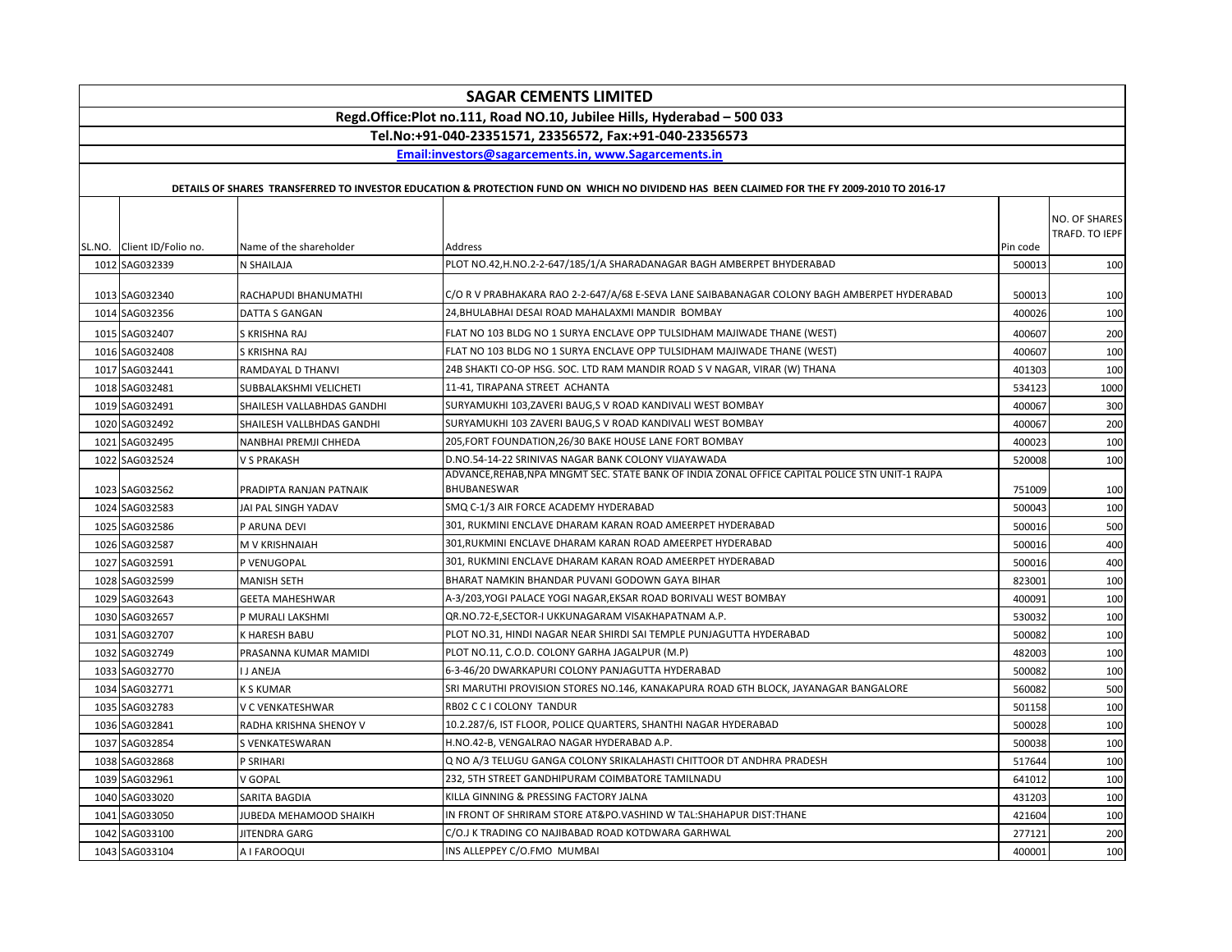# SAGAR CEMENTS LIMITED

**Regd.Office:Plot no.111, Road NO.10, Jubilee Hills, Hyderabad – 500 033**

**Tel.No:+91-040-23351571, 23356572, Fax:+91-040-23356573**

**Email:investors@sagarcements.in, www.Sagarcements.in**

**DETAILS OF SHARES TRANSFERRED TO INVESTOR EDUCATION & PROTECTION FUND ON WHICH NO DIVIDEND HAS BEEN CLAIMED FOR THE FY 2009-2010 TO 2016-17**

| SL.NO. | Client ID/Folio no. | Name of the shareholder | Address | Pin code | NO. OF SHARES TRAFD. TO IEPF |
|---|---|---|---|---|---|
| 1012 | SAG032339 | N SHAILAJA | PLOT NO.42,H.NO.2-2-647/185/1/A SHARADANAGAR BAGH AMBERPET BHYDERABAD | 500013 | 100 |
| 1013 | SAG032340 | RACHAPUDI BHANUMATHI | C/O R V PRABHAKARA RAO 2-2-647/A/68 E-SEVA LANE SAIBABANAGAR COLONY BAGH AMBERPET HYDERABAD | 500013 | 100 |
| 1014 | SAG032356 | DATTA S GANGAN | 24,BHULABHAI DESAI ROAD MAHALAXMI MANDIR BOMBAY | 400026 | 100 |
| 1015 | SAG032407 | S KRISHNA RAJ | FLAT NO 103 BLDG NO 1 SURYA ENCLAVE OPP TULSIDHAM MAJIWADE THANE (WEST) | 400607 | 200 |
| 1016 | SAG032408 | S KRISHNA RAJ | FLAT NO 103 BLDG NO 1 SURYA ENCLAVE OPP TULSIDHAM MAJIWADE THANE (WEST) | 400607 | 100 |
| 1017 | SAG032441 | RAMDAYAL D THANVI | 24B SHAKTI CO-OP HSG. SOC. LTD RAM MANDIR ROAD S V NAGAR, VIRAR (W) THANA | 401303 | 100 |
| 1018 | SAG032481 | SUBBALAKSHMI VELICHETI | 11-41, TIRAPANA STREET ACHANTA | 534123 | 1000 |
| 1019 | SAG032491 | SHAILESH VALLABHDAS GANDHI | SURYAMUKHI 103,ZAVERI BAUG,S V ROAD KANDIVALI WEST BOMBAY | 400067 | 300 |
| 1020 | SAG032492 | SHAILESH VALLBHDAS GANDHI | SURYAMUKHI 103 ZAVERI BAUG,S V ROAD KANDIVALI WEST BOMBAY | 400067 | 200 |
| 1021 | SAG032495 | NANBHAI PREMJI CHHEDA | 205,FORT FOUNDATION,26/30 BAKE HOUSE LANE FORT BOMBAY | 400023 | 100 |
| 1022 | SAG032524 | V S PRAKASH | D.NO.54-14-22 SRINIVAS NAGAR BANK COLONY VIJAYAWADA | 520008 | 100 |
| 1023 | SAG032562 | PRADIPTA RANJAN PATNAIK | ADVANCE,REHAB,NPA MNGMT SEC. STATE BANK OF INDIA ZONAL OFFICE CAPITAL POLICE STN UNIT-1 RAJPA BHUBANESWAR | 751009 | 100 |
| 1024 | SAG032583 | JAI PAL SINGH YADAV | SMQ C-1/3 AIR FORCE ACADEMY HYDERABAD | 500043 | 100 |
| 1025 | SAG032586 | P ARUNA DEVI | 301, RUKMINI ENCLAVE DHARAM KARAN ROAD AMEERPET HYDERABAD | 500016 | 500 |
| 1026 | SAG032587 | M V KRISHNAIAH | 301,RUKMINI ENCLAVE DHARAM KARAN ROAD AMEERPET HYDERABAD | 500016 | 400 |
| 1027 | SAG032591 | P VENUGOPAL | 301, RUKMINI ENCLAVE DHARAM KARAN ROAD AMEERPET HYDERABAD | 500016 | 400 |
| 1028 | SAG032599 | MANISH SETH | BHARAT NAMKIN BHANDAR PUVANI GODOWN GAYA BIHAR | 823001 | 100 |
| 1029 | SAG032643 | GEETA MAHESHWAR | A-3/203,YOGI PALACE YOGI NAGAR,EKSAR ROAD BORIVALI WEST BOMBAY | 400091 | 100 |
| 1030 | SAG032657 | P MURALI LAKSHMI | QR.NO.72-E,SECTOR-I UKKUNAGARAM VISAKHAPATNAM A.P. | 530032 | 100 |
| 1031 | SAG032707 | K HARESH BABU | PLOT NO.31, HINDI NAGAR NEAR SHIRDI SAI TEMPLE PUNJAGUTTA HYDERABAD | 500082 | 100 |
| 1032 | SAG032749 | PRASANNA KUMAR MAMIDI | PLOT NO.11, C.O.D. COLONY GARHA JAGALPUR (M.P) | 482003 | 100 |
| 1033 | SAG032770 | I J ANEJA | 6-3-46/20 DWARKAPURI COLONY PANJAGUTTA HYDERABAD | 500082 | 100 |
| 1034 | SAG032771 | K S KUMAR | SRI MARUTHI PROVISION STORES NO.146, KANAKAPURA ROAD 6TH BLOCK, JAYANAGAR BANGALORE | 560082 | 500 |
| 1035 | SAG032783 | V C VENKATESHWAR | RB02 C C I COLONY TANDUR | 501158 | 100 |
| 1036 | SAG032841 | RADHA KRISHNA SHENOY V | 10.2.287/6, IST FLOOR, POLICE QUARTERS, SHANTHI NAGAR HYDERABAD | 500028 | 100 |
| 1037 | SAG032854 | S VENKATESWARAN | H.NO.42-B, VENGALRAO NAGAR HYDERABAD A.P. | 500038 | 100 |
| 1038 | SAG032868 | P SRIHARI | Q NO A/3 TELUGU GANGA COLONY SRIKALAHASTI CHITTOOR DT ANDHRA PRADESH | 517644 | 100 |
| 1039 | SAG032961 | V GOPAL | 232, 5TH STREET GANDHIPURAM COIMBATORE TAMILNADU | 641012 | 100 |
| 1040 | SAG033020 | SARITA BAGDIA | KILLA GINNING & PRESSING FACTORY JALNA | 431203 | 100 |
| 1041 | SAG033050 | JUBEDA MEHAMOOD SHAIKH | IN FRONT OF SHRIRAM STORE AT&PO.VASHIND W TAL:SHAHAPUR DIST:THANE | 421604 | 100 |
| 1042 | SAG033100 | JITENDRA GARG | C/O.J K TRADING CO NAJIBABAD ROAD KOTDWARA GARHWAL | 277121 | 200 |
| 1043 | SAG033104 | A I FAROOQUI | INS ALLEPPEY C/O.FMO MUMBAI | 400001 | 100 |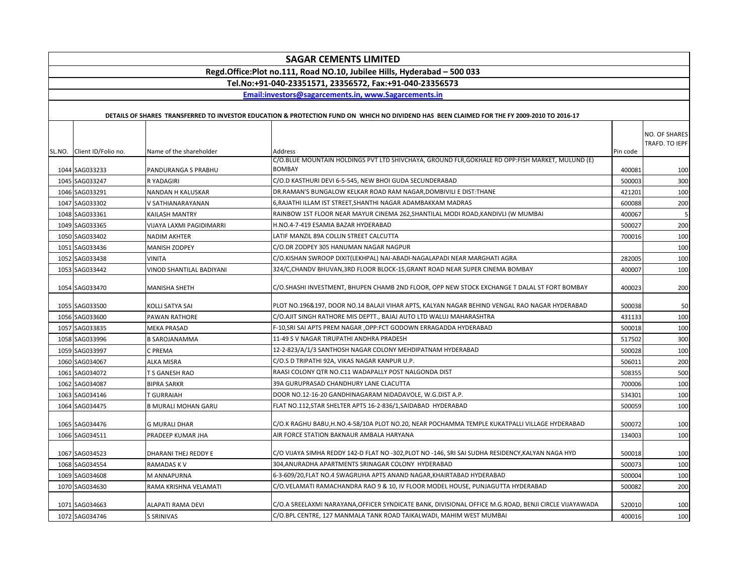# SAGAR CEMENTS LIMITED

**Regd.Office:Plot no.111, Road NO.10, Jubilee Hills, Hyderabad – 500 033**

**Tel.No:+91-040-23351571, 23356572, Fax:+91-040-23356573**

**Email:investors@sagarcements.in, www.Sagarcements.in**

**DETAILS OF SHARES TRANSFERRED TO INVESTOR EDUCATION & PROTECTION FUND ON WHICH NO DIVIDEND HAS BEEN CLAIMED FOR THE FY 2009-2010 TO 2016-17**

| SL.NO. | Client ID/Folio no. | Name of the shareholder | Address | Pin code | NO. OF SHARES TRAFD. TO IEPF |
|---|---|---|---|---|---|
| 1044 | SAG033233 | PANDURANGA S PRABHU | C/O.BLUE MOUNTAIN HOLDINGS PVT LTD SHIVCHAYA, GROUND FLR,GOKHALE RD OPP:FISH MARKET, MULUND (E) BOMBAY | 400081 | 100 |
| 1045 | SAG033247 | R YADAGIRI | C/O.D KASTHURI DEVI 6-5-545, NEW BHOI GUDA SECUNDERABAD | 500003 | 300 |
| 1046 | SAG033291 | NANDAN H KALUSKAR | DR.RAMAN'S BUNGALOW KELKAR ROAD RAM NAGAR,DOMBIVILI E DIST:THANE | 421201 | 100 |
| 1047 | SAG033302 | V SATHIANARAYANAN | 6,RAJATHI ILLAM IST STREET,SHANTHI NAGAR ADAMBAKKAM MADRAS | 600088 | 200 |
| 1048 | SAG033361 | KAILASH MANTRY | RAINBOW 1ST FLOOR NEAR MAYUR CINEMA 262,SHANTILAL MODI ROAD,KANDIVLI (W MUMBAI | 400067 | 5 |
| 1049 | SAG033365 | VIJAYA LAXMI PAGIDIMARRI | H.NO.4-7-419 ESAMIA BAZAR HYDERABAD | 500027 | 200 |
| 1050 | SAG033402 | NADIM AKHTER | LATIF MANZIL 89A COLLIN STREET CALCUTTA | 700016 | 100 |
| 1051 | SAG033436 | MANISH ZODPEY | C/O.DR ZODPEY 305 HANUMAN NAGAR NAGPUR | | 100 |
| 1052 | SAG033438 | VINITA | C/O.KISHAN SWROOP DIXIT(LEKHPAL) NAI-ABADI-NAGALAPADI NEAR MARGHATI AGRA | 282005 | 100 |
| 1053 | SAG033442 | VINOD SHANTILAL BADIYANI | 324/C,CHANDV BHUVAN,3RD FLOOR BLOCK-15,GRANT ROAD NEAR SUPER CINEMA BOMBAY | 400007 | 100 |
| 1054 | SAG033470 | MANISHA SHETH | C/O.SHASHI INVESTMENT, BHUPEN CHAMB 2ND FLOOR, OPP NEW STOCK EXCHANGE T DALAL ST FORT BOMBAY | 400023 | 200 |
| 1055 | SAG033500 | KOLLI SATYA SAI | PLOT NO.196&197, DOOR NO.14 BALAJI VIHAR APTS, KALYAN NAGAR BEHIND VENGAL RAO NAGAR HYDERABAD | 500038 | 50 |
| 1056 | SAG033600 | PAWAN RATHORE | C/O.AJIT SINGH RATHORE MIS DEPTT., BAJAJ AUTO LTD WALUJ MAHARASHTRA | 431133 | 100 |
| 1057 | SAG033835 | MEKA PRASAD | F-10,SRI SAI APTS PREM NAGAR ,OPP:FCT GODOWN ERRAGADDA HYDERABAD | 500018 | 100 |
| 1058 | SAG033996 | B SAROJANAMMA | 11-49 S V NAGAR TIRUPATHI ANDHRA PRADESH | 517502 | 300 |
| 1059 | SAG033997 | C PREMA | 12-2-823/A/1/3 SANTHOSH NAGAR COLONY MEHDIPATNAM HYDERABAD | 500028 | 100 |
| 1060 | SAG034067 | ALKA MISRA | C/O.S D TRIPATHI 92A, VIKAS NAGAR KANPUR U.P. | 506011 | 200 |
| 1061 | SAG034072 | T S GANESH RAO | RAASI COLONY QTR NO.C11 WADAPALLY POST NALGONDA DIST | 508355 | 500 |
| 1062 | SAG034087 | BIPRA SARKR | 39A GURUPRASAD CHANDHURY LANE CLACUTTA | 700006 | 100 |
| 1063 | SAG034146 | T GURRAIAH | DOOR NO.12-16-20 GANDHINAGARAM NIDADAVOLE, W.G.DIST A.P. | 534301 | 100 |
| 1064 | SAG034475 | B MURALI MOHAN GARU | FLAT NO.112,STAR SHELTER APTS 16-2-836/1,SAIDABAD HYDERABAD | 500059 | 100 |
| 1065 | SAG034476 | G MURALI DHAR | C/O.K RAGHU BABU,H.NO.4-58/10A PLOT NO.20, NEAR POCHAMMA TEMPLE KUKATPALLI VILLAGE HYDERABAD | 500072 | 100 |
| 1066 | SAG034511 | PRADEEP KUMAR JHA | AIR FORCE STATION BAKNAUR AMBALA HARYANA | 134003 | 100 |
| 1067 | SAG034523 | DHARANI THEJ REDDY E | C/O VIJAYA SIMHA REDDY 142-D FLAT NO -302,PLOT NO -146, SRI SAI SUDHA RESIDENCY,KALYAN NAGA HYD | 500018 | 100 |
| 1068 | SAG034554 | RAMADAS K V | 304,ANURADHA APARTMENTS SRINAGAR COLONY HYDERABAD | 500073 | 100 |
| 1069 | SAG034608 | M ANNAPURNA | 6-3-609/20,FLAT NO.4 SWAGRUHA APTS ANAND NAGAR,KHAIRTABAD HYDERABAD | 500004 | 100 |
| 1070 | SAG034630 | RAMA KRISHNA VELAMATI | C/O.VELAMATI RAMACHANDRA RAO 9 & 10, IV FLOOR MODEL HOUSE, PUNJAGUTTA HYDERABAD | 500082 | 200 |
| 1071 | SAG034663 | ALAPATI RAMA DEVI | C/O.A SREELAXMI NARAYANA,OFFICER SYNDICATE BANK, DIVISIONAL OFFICE M.G.ROAD, BENJI CIRCLE VIJAYAWADA | 520010 | 100 |
| 1072 | SAG034746 | S SRINIVAS | C/O.BPL CENTRE, 127 MANMALA TANK ROAD TAIKALWADI, MAHIM WEST MUMBAI | 400016 | 100 |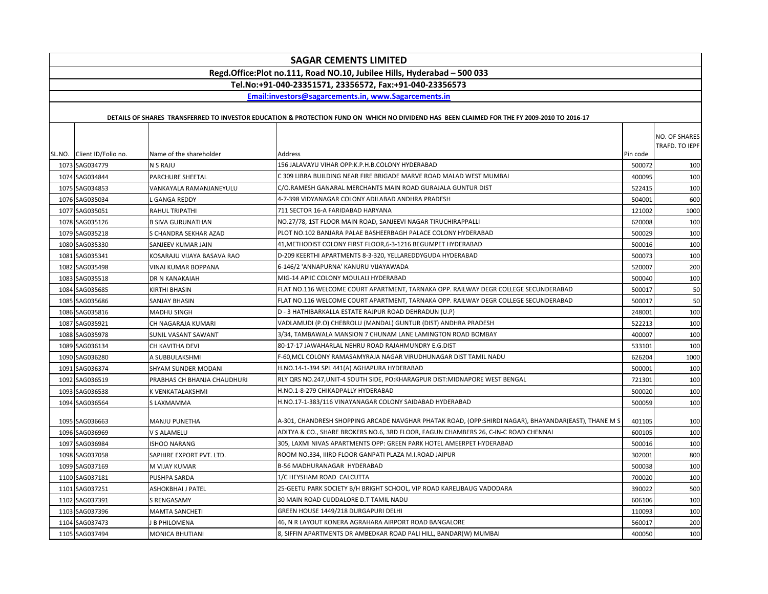# SAGAR CEMENTS LIMITED

**Regd.Office:Plot no.111, Road NO.10, Jubilee Hills, Hyderabad – 500 033**

**Tel.No:+91-040-23351571, 23356572, Fax:+91-040-23356573**

**Email:investors@sagarcements.in, www.Sagarcements.in**

**DETAILS OF SHARES TRANSFERRED TO INVESTOR EDUCATION & PROTECTION FUND ON WHICH NO DIVIDEND HAS BEEN CLAIMED FOR THE FY 2009-2010 TO 2016-17**

| SL.NO. | Client ID/Folio no. | Name of the shareholder | Address | Pin code | NO. OF SHARES TRAFD. TO IEPF |
|---|---|---|---|---|---|
| 1073 | SAG034779 | N S RAJU | 156 JALAVAYU VIHAR OPP:K.P.H.B.COLONY HYDERABAD | 500072 | 100 |
| 1074 | SAG034844 | PARCHURE SHEETAL | C 309 LIBRA BUILDING NEAR FIRE BRIGADE MARVE ROAD MALAD WEST MUMBAI | 400095 | 100 |
| 1075 | SAG034853 | VANKAYALA RAMANJANEYULU | C/O.RAMESH GANARAL MERCHANTS MAIN ROAD GURAJALA GUNTUR DIST | 522415 | 100 |
| 1076 | SAG035034 | L GANGA REDDY | 4-7-398 VIDYANAGAR COLONY ADILABAD ANDHRA PRADESH | 504001 | 600 |
| 1077 | SAG035051 | RAHUL TRIPATHI | 711 SECTOR 16-A FARIDABAD HARYANA | 121002 | 1000 |
| 1078 | SAG035126 | B SIVA GURUNATHAN | NO.27/78, 1ST FLOOR MAIN ROAD, SANJEEVI NAGAR TIRUCHIRAPPALLI | 620008 | 100 |
| 1079 | SAG035218 | S CHANDRA SEKHAR AZAD | PLOT NO.102 BANJARA PALAE BASHEERBAGH PALACE COLONY HYDERABAD | 500029 | 100 |
| 1080 | SAG035330 | SANJEEV KUMAR JAIN | 41,METHODIST COLONY FIRST FLOOR,6-3-1216 BEGUMPET HYDERABAD | 500016 | 100 |
| 1081 | SAG035341 | KOSARAJU VIJAYA BASAVA RAO | D-209 KEERTHI APARTMENTS 8-3-320, YELLAREDDYGUDA HYDERABAD | 500073 | 100 |
| 1082 | SAG035498 | VINAI KUMAR BOPPANA | 6-146/2 'ANNAPURNA' KANURU VIJAYAWADA | 520007 | 200 |
| 1083 | SAG035518 | DR N KANAKAIAH | MIG-14 APIIC COLONY MOULALI HYDERABAD | 500040 | 100 |
| 1084 | SAG035685 | KIRTHI BHASIN | FLAT NO.116 WELCOME COURT APARTMENT, TARNAKA OPP. RAILWAY DEGR COLLEGE SECUNDERABAD | 500017 | 50 |
| 1085 | SAG035686 | SANJAY BHASIN | FLAT NO.116 WELCOME COURT APARTMENT, TARNAKA OPP. RAILWAY DEGR COLLEGE SECUNDERABAD | 500017 | 50 |
| 1086 | SAG035816 | MADHU SINGH | D - 3 HATHIBARKALLA ESTATE RAJPUR ROAD DEHRADUN (U.P) | 248001 | 100 |
| 1087 | SAG035921 | CH NAGARAJA KUMARI | VADLAMUDI (P.O) CHEBROLU (MANDAL) GUNTUR (DIST) ANDHRA PRADESH | 522213 | 100 |
| 1088 | SAG035978 | SUNIL VASANT SAWANT | 3/34, TAMBAWALA MANSION 7 CHUNAM LANE LAMINGTON ROAD BOMBAY | 400007 | 100 |
| 1089 | SAG036134 | CH KAVITHA DEVI | 80-17-17 JAWAHARLAL NEHRU ROAD RAJAHMUNDRY E.G.DIST | 533101 | 100 |
| 1090 | SAG036280 | A SUBBULAKSHMI | F-60,MCL COLONY RAMASAMYRAJA NAGAR VIRUDHUNAGAR DIST TAMIL NADU | 626204 | 1000 |
| 1091 | SAG036374 | SHYAM SUNDER MODANI | H.NO.14-1-394 SPL 441(A) AGHAPURA HYDERABAD | 500001 | 100 |
| 1092 | SAG036519 | PRABHAS CH BHANJA CHAUDHURI | RLY QRS NO.247,UNIT-4 SOUTH SIDE, PO:KHARAGPUR DIST:MIDNAPORE WEST BENGAL | 721301 | 100 |
| 1093 | SAG036538 | K VENKATALAKSHMI | H.NO.1-8-279 CHIKADPALLY HYDERABAD | 500020 | 100 |
| 1094 | SAG036564 | S LAXMAMMA | H.NO.17-1-383/116 VINAYANAGAR COLONY SAIDABAD HYDERABAD | 500059 | 100 |
| 1095 | SAG036663 | MANJU PUNETHA | A-301, CHANDRESH SHOPPING ARCADE NAVGHAR PHATAK ROAD, (OPP:SHIRDI NAGAR), BHAYANDAR(EAST), THANE M S | 401105 | 100 |
| 1096 | SAG036969 | V S ALAMELU | ADITYA & CO., SHARE BROKERS NO.6, 3RD FLOOR, FAGUN CHAMBERS 26, C-IN-C ROAD CHENNAI | 600105 | 100 |
| 1097 | SAG036984 | ISHOO NARANG | 305, LAXMI NIVAS APARTMENTS OPP: GREEN PARK HOTEL AMEERPET HYDERABAD | 500016 | 100 |
| 1098 | SAG037058 | SAPHIRE EXPORT PVT. LTD. | ROOM NO.334, IIIRD FLOOR GANPATI PLAZA M.I.ROAD JAIPUR | 302001 | 800 |
| 1099 | SAG037169 | M VIJAY KUMAR | B-56 MADHURANAGAR HYDERABAD | 500038 | 100 |
| 1100 | SAG037181 | PUSHPA SARDA | 1/C HEYSHAM ROAD CALCUTTA | 700020 | 100 |
| 1101 | SAG037251 | ASHOKBHAI J PATEL | 25-GEETU PARK SOCIETY B/H BRIGHT SCHOOL, VIP ROAD KARELIBAUG VADODARA | 390022 | 500 |
| 1102 | SAG037391 | S RENGASAMY | 30 MAIN ROAD CUDDALORE D.T TAMIL NADU | 606106 | 100 |
| 1103 | SAG037396 | MAMTA SANCHETI | GREEN HOUSE 1449/218 DURGAPURI DELHI | 110093 | 100 |
| 1104 | SAG037473 | J B PHILOMENA | 46, N R LAYOUT KONERA AGRAHARA AIRPORT ROAD BANGALORE | 560017 | 200 |
| 1105 | SAG037494 | MONICA BHUTIANI | 8, SIFFIN APARTMENTS DR AMBEDKAR ROAD PALI HILL, BANDAR(W) MUMBAI | 400050 | 100 |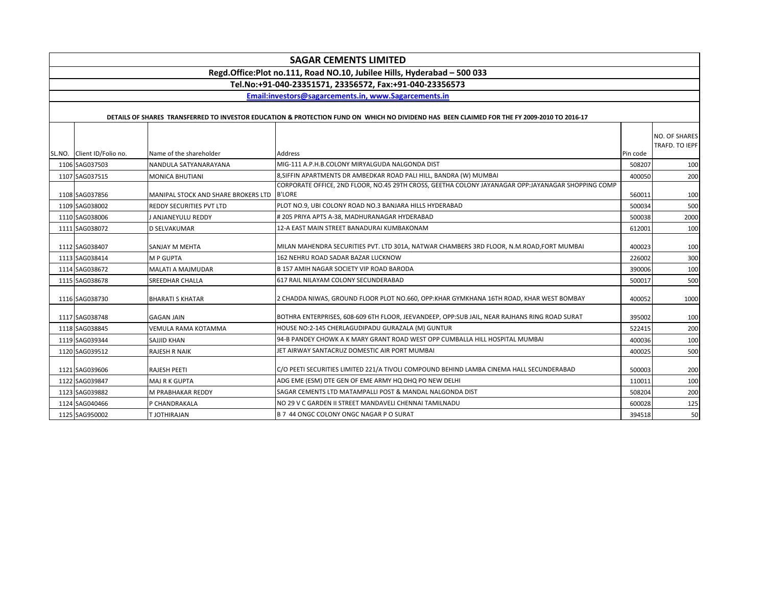# SAGAR CEMENTS LIMITED

**Regd.Office:Plot no.111, Road NO.10, Jubilee Hills, Hyderabad – 500 033**

**Tel.No:+91-040-23351571, 23356572, Fax:+91-040-23356573**

**Email:investors@sagarcements.in, www.Sagarcements.in**

**DETAILS OF SHARES TRANSFERRED TO INVESTOR EDUCATION & PROTECTION FUND ON WHICH NO DIVIDEND HAS BEEN CLAIMED FOR THE FY 2009-2010 TO 2016-17**

| SL.NO. | Client ID/Folio no. | Name of the shareholder | Address | Pin code | NO. OF SHARES TRAFD. TO IEPF |
|---|---|---|---|---|---|
| 1106 | SAG037503 | NANDULA SATYANARAYANA | MIG-111 A.P.H.B.COLONY MIRYALGUDA NALGONDA DIST | 508207 | 100 |
| 1107 | SAG037515 | MONICA BHUTIANI | 8,SIFFIN APARTMENTS DR AMBEDKAR ROAD PALI HILL, BANDRA (W) MUMBAI | 400050 | 200 |
| 1108 | SAG037856 | MANIPAL STOCK AND SHARE BROKERS LTD | CORPORATE OFFICE, 2ND FLOOR, NO.45 29TH CROSS, GEETHA COLONY JAYANAGAR OPP:JAYANAGAR SHOPPING COMP B'LORE | 560011 | 100 |
| 1109 | SAG038002 | REDDY SECURITIES PVT LTD | PLOT NO.9, UBI COLONY ROAD NO.3 BANJARA HILLS HYDERABAD | 500034 | 500 |
| 1110 | SAG038006 | J ANJANEYULU REDDY | # 205 PRIYA APTS A-38, MADHURANAGAR HYDERABAD | 500038 | 2000 |
| 1111 | SAG038072 | D SELVAKUMAR | 12-A EAST MAIN STREET BANADURAI KUMBAKONAM | 612001 | 100 |
| 1112 | SAG038407 | SANJAY M MEHTA | MILAN MAHENDRA SECURITIES PVT. LTD 301A, NATWAR CHAMBERS 3RD FLOOR, N.M.ROAD,FORT MUMBAI | 400023 | 100 |
| 1113 | SAG038414 | M P GUPTA | 162 NEHRU ROAD SADAR BAZAR LUCKNOW | 226002 | 300 |
| 1114 | SAG038672 | MALATI A MAJMUDAR | B 157 AMIH NAGAR SOCIETY VIP ROAD BARODA | 390006 | 100 |
| 1115 | SAG038678 | SREEDHAR CHALLA | 617 RAIL NILAYAM COLONY SECUNDERABAD | 500017 | 500 |
| 1116 | SAG038730 | BHARATI S KHATAR | 2 CHADDA NIWAS, GROUND FLOOR PLOT NO.660, OPP:KHAR GYMKHANA 16TH ROAD, KHAR WEST BOMBAY | 400052 | 1000 |
| 1117 | SAG038748 | GAGAN JAIN | BOTHRA ENTERPRISES, 608-609 6TH FLOOR, JEEVANDEEP, OPP:SUB JAIL, NEAR RAJHANS RING ROAD SURAT | 395002 | 100 |
| 1118 | SAG038845 | VEMULA RAMA KOTAMMA | HOUSE NO:2-145 CHERLAGUDIPADU GURAZALA (M) GUNTUR | 522415 | 200 |
| 1119 | SAG039344 | SAJJID KHAN | 94-B PANDEY CHOWK A K MARY GRANT ROAD WEST OPP CUMBALLA HILL HOSPITAL MUMBAI | 400036 | 100 |
| 1120 | SAG039512 | RAJESH R NAIK | JET AIRWAY SANTACRUZ DOMESTIC AIR PORT MUMBAI | 400025 | 500 |
| 1121 | SAG039606 | RAJESH PEETI | C/O PEETI SECURITIES LIMITED 221/A TIVOLI COMPOUND BEHIND LAMBA CINEMA HALL SECUNDERABAD | 500003 | 200 |
| 1122 | SAG039847 | MAJ R K GUPTA | ADG EME (ESM) DTE GEN OF EME ARMY HQ DHQ PO NEW DELHI | 110011 | 100 |
| 1123 | SAG039882 | M PRABHAKAR REDDY | SAGAR CEMENTS LTD MATAMPALLI POST & MANDAL NALGONDA DIST | 508204 | 200 |
| 1124 | SAG040466 | P CHANDRAKALA | NO 29 V C GARDEN II STREET MANDAVELI CHENNAI TAMILNADU | 600028 | 125 |
| 1125 | SAG950002 | T JOTHIRAJAN | B 7 44 ONGC COLONY ONGC NAGAR P O SURAT | 394518 | 50 |